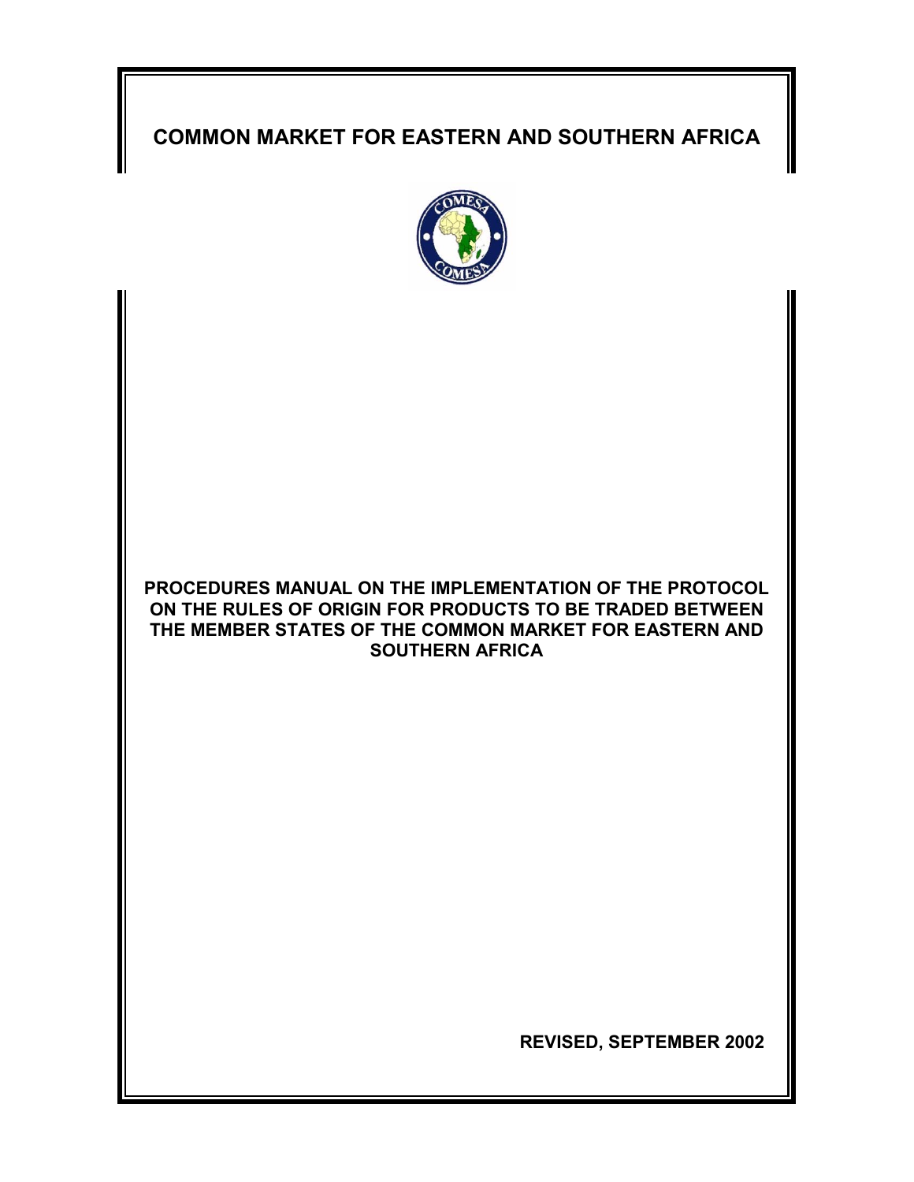# COMMON MARKET FOR EASTERN AND SOUTHERN AFRICA

**PROCEDURES MANUAL ON THE IMPLEMENTATION OF THE PROTOCOL ON THE RULES OF ORIGIN FOR PRODUCTS TO BE TRADED BETWEEN THE MEMBER STATES OF THE COMMON MARKET FOR EASTERN AND SOUTHERN AFRICA**

**REVISED, SEPTEMBER 2002**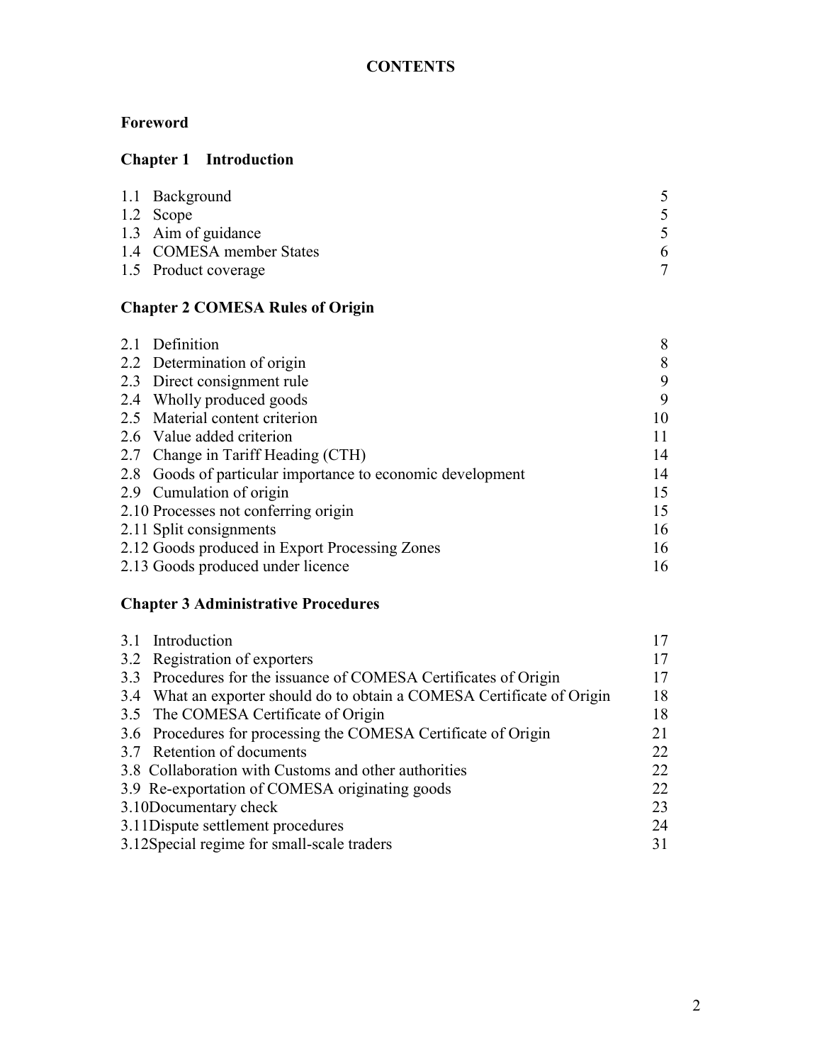# CONTENTS

**Foreword**

## Chapter 1 Introduction

| | |
|---|---|
| 1.1 Background | 5 |
| 1.2 Scope | 5 |
| 1.3 Aim of guidance | 5 |
| 1.4 COMESA member States | 6 |
| 1.5 Product coverage | 7 |

## Chapter 2 COMESA Rules of Origin

| | |
|---|---|
| 2.1 Definition | 8 |
| 2.2 Determination of origin | 8 |
| 2.3 Direct consignment rule | 9 |
| 2.4 Wholly produced goods | 9 |
| 2.5 Material content criterion | 10 |
| 2.6 Value added criterion | 11 |
| 2.7 Change in Tariff Heading (CTH) | 14 |
| 2.8 Goods of particular importance to economic development | 14 |
| 2.9 Cumulation of origin | 15 |
| 2.10 Processes not conferring origin | 15 |
| 2.11 Split consignments | 16 |
| 2.12 Goods produced in Export Processing Zones | 16 |
| 2.13 Goods produced under licence | 16 |

## Chapter 3 Administrative Procedures

| | |
|---|---|
| 3.1 Introduction | 17 |
| 3.2 Registration of exporters | 17 |
| 3.3 Procedures for the issuance of COMESA Certificates of Origin | 17 |
| 3.4 What an exporter should do to obtain a COMESA Certificate of Origin | 18 |
| 3.5 The COMESA Certificate of Origin | 18 |
| 3.6 Procedures for processing the COMESA Certificate of Origin | 21 |
| 3.7 Retention of documents | 22 |
| 3.8 Collaboration with Customs and other authorities | 22 |
| 3.9 Re-exportation of COMESA originating goods | 22 |
| 3.10 Documentary check | 23 |
| 3.11 Dispute settlement procedures | 24 |
| 3.12 Special regime for small-scale traders | 31 |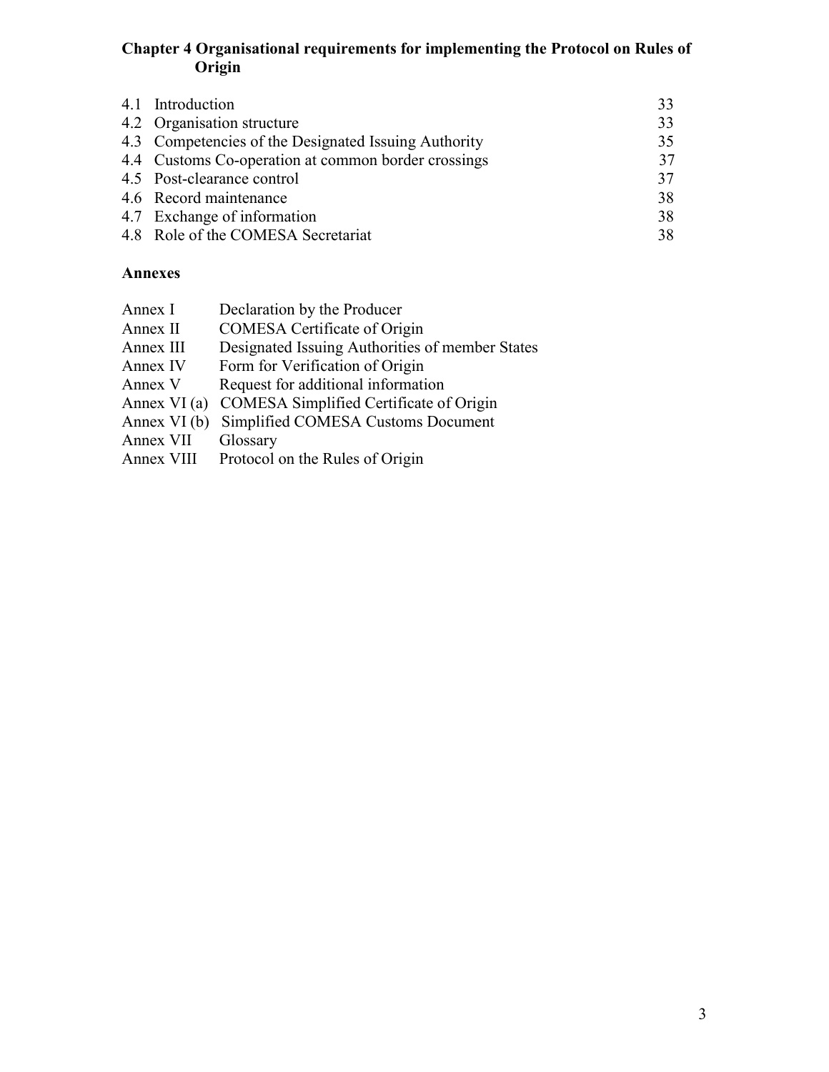**Chapter 4 Organisational requirements for implementing the Protocol on Rules of Origin**

| | | |
|---|---|---|
| 4.1 | Introduction | 33 |
| 4.2 | Organisation structure | 33 |
| 4.3 | Competencies of the Designated Issuing Authority | 35 |
| 4.4 | Customs Co-operation at common border crossings | 37 |
| 4.5 | Post-clearance control | 37 |
| 4.6 | Record maintenance | 38 |
| 4.7 | Exchange of information | 38 |
| 4.8 | Role of the COMESA Secretariat | 38 |

**Annexes**

| | |
|---|---|
| Annex I | Declaration by the Producer |
| Annex II | COMESA Certificate of Origin |
| Annex III | Designated Issuing Authorities of member States |
| Annex IV | Form for Verification of Origin |
| Annex V | Request for additional information |
| Annex VI (a) | COMESA Simplified Certificate of Origin |
| Annex VI (b) | Simplified COMESA Customs Document |
| Annex VII | Glossary |
| Annex VIII | Protocol on the Rules of Origin |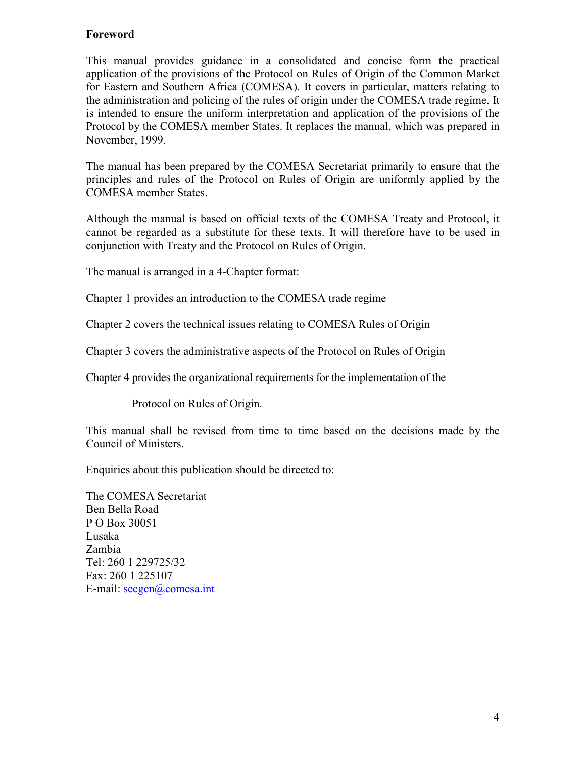**Foreword**

This manual provides guidance in a consolidated and concise form the practical application of the provisions of the Protocol on Rules of Origin of the Common Market for Eastern and Southern Africa (COMESA). It covers in particular, matters relating to the administration and policing of the rules of origin under the COMESA trade regime. It is intended to ensure the uniform interpretation and application of the provisions of the Protocol by the COMESA member States. It replaces the manual, which was prepared in November, 1999.

The manual has been prepared by the COMESA Secretariat primarily to ensure that the principles and rules of the Protocol on Rules of Origin are uniformly applied by the COMESA member States.

Although the manual is based on official texts of the COMESA Treaty and Protocol, it cannot be regarded as a substitute for these texts. It will therefore have to be used in conjunction with Treaty and the Protocol on Rules of Origin.

The manual is arranged in a 4-Chapter format:

Chapter 1 provides an introduction to the COMESA trade regime

Chapter 2 covers the technical issues relating to COMESA Rules of Origin

Chapter 3 covers the administrative aspects of the Protocol on Rules of Origin

Chapter 4 provides the organizational requirements for the implementation of the Protocol on Rules of Origin.

This manual shall be revised from time to time based on the decisions made by the Council of Ministers.

Enquiries about this publication should be directed to:

The COMESA Secretariat
Ben Bella Road
P O Box 30051
Lusaka
Zambia
Tel: 260 1 229725/32
Fax: 260 1 225107
E-mail: secgen@comesa.int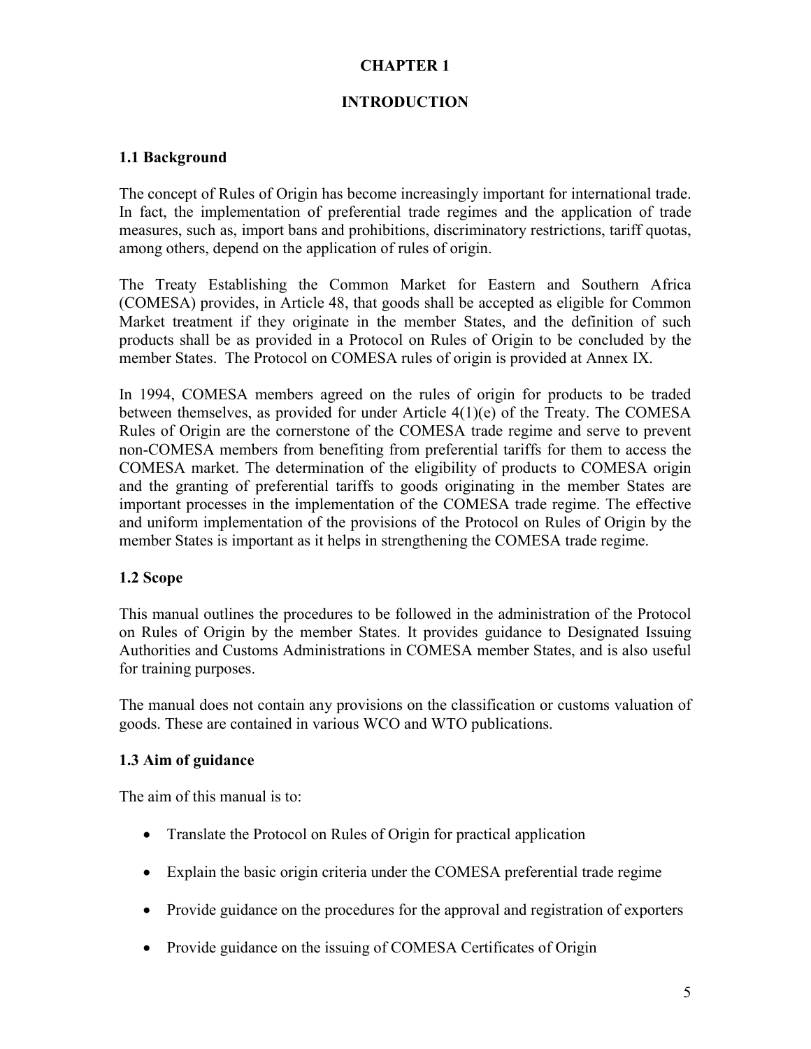# CHAPTER 1

# INTRODUCTION

## 1.1 Background

The concept of Rules of Origin has become increasingly important for international trade. In fact, the implementation of preferential trade regimes and the application of trade measures, such as, import bans and prohibitions, discriminatory restrictions, tariff quotas, among others, depend on the application of rules of origin.

The Treaty Establishing the Common Market for Eastern and Southern Africa (COMESA) provides, in Article 48, that goods shall be accepted as eligible for Common Market treatment if they originate in the member States, and the definition of such products shall be as provided in a Protocol on Rules of Origin to be concluded by the member States. The Protocol on COMESA rules of origin is provided at Annex IX.

In 1994, COMESA members agreed on the rules of origin for products to be traded between themselves, as provided for under Article 4(1)(e) of the Treaty. The COMESA Rules of Origin are the cornerstone of the COMESA trade regime and serve to prevent non-COMESA members from benefiting from preferential tariffs for them to access the COMESA market. The determination of the eligibility of products to COMESA origin and the granting of preferential tariffs to goods originating in the member States are important processes in the implementation of the COMESA trade regime. The effective and uniform implementation of the provisions of the Protocol on Rules of Origin by the member States is important as it helps in strengthening the COMESA trade regime.

## 1.2 Scope

This manual outlines the procedures to be followed in the administration of the Protocol on Rules of Origin by the member States. It provides guidance to Designated Issuing Authorities and Customs Administrations in COMESA member States, and is also useful for training purposes.

The manual does not contain any provisions on the classification or customs valuation of goods. These are contained in various WCO and WTO publications.

## 1.3 Aim of guidance

The aim of this manual is to:

- Translate the Protocol on Rules of Origin for practical application
- Explain the basic origin criteria under the COMESA preferential trade regime
- Provide guidance on the procedures for the approval and registration of exporters
- Provide guidance on the issuing of COMESA Certificates of Origin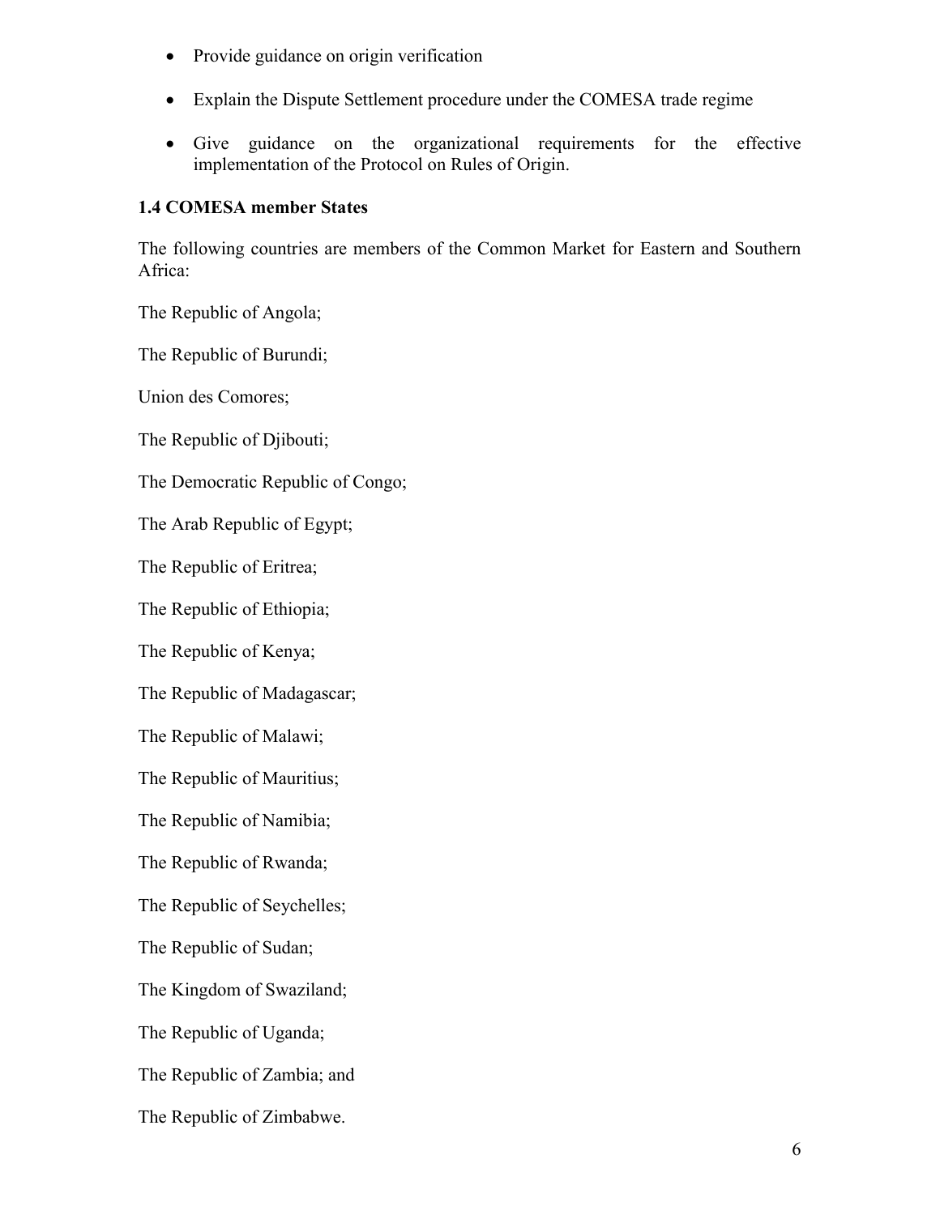- Provide guidance on origin verification
- Explain the Dispute Settlement procedure under the COMESA trade regime
- Give guidance on the organizational requirements for the effective implementation of the Protocol on Rules of Origin.

### 1.4 COMESA member States

The following countries are members of the Common Market for Eastern and Southern Africa:

The Republic of Angola;

The Republic of Burundi;

Union des Comores;

The Republic of Djibouti;

The Democratic Republic of Congo;

The Arab Republic of Egypt;

The Republic of Eritrea;

The Republic of Ethiopia;

The Republic of Kenya;

The Republic of Madagascar;

The Republic of Malawi;

The Republic of Mauritius;

The Republic of Namibia;

The Republic of Rwanda;

The Republic of Seychelles;

The Republic of Sudan;

The Kingdom of Swaziland;

The Republic of Uganda;

The Republic of Zambia; and

The Republic of Zimbabwe.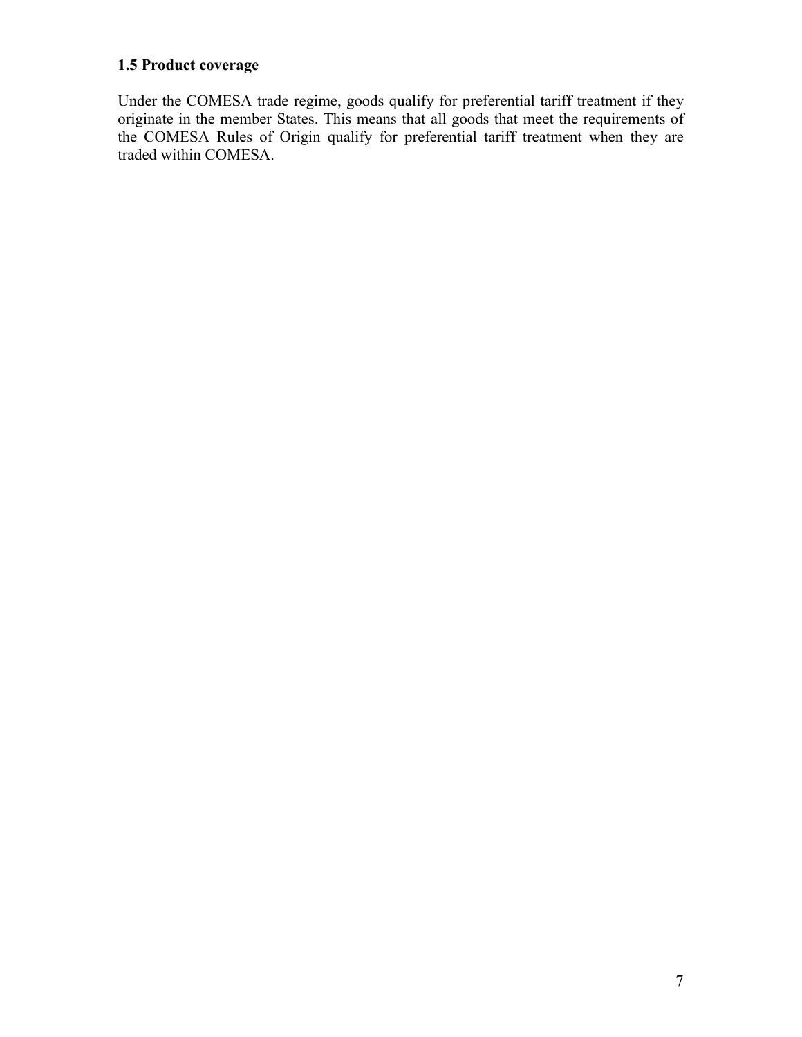### 1.5 Product coverage

Under the COMESA trade regime, goods qualify for preferential tariff treatment if they originate in the member States. This means that all goods that meet the requirements of the COMESA Rules of Origin qualify for preferential tariff treatment when they are traded within COMESA.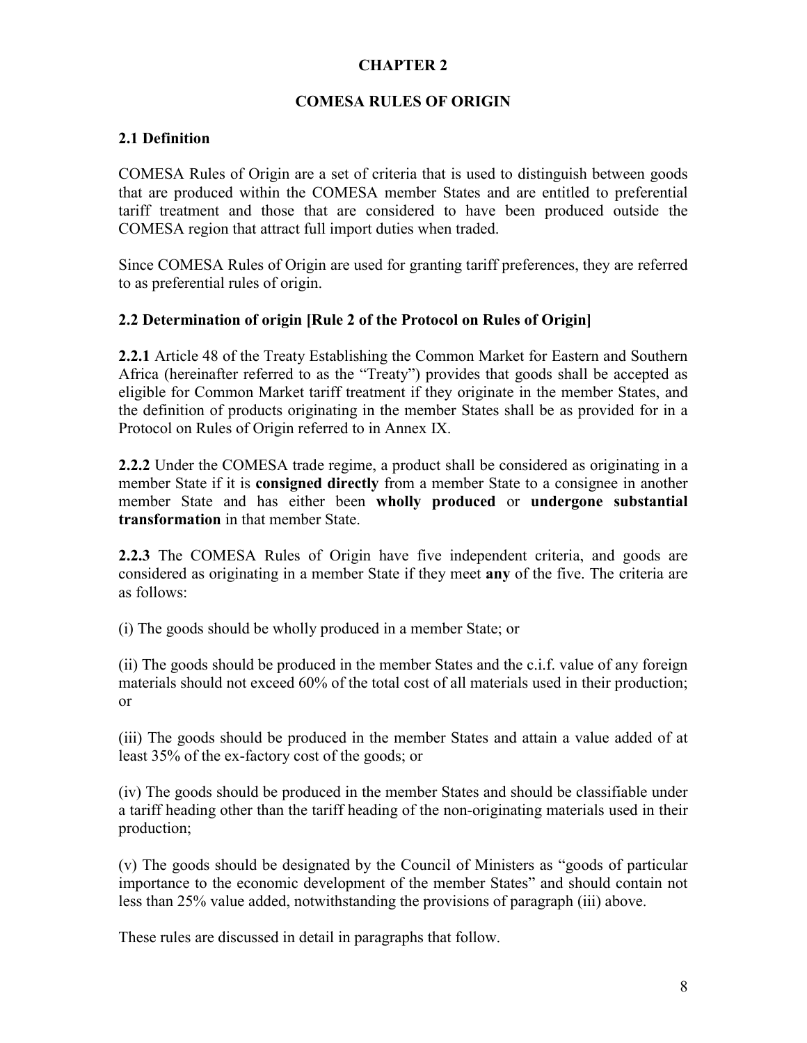# CHAPTER 2

# COMESA RULES OF ORIGIN

## 2.1 Definition

COMESA Rules of Origin are a set of criteria that is used to distinguish between goods that are produced within the COMESA member States and are entitled to preferential tariff treatment and those that are considered to have been produced outside the COMESA region that attract full import duties when traded.

Since COMESA Rules of Origin are used for granting tariff preferences, they are referred to as preferential rules of origin.

## 2.2 Determination of origin [Rule 2 of the Protocol on Rules of Origin]

**2.2.1** Article 48 of the Treaty Establishing the Common Market for Eastern and Southern Africa (hereinafter referred to as the "Treaty") provides that goods shall be accepted as eligible for Common Market tariff treatment if they originate in the member States, and the definition of products originating in the member States shall be as provided for in a Protocol on Rules of Origin referred to in Annex IX.

**2.2.2** Under the COMESA trade regime, a product shall be considered as originating in a member State if it is **consigned directly** from a member State to a consignee in another member State and has either been **wholly produced** or **undergone substantial transformation** in that member State.

**2.2.3** The COMESA Rules of Origin have five independent criteria, and goods are considered as originating in a member State if they meet **any** of the five. The criteria are as follows:

(i) The goods should be wholly produced in a member State; or

(ii) The goods should be produced in the member States and the c.i.f. value of any foreign materials should not exceed 60% of the total cost of all materials used in their production; or

(iii) The goods should be produced in the member States and attain a value added of at least 35% of the ex-factory cost of the goods; or

(iv) The goods should be produced in the member States and should be classifiable under a tariff heading other than the tariff heading of the non-originating materials used in their production;

(v) The goods should be designated by the Council of Ministers as "goods of particular importance to the economic development of the member States" and should contain not less than 25% value added, notwithstanding the provisions of paragraph (iii) above.

These rules are discussed in detail in paragraphs that follow.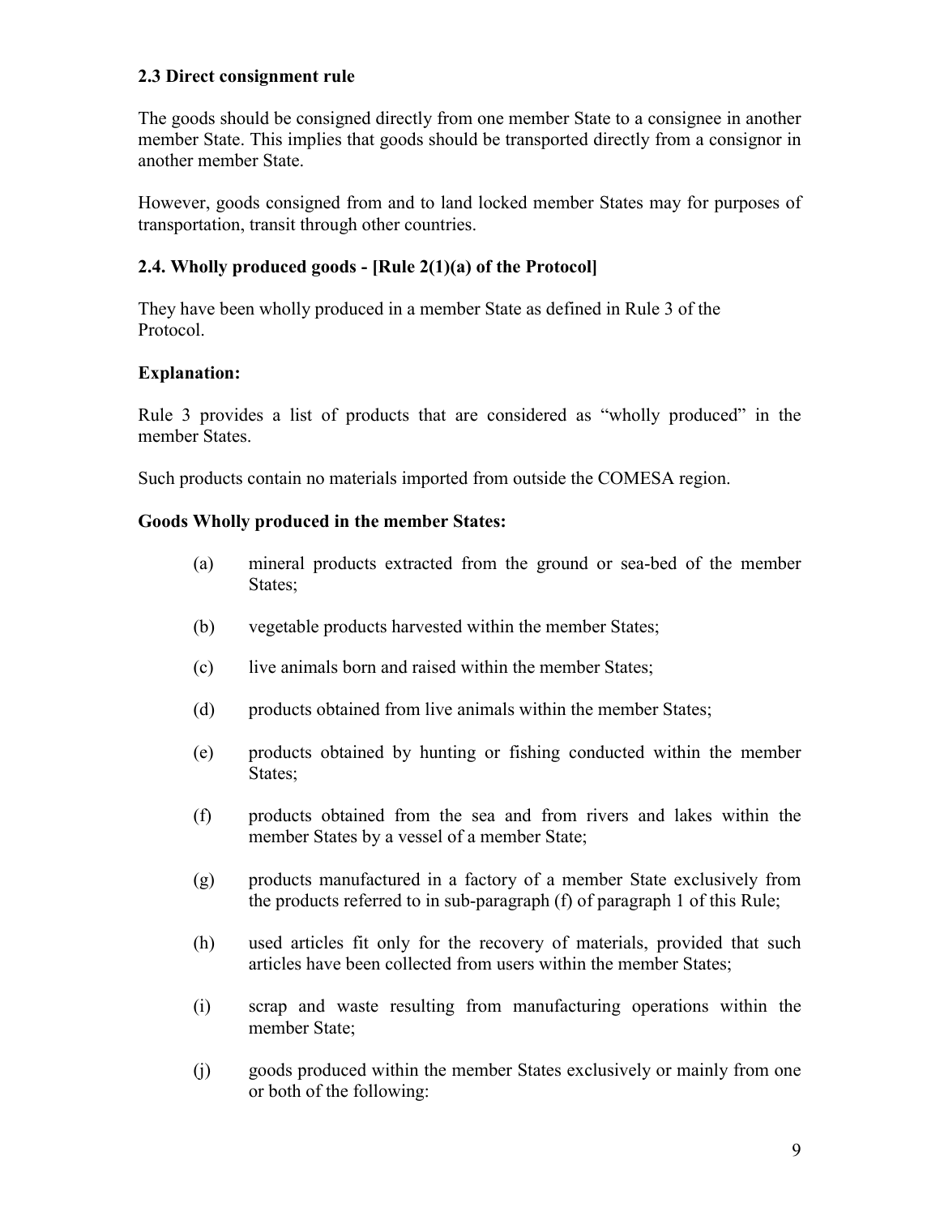### 2.3 Direct consignment rule

The goods should be consigned directly from one member State to a consignee in another member State. This implies that goods should be transported directly from a consignor in another member State.

However, goods consigned from and to land locked member States may for purposes of transportation, transit through other countries.

### 2.4. Wholly produced goods - [Rule 2(1)(a) of the Protocol]

They have been wholly produced in a member State as defined in Rule 3 of the Protocol.

**Explanation:**

Rule 3 provides a list of products that are considered as "wholly produced" in the member States.

Such products contain no materials imported from outside the COMESA region.

**Goods Wholly produced in the member States:**

(a) mineral products extracted from the ground or sea-bed of the member States;

(b) vegetable products harvested within the member States;

(c) live animals born and raised within the member States;

(d) products obtained from live animals within the member States;

(e) products obtained by hunting or fishing conducted within the member States;

(f) products obtained from the sea and from rivers and lakes within the member States by a vessel of a member State;

(g) products manufactured in a factory of a member State exclusively from the products referred to in sub-paragraph (f) of paragraph 1 of this Rule;

(h) used articles fit only for the recovery of materials, provided that such articles have been collected from users within the member States;

(i) scrap and waste resulting from manufacturing operations within the member State;

(j) goods produced within the member States exclusively or mainly from one or both of the following: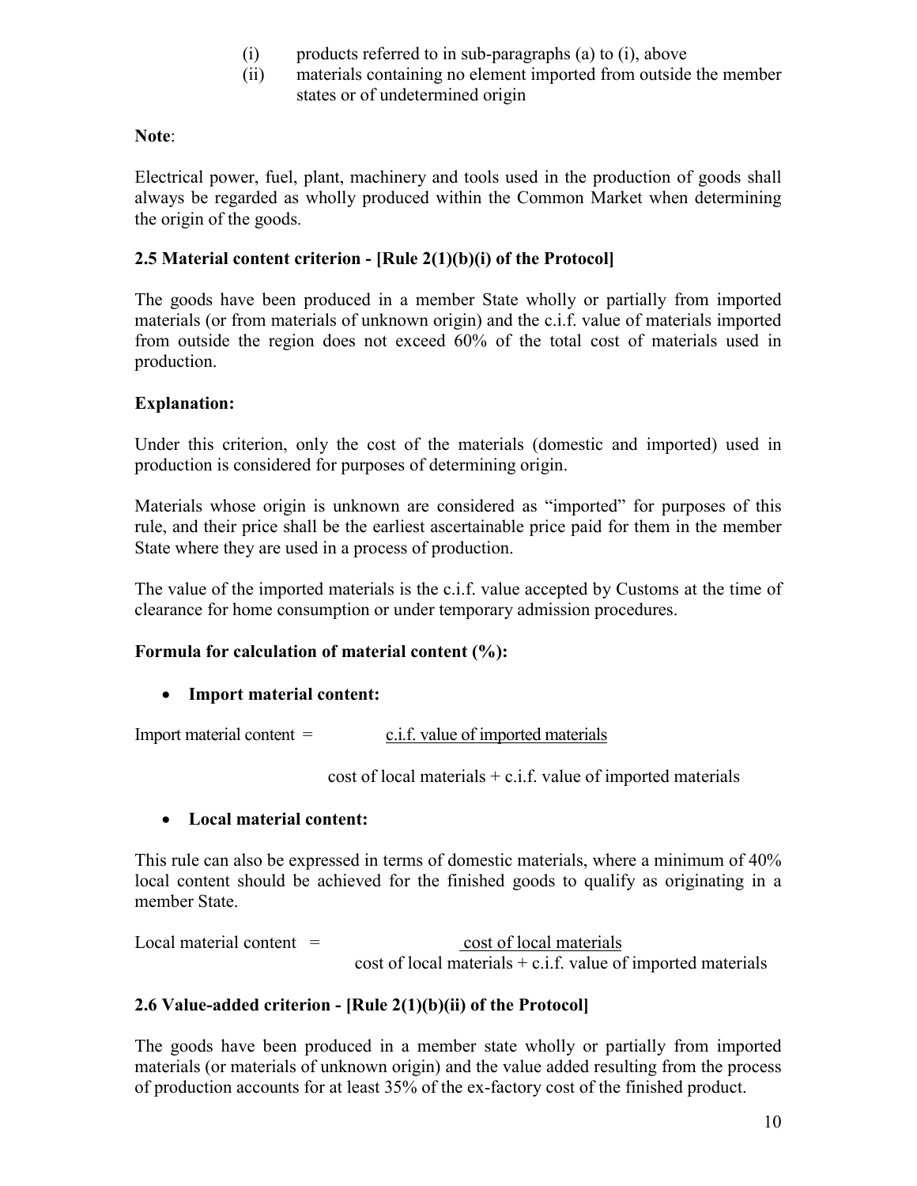(i) products referred to in sub-paragraphs (a) to (i), above
(ii) materials containing no element imported from outside the member states or of undetermined origin

**Note**:

Electrical power, fuel, plant, machinery and tools used in the production of goods shall always be regarded as wholly produced within the Common Market when determining the origin of the goods.

### 2.5 Material content criterion - [Rule 2(1)(b)(i) of the Protocol]

The goods have been produced in a member State wholly or partially from imported materials (or from materials of unknown origin) and the c.i.f. value of materials imported from outside the region does not exceed 60% of the total cost of materials used in production.

**Explanation:**

Under this criterion, only the cost of the materials (domestic and imported) used in production is considered for purposes of determining origin.

Materials whose origin is unknown are considered as "imported" for purposes of this rule, and their price shall be the earliest ascertainable price paid for them in the member State where they are used in a process of production.

The value of the imported materials is the c.i.f. value accepted by Customs at the time of clearance for home consumption or under temporary admission procedures.

**Formula for calculation of material content (%):**

- **Import material content:**

$$\text{Import material content} = \frac{\text{c.i.f. value of imported materials}}{\text{cost of local materials} + \text{c.i.f. value of imported materials}}$$

- **Local material content:**

This rule can also be expressed in terms of domestic materials, where a minimum of 40% local content should be achieved for the finished goods to qualify as originating in a member State.

$$\text{Local material content} = \frac{\text{cost of local materials}}{\text{cost of local materials} + \text{c.i.f. value of imported materials}}$$

### 2.6 Value-added criterion - [Rule 2(1)(b)(ii) of the Protocol]

The goods have been produced in a member state wholly or partially from imported materials (or materials of unknown origin) and the value added resulting from the process of production accounts for at least 35% of the ex-factory cost of the finished product.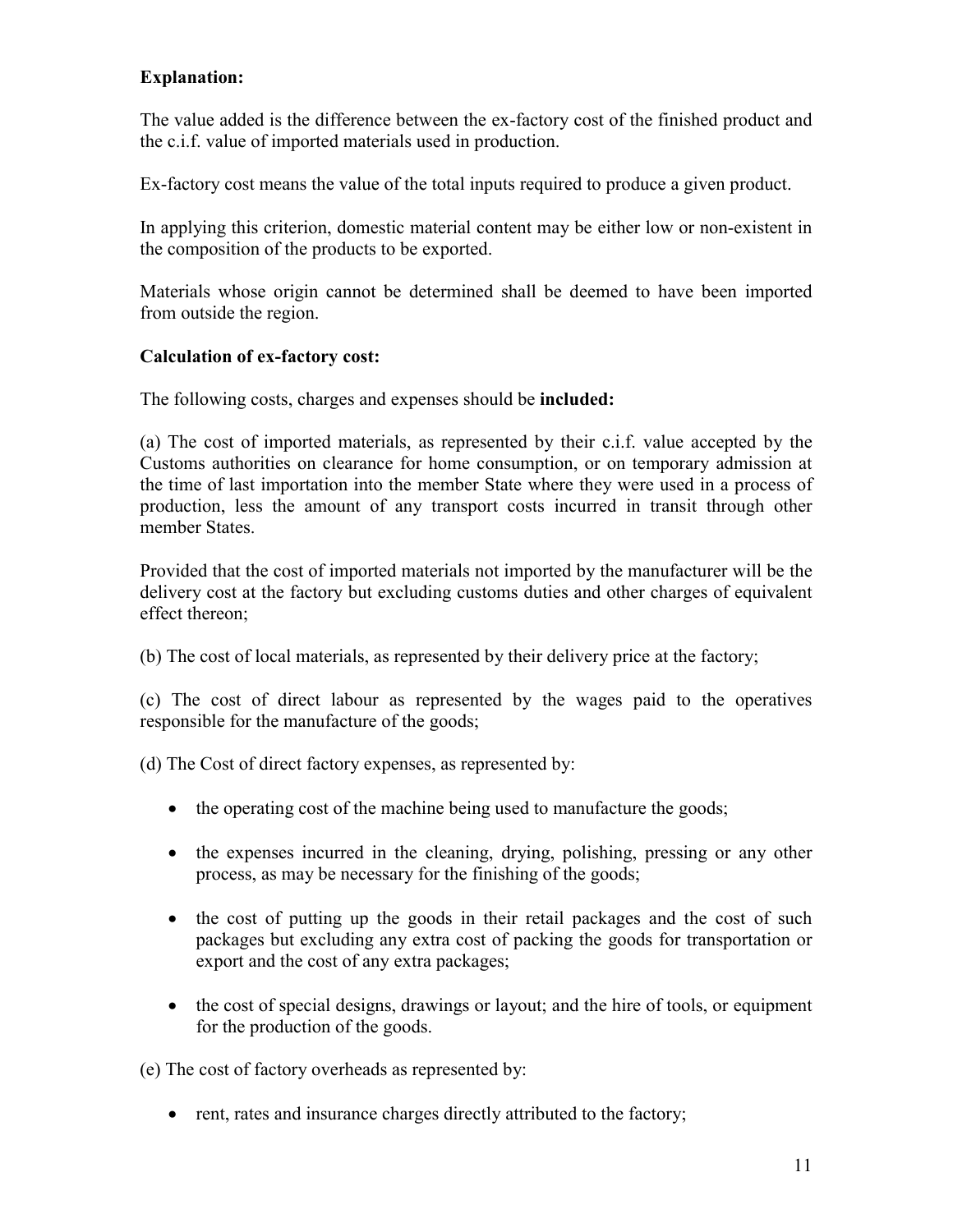**Explanation:**

The value added is the difference between the ex-factory cost of the finished product and the c.i.f. value of imported materials used in production.

Ex-factory cost means the value of the total inputs required to produce a given product.

In applying this criterion, domestic material content may be either low or non-existent in the composition of the products to be exported.

Materials whose origin cannot be determined shall be deemed to have been imported from outside the region.

**Calculation of ex-factory cost:**

The following costs, charges and expenses should be **included:**

(a) The cost of imported materials, as represented by their c.i.f. value accepted by the Customs authorities on clearance for home consumption, or on temporary admission at the time of last importation into the member State where they were used in a process of production, less the amount of any transport costs incurred in transit through other member States.

Provided that the cost of imported materials not imported by the manufacturer will be the delivery cost at the factory but excluding customs duties and other charges of equivalent effect thereon;

(b) The cost of local materials, as represented by their delivery price at the factory;

(c) The cost of direct labour as represented by the wages paid to the operatives responsible for the manufacture of the goods;

(d) The Cost of direct factory expenses, as represented by:

- the operating cost of the machine being used to manufacture the goods;
- the expenses incurred in the cleaning, drying, polishing, pressing or any other process, as may be necessary for the finishing of the goods;
- the cost of putting up the goods in their retail packages and the cost of such packages but excluding any extra cost of packing the goods for transportation or export and the cost of any extra packages;
- the cost of special designs, drawings or layout; and the hire of tools, or equipment for the production of the goods.

(e) The cost of factory overheads as represented by:

- rent, rates and insurance charges directly attributed to the factory;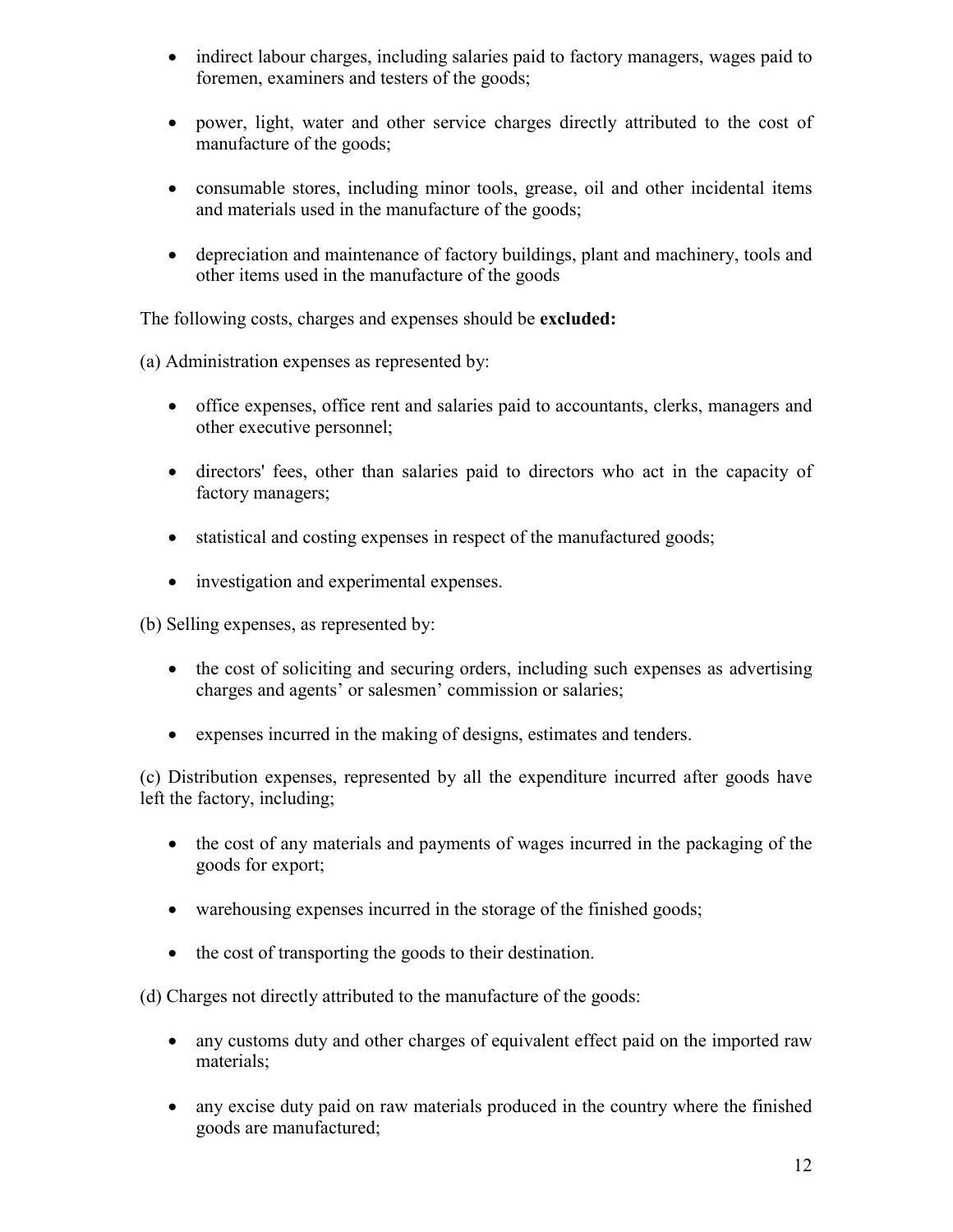- indirect labour charges, including salaries paid to factory managers, wages paid to foremen, examiners and testers of the goods;

- power, light, water and other service charges directly attributed to the cost of manufacture of the goods;

- consumable stores, including minor tools, grease, oil and other incidental items and materials used in the manufacture of the goods;

- depreciation and maintenance of factory buildings, plant and machinery, tools and other items used in the manufacture of the goods

The following costs, charges and expenses should be **excluded:**

(a) Administration expenses as represented by:

- office expenses, office rent and salaries paid to accountants, clerks, managers and other executive personnel;

- directors' fees, other than salaries paid to directors who act in the capacity of factory managers;

- statistical and costing expenses in respect of the manufactured goods;

- investigation and experimental expenses.

(b) Selling expenses, as represented by:

- the cost of soliciting and securing orders, including such expenses as advertising charges and agents' or salesmen' commission or salaries;

- expenses incurred in the making of designs, estimates and tenders.

(c) Distribution expenses, represented by all the expenditure incurred after goods have left the factory, including;

- the cost of any materials and payments of wages incurred in the packaging of the goods for export;

- warehousing expenses incurred in the storage of the finished goods;

- the cost of transporting the goods to their destination.

(d) Charges not directly attributed to the manufacture of the goods:

- any customs duty and other charges of equivalent effect paid on the imported raw materials;

- any excise duty paid on raw materials produced in the country where the finished goods are manufactured;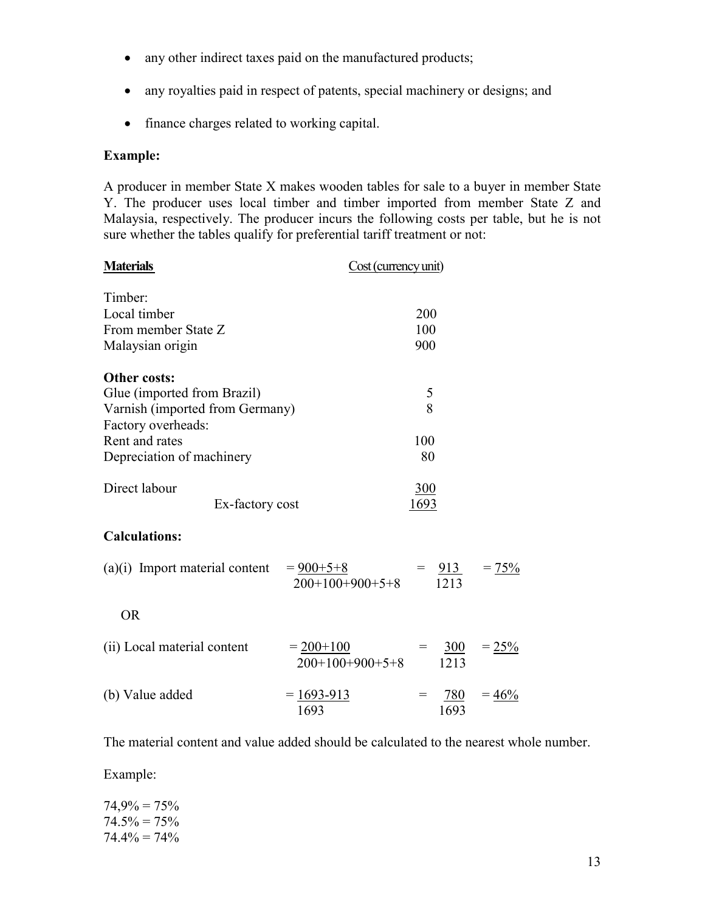- any other indirect taxes paid on the manufactured products;
- any royalties paid in respect of patents, special machinery or designs; and
- finance charges related to working capital.

**Example:**

A producer in member State X makes wooden tables for sale to a buyer in member State Y. The producer uses local timber and timber imported from member State Z and Malaysia, respectively. The producer incurs the following costs per table, but he is not sure whether the tables qualify for preferential tariff treatment or not:

| **Materials** | Cost (currency unit) |
|---|---|
| Timber: | |
| Local timber | 200 |
| From member State Z | 100 |
| Malaysian origin | 900 |
| **Other costs:** | |
| Glue (imported from Brazil) | 5 |
| Varnish (imported from Germany) | 8 |
| Factory overheads: | |
| Rent and rates | 100 |
| Depreciation of machinery | 80 |
| Direct labour | 300 |
| Ex-factory cost | 1693 |

**Calculations:**

(a)(i) Import material content $= \dfrac{900+5+8}{200+100+900+5+8} = \dfrac{913}{1213} = 75\%$

OR

(ii) Local material content $= \dfrac{200+100}{200+100+900+5+8} = \dfrac{300}{1213} = 25\%$

(b) Value added $= \dfrac{1693-913}{1693} = \dfrac{780}{1693} = 46\%$

The material content and value added should be calculated to the nearest whole number.

Example:

74,9% = 75%  
74.5% = 75%  
74.4% = 74%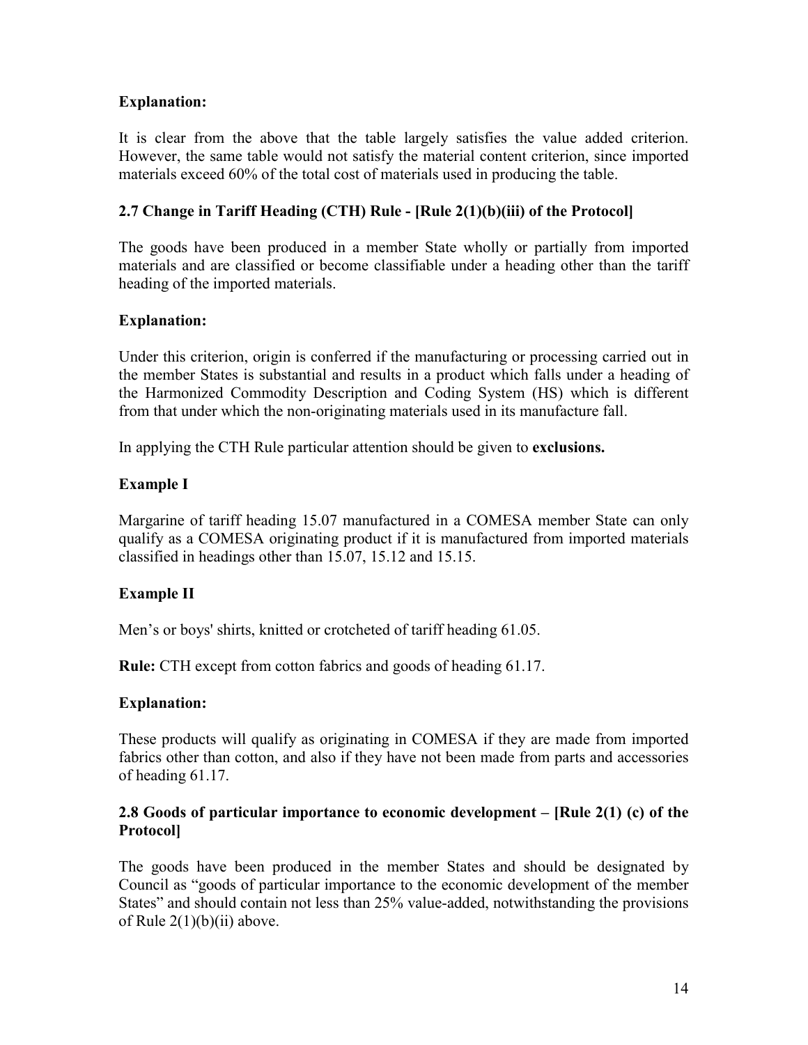**Explanation:**

It is clear from the above that the table largely satisfies the value added criterion. However, the same table would not satisfy the material content criterion, since imported materials exceed 60% of the total cost of materials used in producing the table.

**2.7 Change in Tariff Heading (CTH) Rule - [Rule 2(1)(b)(iii) of the Protocol]**

The goods have been produced in a member State wholly or partially from imported materials and are classified or become classifiable under a heading other than the tariff heading of the imported materials.

**Explanation:**

Under this criterion, origin is conferred if the manufacturing or processing carried out in the member States is substantial and results in a product which falls under a heading of the Harmonized Commodity Description and Coding System (HS) which is different from that under which the non-originating materials used in its manufacture fall.

In applying the CTH Rule particular attention should be given to **exclusions.**

**Example I**

Margarine of tariff heading 15.07 manufactured in a COMESA member State can only qualify as a COMESA originating product if it is manufactured from imported materials classified in headings other than 15.07, 15.12 and 15.15.

**Example II**

Men's or boys' shirts, knitted or crotcheted of tariff heading 61.05.

**Rule:** CTH except from cotton fabrics and goods of heading 61.17.

**Explanation:**

These products will qualify as originating in COMESA if they are made from imported fabrics other than cotton, and also if they have not been made from parts and accessories of heading 61.17.

**2.8 Goods of particular importance to economic development – [Rule 2(1) (c) of the Protocol]**

The goods have been produced in the member States and should be designated by Council as "goods of particular importance to the economic development of the member States" and should contain not less than 25% value-added, notwithstanding the provisions of Rule 2(1)(b)(ii) above.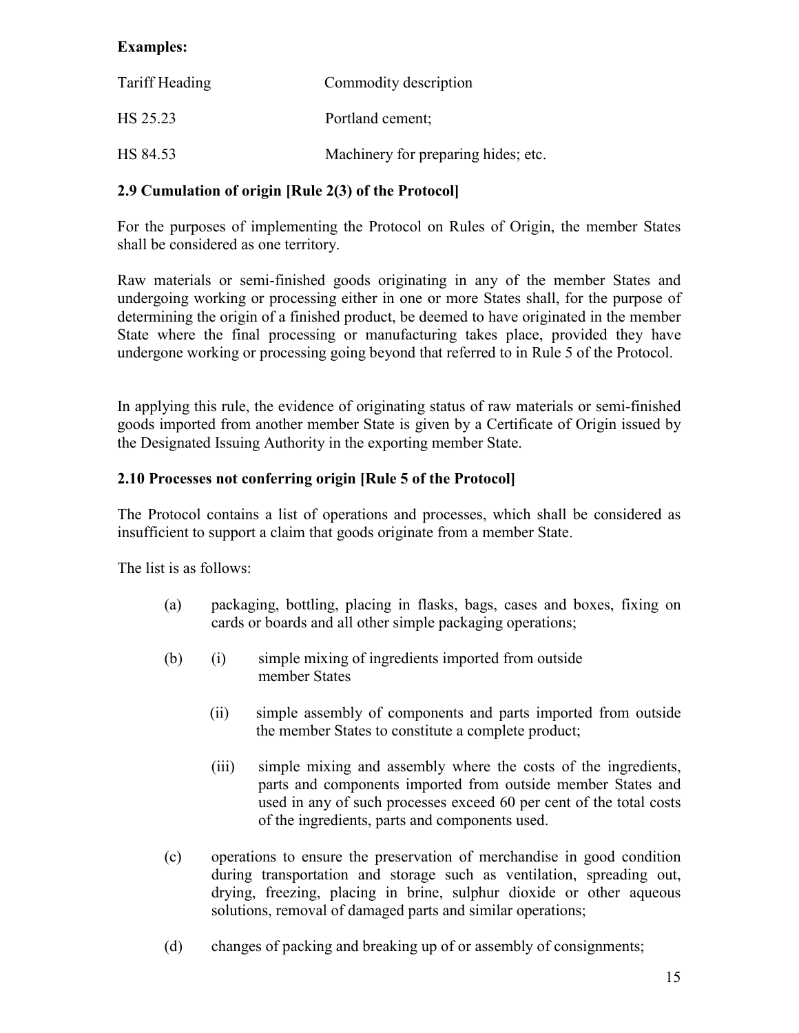**Examples:**

| Tariff Heading | Commodity description |
|---|---|
| HS 25.23 | Portland cement; |
| HS 84.53 | Machinery for preparing hides; etc. |

### 2.9 Cumulation of origin [Rule 2(3) of the Protocol]

For the purposes of implementing the Protocol on Rules of Origin, the member States shall be considered as one territory.

Raw materials or semi-finished goods originating in any of the member States and undergoing working or processing either in one or more States shall, for the purpose of determining the origin of a finished product, be deemed to have originated in the member State where the final processing or manufacturing takes place, provided they have undergone working or processing going beyond that referred to in Rule 5 of the Protocol.

In applying this rule, the evidence of originating status of raw materials or semi-finished goods imported from another member State is given by a Certificate of Origin issued by the Designated Issuing Authority in the exporting member State.

### 2.10 Processes not conferring origin [Rule 5 of the Protocol]

The Protocol contains a list of operations and processes, which shall be considered as insufficient to support a claim that goods originate from a member State.

The list is as follows:

(a) packaging, bottling, placing in flasks, bags, cases and boxes, fixing on cards or boards and all other simple packaging operations;

(b) (i) simple mixing of ingredients imported from outside member States

(ii) simple assembly of components and parts imported from outside the member States to constitute a complete product;

(iii) simple mixing and assembly where the costs of the ingredients, parts and components imported from outside member States and used in any of such processes exceed 60 per cent of the total costs of the ingredients, parts and components used.

(c) operations to ensure the preservation of merchandise in good condition during transportation and storage such as ventilation, spreading out, drying, freezing, placing in brine, sulphur dioxide or other aqueous solutions, removal of damaged parts and similar operations;

(d) changes of packing and breaking up of or assembly of consignments;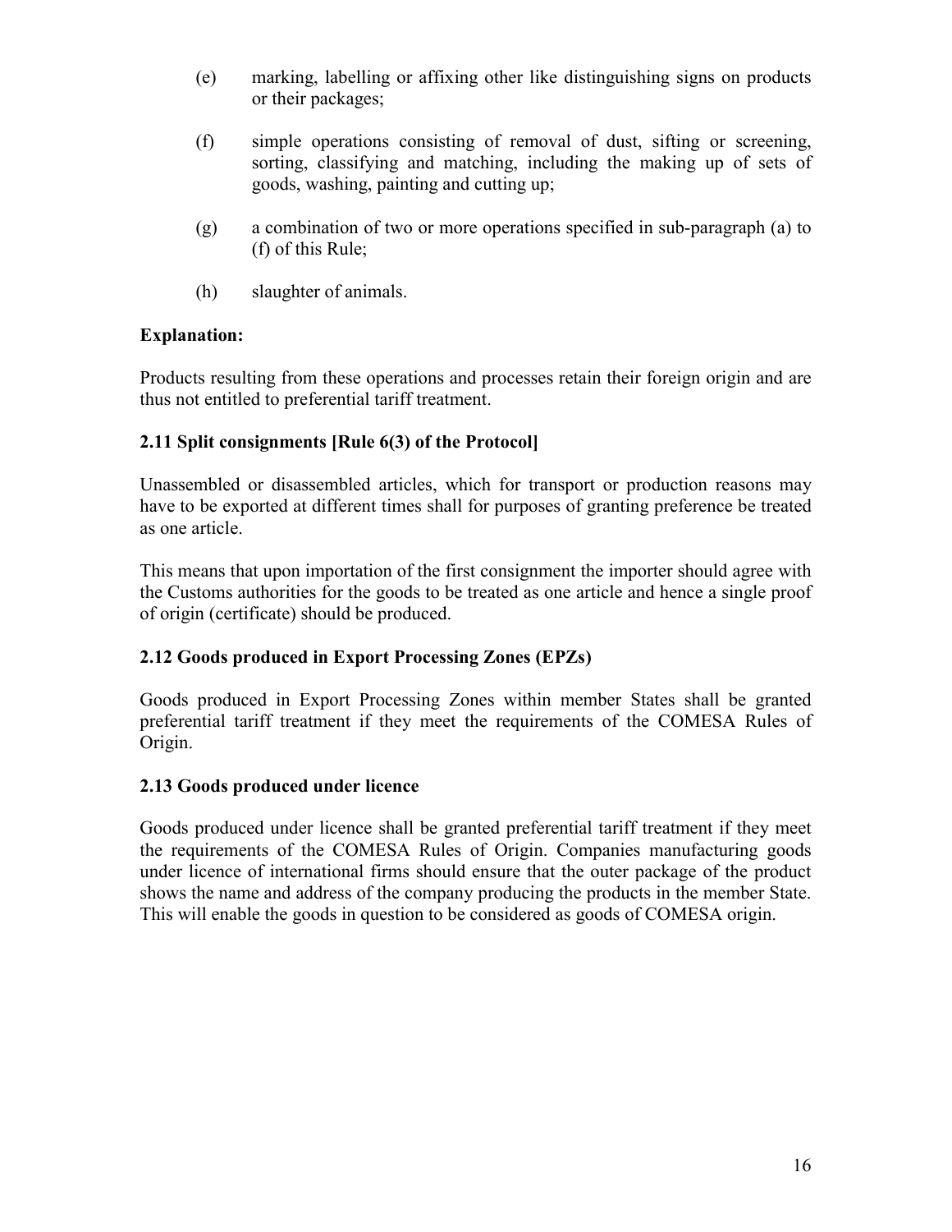(e) marking, labelling or affixing other like distinguishing signs on products or their packages;

(f) simple operations consisting of removal of dust, sifting or screening, sorting, classifying and matching, including the making up of sets of goods, washing, painting and cutting up;

(g) a combination of two or more operations specified in sub-paragraph (a) to (f) of this Rule;

(h) slaughter of animals.

**Explanation:**

Products resulting from these operations and processes retain their foreign origin and are thus not entitled to preferential tariff treatment.

**2.11 Split consignments [Rule 6(3) of the Protocol]**

Unassembled or disassembled articles, which for transport or production reasons may have to be exported at different times shall for purposes of granting preference be treated as one article.

This means that upon importation of the first consignment the importer should agree with the Customs authorities for the goods to be treated as one article and hence a single proof of origin (certificate) should be produced.

**2.12 Goods produced in Export Processing Zones (EPZs)**

Goods produced in Export Processing Zones within member States shall be granted preferential tariff treatment if they meet the requirements of the COMESA Rules of Origin.

**2.13 Goods produced under licence**

Goods produced under licence shall be granted preferential tariff treatment if they meet the requirements of the COMESA Rules of Origin. Companies manufacturing goods under licence of international firms should ensure that the outer package of the product shows the name and address of the company producing the products in the member State. This will enable the goods in question to be considered as goods of COMESA origin.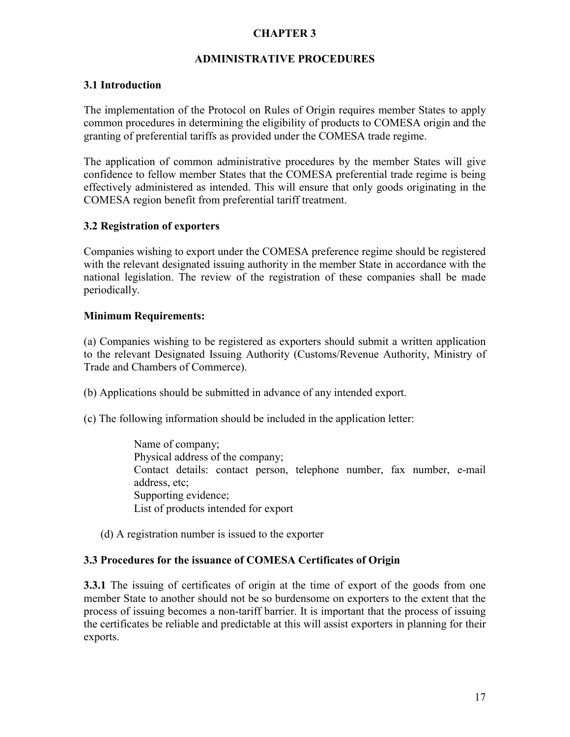# CHAPTER 3

## ADMINISTRATIVE PROCEDURES

### 3.1 Introduction

The implementation of the Protocol on Rules of Origin requires member States to apply common procedures in determining the eligibility of products to COMESA origin and the granting of preferential tariffs as provided under the COMESA trade regime.

The application of common administrative procedures by the member States will give confidence to fellow member States that the COMESA preferential trade regime is being effectively administered as intended. This will ensure that only goods originating in the COMESA region benefit from preferential tariff treatment.

### 3.2 Registration of exporters

Companies wishing to export under the COMESA preference regime should be registered with the relevant designated issuing authority in the member State in accordance with the national legislation. The review of the registration of these companies shall be made periodically.

**Minimum Requirements:**

(a) Companies wishing to be registered as exporters should submit a written application to the relevant Designated Issuing Authority (Customs/Revenue Authority, Ministry of Trade and Chambers of Commerce).

(b) Applications should be submitted in advance of any intended export.

(c) The following information should be included in the application letter:

> Name of company;
> Physical address of the company;
> Contact details: contact person, telephone number, fax number, e-mail address, etc;
> Supporting evidence;
> List of products intended for export

(d) A registration number is issued to the exporter

### 3.3 Procedures for the issuance of COMESA Certificates of Origin

**3.3.1** The issuing of certificates of origin at the time of export of the goods from one member State to another should not be so burdensome on exporters to the extent that the process of issuing becomes a non-tariff barrier. It is important that the process of issuing the certificates be reliable and predictable at this will assist exporters in planning for their exports.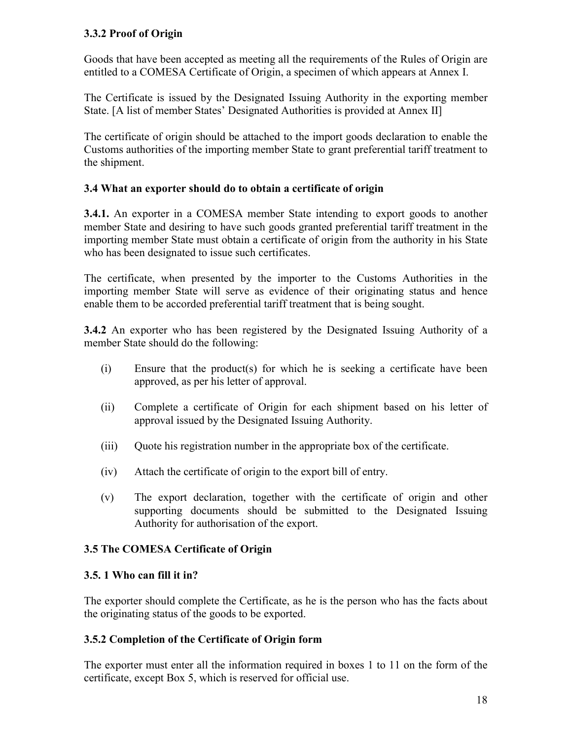### 3.3.2 Proof of Origin

Goods that have been accepted as meeting all the requirements of the Rules of Origin are entitled to a COMESA Certificate of Origin, a specimen of which appears at Annex I.

The Certificate is issued by the Designated Issuing Authority in the exporting member State. [A list of member States' Designated Authorities is provided at Annex II]

The certificate of origin should be attached to the import goods declaration to enable the Customs authorities of the importing member State to grant preferential tariff treatment to the shipment.

### 3.4 What an exporter should do to obtain a certificate of origin

**3.4.1.** An exporter in a COMESA member State intending to export goods to another member State and desiring to have such goods granted preferential tariff treatment in the importing member State must obtain a certificate of origin from the authority in his State who has been designated to issue such certificates.

The certificate, when presented by the importer to the Customs Authorities in the importing member State will serve as evidence of their originating status and hence enable them to be accorded preferential tariff treatment that is being sought.

**3.4.2** An exporter who has been registered by the Designated Issuing Authority of a member State should do the following:

(i) Ensure that the product(s) for which he is seeking a certificate have been approved, as per his letter of approval.

(ii) Complete a certificate of Origin for each shipment based on his letter of approval issued by the Designated Issuing Authority.

(iii) Quote his registration number in the appropriate box of the certificate.

(iv) Attach the certificate of origin to the export bill of entry.

(v) The export declaration, together with the certificate of origin and other supporting documents should be submitted to the Designated Issuing Authority for authorisation of the export.

### 3.5 The COMESA Certificate of Origin

#### 3.5. 1 Who can fill it in?

The exporter should complete the Certificate, as he is the person who has the facts about the originating status of the goods to be exported.

#### 3.5.2 Completion of the Certificate of Origin form

The exporter must enter all the information required in boxes 1 to 11 on the form of the certificate, except Box 5, which is reserved for official use.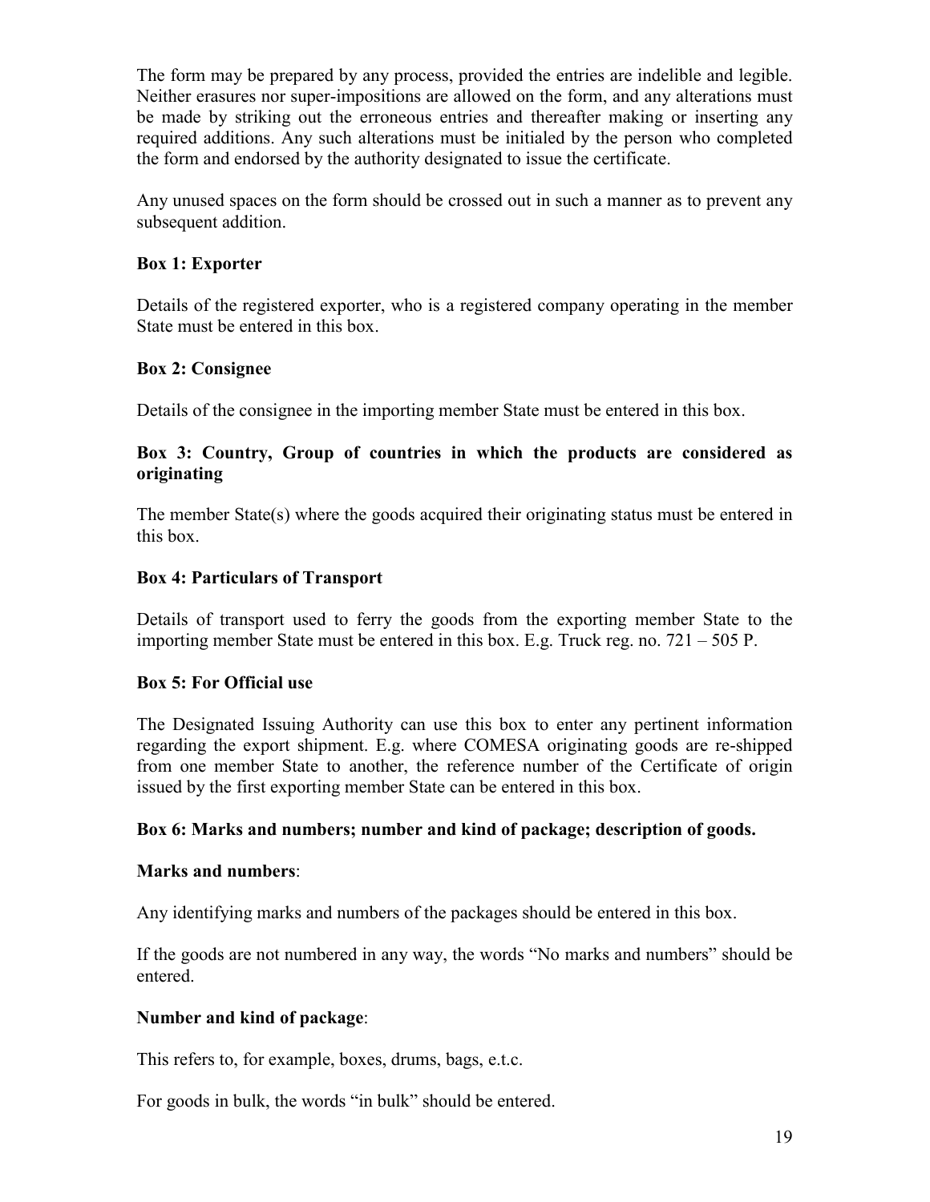The form may be prepared by any process, provided the entries are indelible and legible. Neither erasures nor super-impositions are allowed on the form, and any alterations must be made by striking out the erroneous entries and thereafter making or inserting any required additions. Any such alterations must be initialed by the person who completed the form and endorsed by the authority designated to issue the certificate.

Any unused spaces on the form should be crossed out in such a manner as to prevent any subsequent addition.

**Box 1: Exporter**

Details of the registered exporter, who is a registered company operating in the member State must be entered in this box.

**Box 2: Consignee**

Details of the consignee in the importing member State must be entered in this box.

**Box 3: Country, Group of countries in which the products are considered as originating**

The member State(s) where the goods acquired their originating status must be entered in this box.

**Box 4: Particulars of Transport**

Details of transport used to ferry the goods from the exporting member State to the importing member State must be entered in this box. E.g. Truck reg. no. 721 – 505 P.

**Box 5: For Official use**

The Designated Issuing Authority can use this box to enter any pertinent information regarding the export shipment. E.g. where COMESA originating goods are re-shipped from one member State to another, the reference number of the Certificate of origin issued by the first exporting member State can be entered in this box.

**Box 6: Marks and numbers; number and kind of package; description of goods.**

**Marks and numbers**:

Any identifying marks and numbers of the packages should be entered in this box.

If the goods are not numbered in any way, the words "No marks and numbers" should be entered.

**Number and kind of package**:

This refers to, for example, boxes, drums, bags, e.t.c.

For goods in bulk, the words "in bulk" should be entered.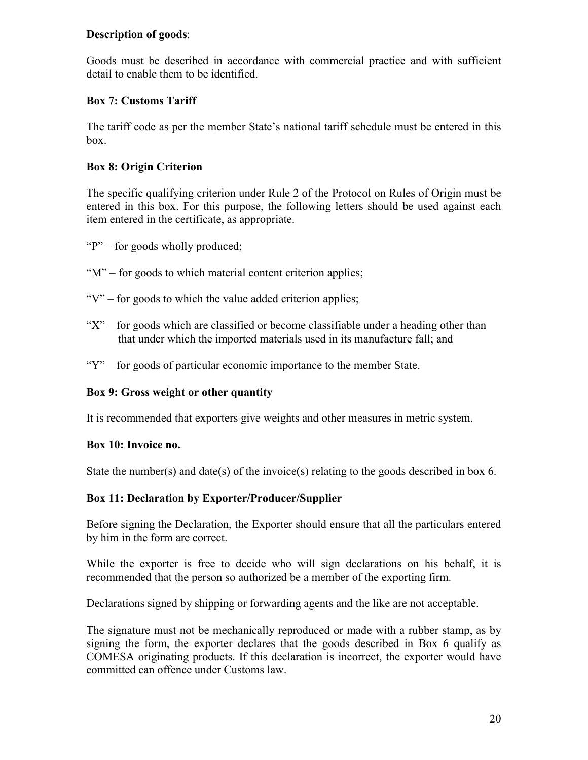**Description of goods**:

Goods must be described in accordance with commercial practice and with sufficient detail to enable them to be identified.

**Box 7: Customs Tariff**

The tariff code as per the member State's national tariff schedule must be entered in this box.

**Box 8: Origin Criterion**

The specific qualifying criterion under Rule 2 of the Protocol on Rules of Origin must be entered in this box. For this purpose, the following letters should be used against each item entered in the certificate, as appropriate.

"P" – for goods wholly produced;

"M" – for goods to which material content criterion applies;

"V" – for goods to which the value added criterion applies;

"X" – for goods which are classified or become classifiable under a heading other than that under which the imported materials used in its manufacture fall; and

"Y" – for goods of particular economic importance to the member State.

**Box 9: Gross weight or other quantity**

It is recommended that exporters give weights and other measures in metric system.

**Box 10: Invoice no.**

State the number(s) and date(s) of the invoice(s) relating to the goods described in box 6.

**Box 11: Declaration by Exporter/Producer/Supplier**

Before signing the Declaration, the Exporter should ensure that all the particulars entered by him in the form are correct.

While the exporter is free to decide who will sign declarations on his behalf, it is recommended that the person so authorized be a member of the exporting firm.

Declarations signed by shipping or forwarding agents and the like are not acceptable.

The signature must not be mechanically reproduced or made with a rubber stamp, as by signing the form, the exporter declares that the goods described in Box 6 qualify as COMESA originating products. If this declaration is incorrect, the exporter would have committed can offence under Customs law.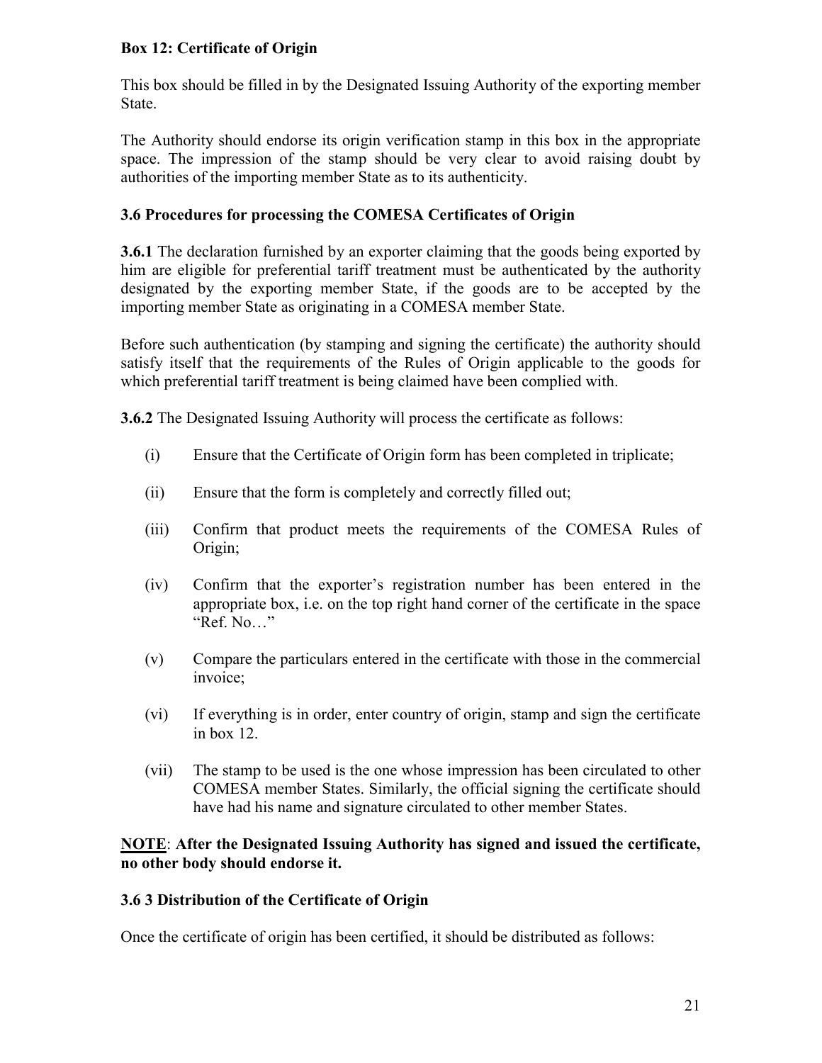**Box 12: Certificate of Origin**

This box should be filled in by the Designated Issuing Authority of the exporting member State.

The Authority should endorse its origin verification stamp in this box in the appropriate space. The impression of the stamp should be very clear to avoid raising doubt by authorities of the importing member State as to its authenticity.

### 3.6 Procedures for processing the COMESA Certificates of Origin

**3.6.1** The declaration furnished by an exporter claiming that the goods being exported by him are eligible for preferential tariff treatment must be authenticated by the authority designated by the exporting member State, if the goods are to be accepted by the importing member State as originating in a COMESA member State.

Before such authentication (by stamping and signing the certificate) the authority should satisfy itself that the requirements of the Rules of Origin applicable to the goods for which preferential tariff treatment is being claimed have been complied with.

**3.6.2** The Designated Issuing Authority will process the certificate as follows:

(i) Ensure that the Certificate of Origin form has been completed in triplicate;

(ii) Ensure that the form is completely and correctly filled out;

(iii) Confirm that product meets the requirements of the COMESA Rules of Origin;

(iv) Confirm that the exporter's registration number has been entered in the appropriate box, i.e. on the top right hand corner of the certificate in the space "Ref. No…"

(v) Compare the particulars entered in the certificate with those in the commercial invoice;

(vi) If everything is in order, enter country of origin, stamp and sign the certificate in box 12.

(vii) The stamp to be used is the one whose impression has been circulated to other COMESA member States. Similarly, the official signing the certificate should have had his name and signature circulated to other member States.

**NOTE**: **After the Designated Issuing Authority has signed and issued the certificate, no other body should endorse it.**

### 3.6 3 Distribution of the Certificate of Origin

Once the certificate of origin has been certified, it should be distributed as follows: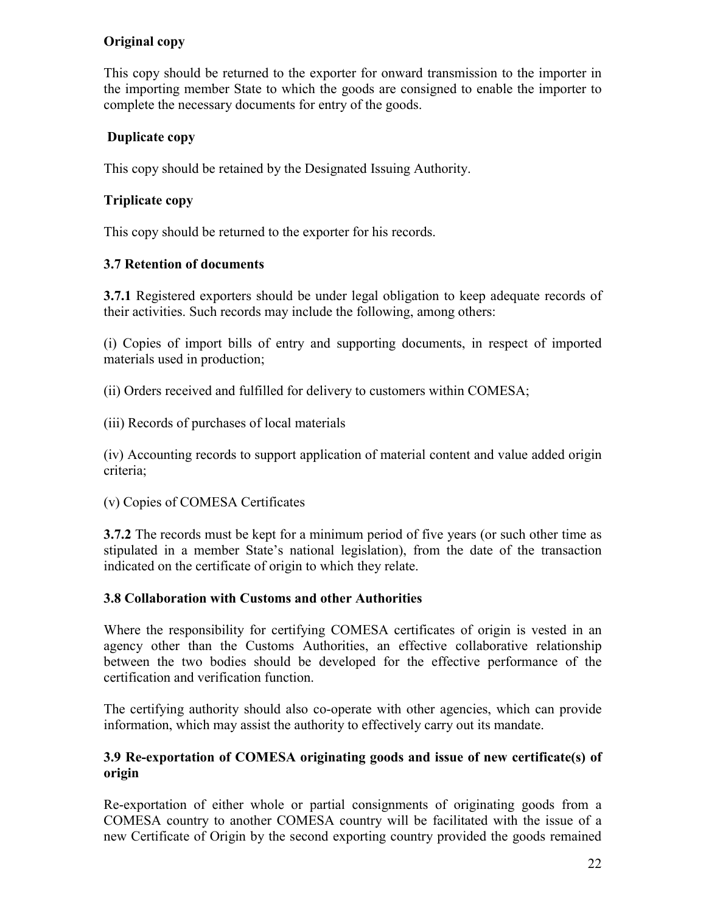**Original copy**

This copy should be returned to the exporter for onward transmission to the importer in the importing member State to which the goods are consigned to enable the importer to complete the necessary documents for entry of the goods.

**Duplicate copy**

This copy should be retained by the Designated Issuing Authority.

**Triplicate copy**

This copy should be returned to the exporter for his records.

### 3.7 Retention of documents

**3.7.1** Registered exporters should be under legal obligation to keep adequate records of their activities. Such records may include the following, among others:

(i) Copies of import bills of entry and supporting documents, in respect of imported materials used in production;

(ii) Orders received and fulfilled for delivery to customers within COMESA;

(iii) Records of purchases of local materials

(iv) Accounting records to support application of material content and value added origin criteria;

(v) Copies of COMESA Certificates

**3.7.2** The records must be kept for a minimum period of five years (or such other time as stipulated in a member State's national legislation), from the date of the transaction indicated on the certificate of origin to which they relate.

### 3.8 Collaboration with Customs and other Authorities

Where the responsibility for certifying COMESA certificates of origin is vested in an agency other than the Customs Authorities, an effective collaborative relationship between the two bodies should be developed for the effective performance of the certification and verification function.

The certifying authority should also co-operate with other agencies, which can provide information, which may assist the authority to effectively carry out its mandate.

### 3.9 Re-exportation of COMESA originating goods and issue of new certificate(s) of origin

Re-exportation of either whole or partial consignments of originating goods from a COMESA country to another COMESA country will be facilitated with the issue of a new Certificate of Origin by the second exporting country provided the goods remained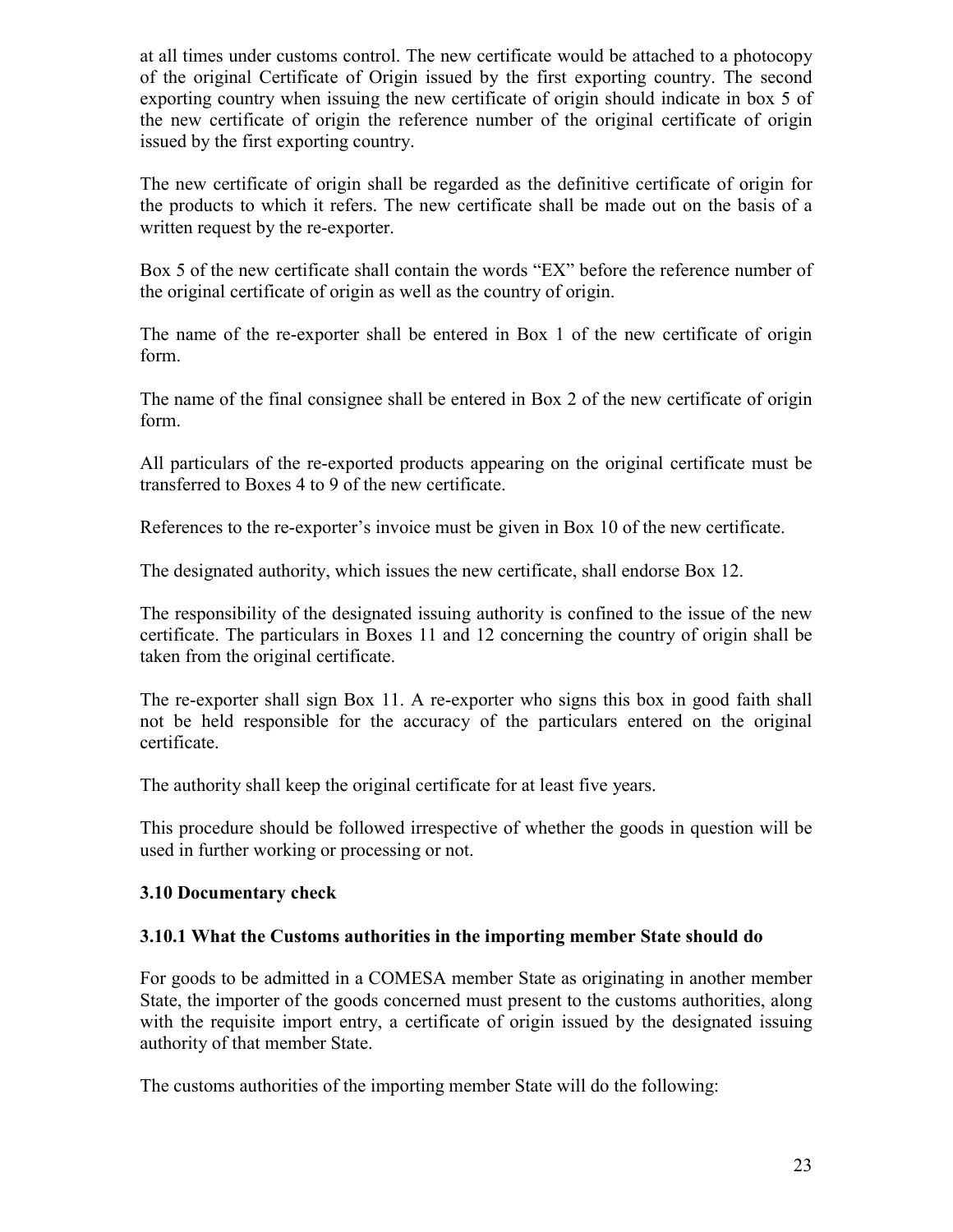at all times under customs control. The new certificate would be attached to a photocopy of the original Certificate of Origin issued by the first exporting country. The second exporting country when issuing the new certificate of origin should indicate in box 5 of the new certificate of origin the reference number of the original certificate of origin issued by the first exporting country.

The new certificate of origin shall be regarded as the definitive certificate of origin for the products to which it refers. The new certificate shall be made out on the basis of a written request by the re-exporter.

Box 5 of the new certificate shall contain the words "EX" before the reference number of the original certificate of origin as well as the country of origin.

The name of the re-exporter shall be entered in Box 1 of the new certificate of origin form.

The name of the final consignee shall be entered in Box 2 of the new certificate of origin form.

All particulars of the re-exported products appearing on the original certificate must be transferred to Boxes 4 to 9 of the new certificate.

References to the re-exporter's invoice must be given in Box 10 of the new certificate.

The designated authority, which issues the new certificate, shall endorse Box 12.

The responsibility of the designated issuing authority is confined to the issue of the new certificate. The particulars in Boxes 11 and 12 concerning the country of origin shall be taken from the original certificate.

The re-exporter shall sign Box 11. A re-exporter who signs this box in good faith shall not be held responsible for the accuracy of the particulars entered on the original certificate.

The authority shall keep the original certificate for at least five years.

This procedure should be followed irrespective of whether the goods in question will be used in further working or processing or not.

### 3.10 Documentary check

#### 3.10.1 What the Customs authorities in the importing member State should do

For goods to be admitted in a COMESA member State as originating in another member State, the importer of the goods concerned must present to the customs authorities, along with the requisite import entry, a certificate of origin issued by the designated issuing authority of that member State.

The customs authorities of the importing member State will do the following: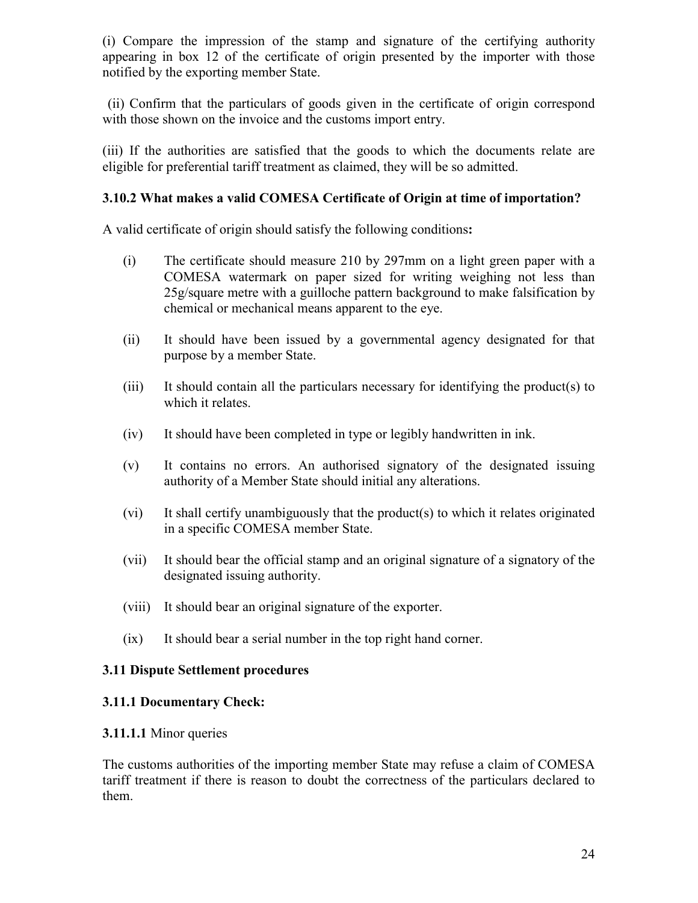(i) Compare the impression of the stamp and signature of the certifying authority appearing in box 12 of the certificate of origin presented by the importer with those notified by the exporting member State.

(ii) Confirm that the particulars of goods given in the certificate of origin correspond with those shown on the invoice and the customs import entry.

(iii) If the authorities are satisfied that the goods to which the documents relate are eligible for preferential tariff treatment as claimed, they will be so admitted.

### 3.10.2 What makes a valid COMESA Certificate of Origin at time of importation?

A valid certificate of origin should satisfy the following conditions**:**

(i) The certificate should measure 210 by 297mm on a light green paper with a COMESA watermark on paper sized for writing weighing not less than 25g/square metre with a guilloche pattern background to make falsification by chemical or mechanical means apparent to the eye.

(ii) It should have been issued by a governmental agency designated for that purpose by a member State.

(iii) It should contain all the particulars necessary for identifying the product(s) to which it relates.

(iv) It should have been completed in type or legibly handwritten in ink.

(v) It contains no errors. An authorised signatory of the designated issuing authority of a Member State should initial any alterations.

(vi) It shall certify unambiguously that the product(s) to which it relates originated in a specific COMESA member State.

(vii) It should bear the official stamp and an original signature of a signatory of the designated issuing authority.

(viii) It should bear an original signature of the exporter.

(ix) It should bear a serial number in the top right hand corner.

### 3.11 Dispute Settlement procedures

#### 3.11.1 Documentary Check:

**3.11.1.1** Minor queries

The customs authorities of the importing member State may refuse a claim of COMESA tariff treatment if there is reason to doubt the correctness of the particulars declared to them.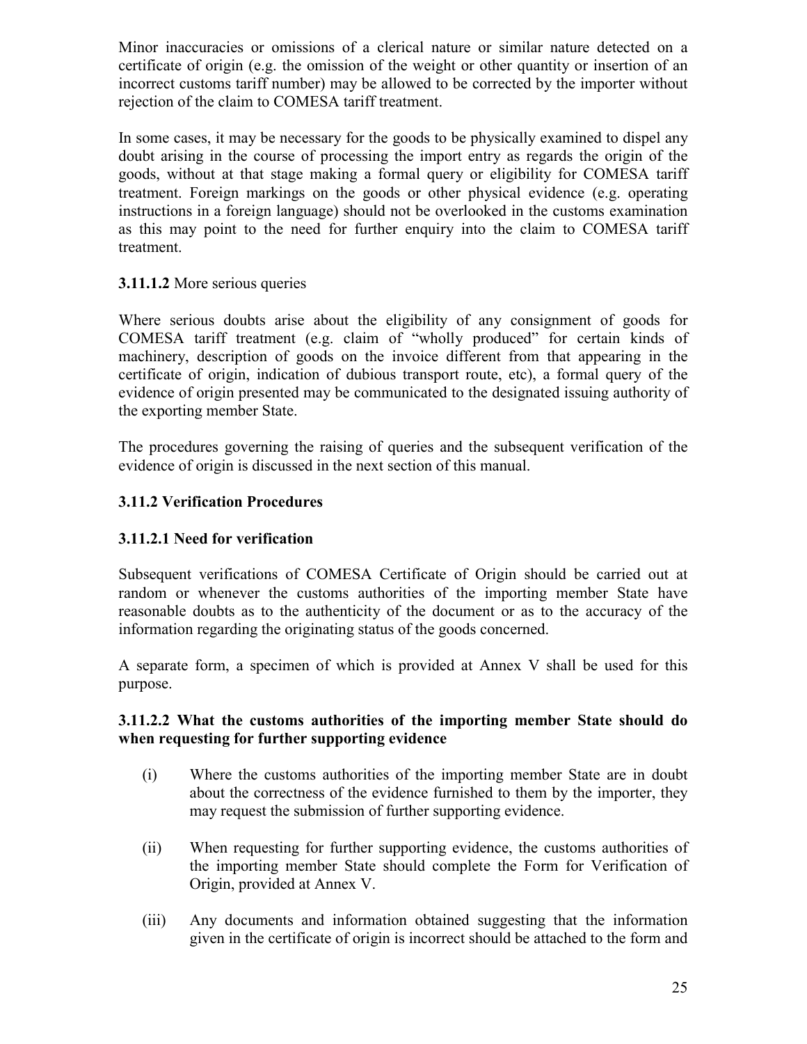Minor inaccuracies or omissions of a clerical nature or similar nature detected on a certificate of origin (e.g. the omission of the weight or other quantity or insertion of an incorrect customs tariff number) may be allowed to be corrected by the importer without rejection of the claim to COMESA tariff treatment.

In some cases, it may be necessary for the goods to be physically examined to dispel any doubt arising in the course of processing the import entry as regards the origin of the goods, without at that stage making a formal query or eligibility for COMESA tariff treatment. Foreign markings on the goods or other physical evidence (e.g. operating instructions in a foreign language) should not be overlooked in the customs examination as this may point to the need for further enquiry into the claim to COMESA tariff treatment.

**3.11.1.2** More serious queries

Where serious doubts arise about the eligibility of any consignment of goods for COMESA tariff treatment (e.g. claim of "wholly produced" for certain kinds of machinery, description of goods on the invoice different from that appearing in the certificate of origin, indication of dubious transport route, etc), a formal query of the evidence of origin presented may be communicated to the designated issuing authority of the exporting member State.

The procedures governing the raising of queries and the subsequent verification of the evidence of origin is discussed in the next section of this manual.

### 3.11.2 Verification Procedures

#### 3.11.2.1 Need for verification

Subsequent verifications of COMESA Certificate of Origin should be carried out at random or whenever the customs authorities of the importing member State have reasonable doubts as to the authenticity of the document or as to the accuracy of the information regarding the originating status of the goods concerned.

A separate form, a specimen of which is provided at Annex V shall be used for this purpose.

#### 3.11.2.2 What the customs authorities of the importing member State should do when requesting for further supporting evidence

(i) Where the customs authorities of the importing member State are in doubt about the correctness of the evidence furnished to them by the importer, they may request the submission of further supporting evidence.

(ii) When requesting for further supporting evidence, the customs authorities of the importing member State should complete the Form for Verification of Origin, provided at Annex V.

(iii) Any documents and information obtained suggesting that the information given in the certificate of origin is incorrect should be attached to the form and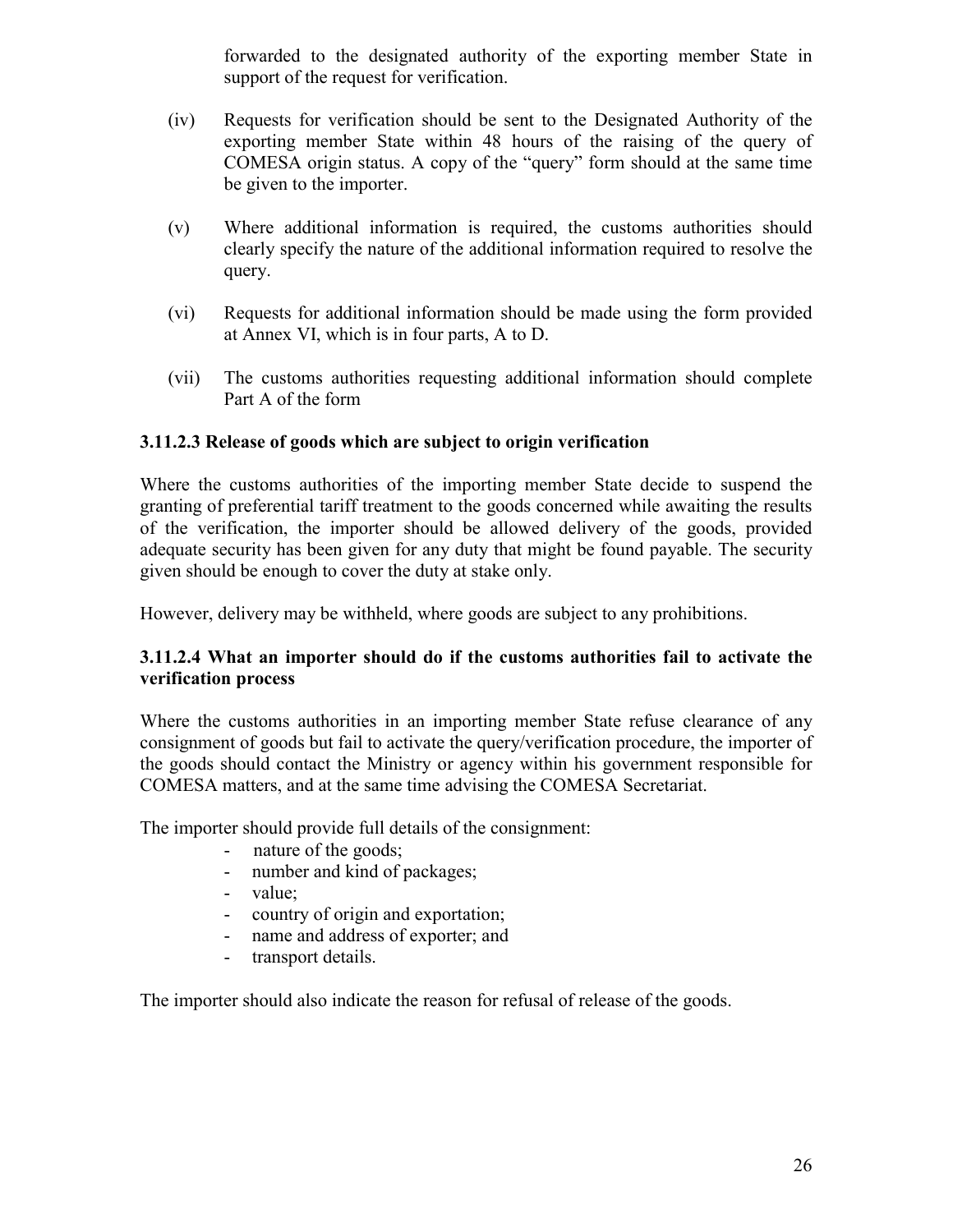forwarded to the designated authority of the exporting member State in support of the request for verification.

(iv) Requests for verification should be sent to the Designated Authority of the exporting member State within 48 hours of the raising of the query of COMESA origin status. A copy of the "query" form should at the same time be given to the importer.

(v) Where additional information is required, the customs authorities should clearly specify the nature of the additional information required to resolve the query.

(vi) Requests for additional information should be made using the form provided at Annex VI, which is in four parts, A to D.

(vii) The customs authorities requesting additional information should complete Part A of the form

### 3.11.2.3 Release of goods which are subject to origin verification

Where the customs authorities of the importing member State decide to suspend the granting of preferential tariff treatment to the goods concerned while awaiting the results of the verification, the importer should be allowed delivery of the goods, provided adequate security has been given for any duty that might be found payable. The security given should be enough to cover the duty at stake only.

However, delivery may be withheld, where goods are subject to any prohibitions.

### 3.11.2.4 What an importer should do if the customs authorities fail to activate the verification process

Where the customs authorities in an importing member State refuse clearance of any consignment of goods but fail to activate the query/verification procedure, the importer of the goods should contact the Ministry or agency within his government responsible for COMESA matters, and at the same time advising the COMESA Secretariat.

The importer should provide full details of the consignment:

- nature of the goods;
- number and kind of packages;
- value;
- country of origin and exportation;
- name and address of exporter; and
- transport details.

The importer should also indicate the reason for refusal of release of the goods.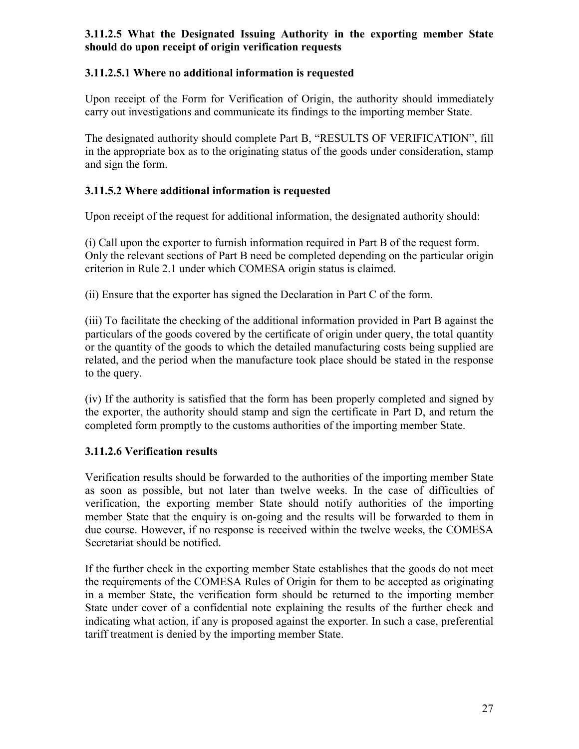### 3.11.2.5 What the Designated Issuing Authority in the exporting member State should do upon receipt of origin verification requests

#### 3.11.2.5.1 Where no additional information is requested

Upon receipt of the Form for Verification of Origin, the authority should immediately carry out investigations and communicate its findings to the importing member State.

The designated authority should complete Part B, "RESULTS OF VERIFICATION", fill in the appropriate box as to the originating status of the goods under consideration, stamp and sign the form.

#### 3.11.5.2 Where additional information is requested

Upon receipt of the request for additional information, the designated authority should:

(i) Call upon the exporter to furnish information required in Part B of the request form. Only the relevant sections of Part B need be completed depending on the particular origin criterion in Rule 2.1 under which COMESA origin status is claimed.

(ii) Ensure that the exporter has signed the Declaration in Part C of the form.

(iii) To facilitate the checking of the additional information provided in Part B against the particulars of the goods covered by the certificate of origin under query, the total quantity or the quantity of the goods to which the detailed manufacturing costs being supplied are related, and the period when the manufacture took place should be stated in the response to the query.

(iv) If the authority is satisfied that the form has been properly completed and signed by the exporter, the authority should stamp and sign the certificate in Part D, and return the completed form promptly to the customs authorities of the importing member State.

### 3.11.2.6 Verification results

Verification results should be forwarded to the authorities of the importing member State as soon as possible, but not later than twelve weeks. In the case of difficulties of verification, the exporting member State should notify authorities of the importing member State that the enquiry is on-going and the results will be forwarded to them in due course. However, if no response is received within the twelve weeks, the COMESA Secretariat should be notified.

If the further check in the exporting member State establishes that the goods do not meet the requirements of the COMESA Rules of Origin for them to be accepted as originating in a member State, the verification form should be returned to the importing member State under cover of a confidential note explaining the results of the further check and indicating what action, if any is proposed against the exporter. In such a case, preferential tariff treatment is denied by the importing member State.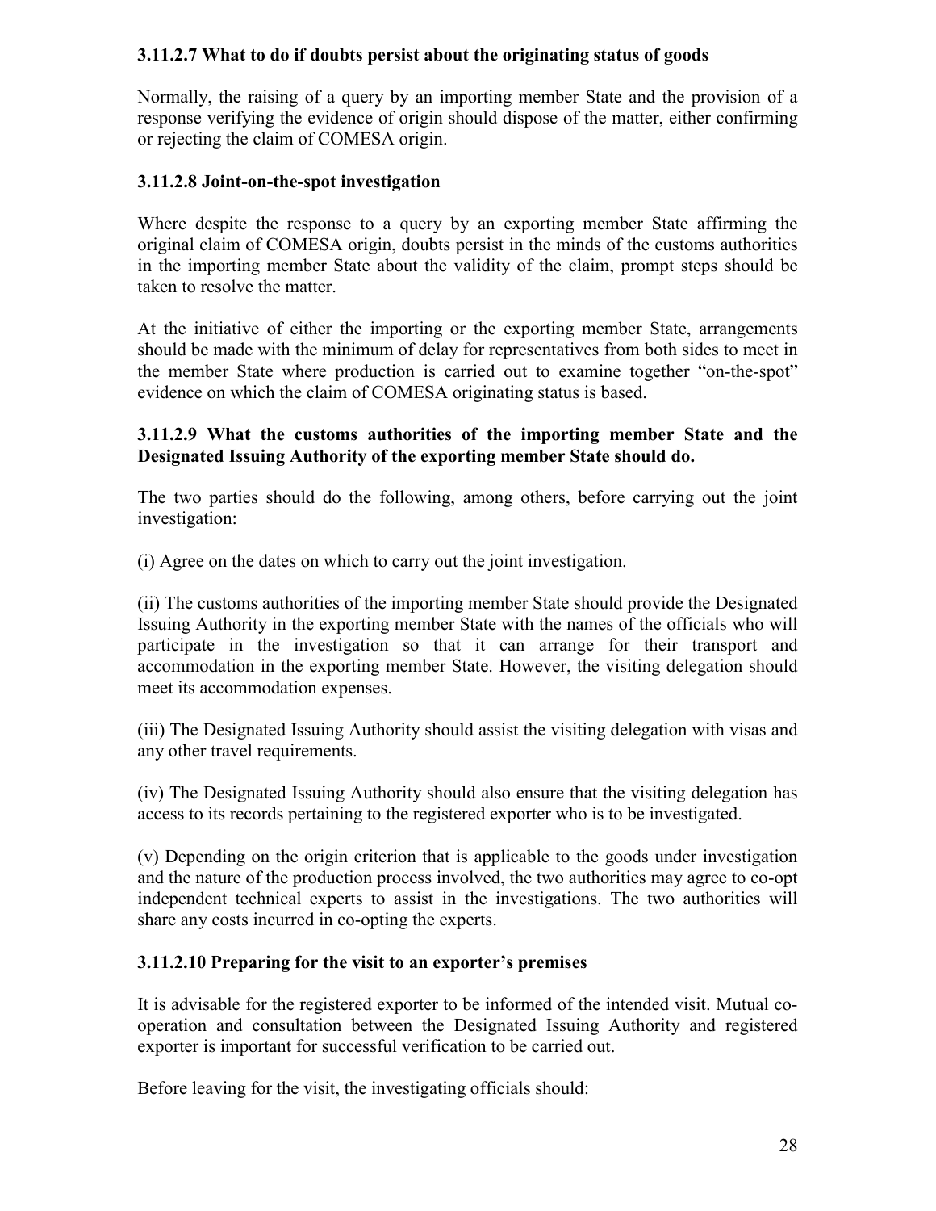#### 3.11.2.7 What to do if doubts persist about the originating status of goods

Normally, the raising of a query by an importing member State and the provision of a response verifying the evidence of origin should dispose of the matter, either confirming or rejecting the claim of COMESA origin.

#### 3.11.2.8 Joint-on-the-spot investigation

Where despite the response to a query by an exporting member State affirming the original claim of COMESA origin, doubts persist in the minds of the customs authorities in the importing member State about the validity of the claim, prompt steps should be taken to resolve the matter.

At the initiative of either the importing or the exporting member State, arrangements should be made with the minimum of delay for representatives from both sides to meet in the member State where production is carried out to examine together "on-the-spot" evidence on which the claim of COMESA originating status is based.

#### 3.11.2.9 What the customs authorities of the importing member State and the Designated Issuing Authority of the exporting member State should do.

The two parties should do the following, among others, before carrying out the joint investigation:

(i) Agree on the dates on which to carry out the joint investigation.

(ii) The customs authorities of the importing member State should provide the Designated Issuing Authority in the exporting member State with the names of the officials who will participate in the investigation so that it can arrange for their transport and accommodation in the exporting member State. However, the visiting delegation should meet its accommodation expenses.

(iii) The Designated Issuing Authority should assist the visiting delegation with visas and any other travel requirements.

(iv) The Designated Issuing Authority should also ensure that the visiting delegation has access to its records pertaining to the registered exporter who is to be investigated.

(v) Depending on the origin criterion that is applicable to the goods under investigation and the nature of the production process involved, the two authorities may agree to co-opt independent technical experts to assist in the investigations. The two authorities will share any costs incurred in co-opting the experts.

#### 3.11.2.10 Preparing for the visit to an exporter's premises

It is advisable for the registered exporter to be informed of the intended visit. Mutual co-operation and consultation between the Designated Issuing Authority and registered exporter is important for successful verification to be carried out.

Before leaving for the visit, the investigating officials should: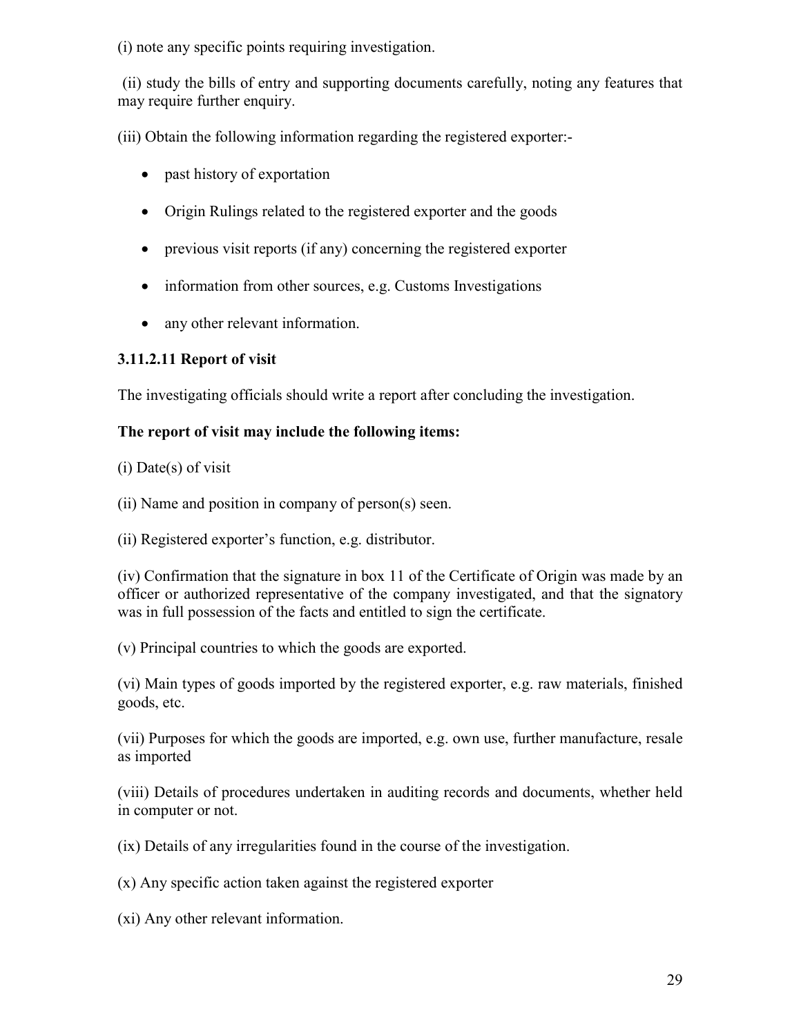(i) note any specific points requiring investigation.

(ii) study the bills of entry and supporting documents carefully, noting any features that may require further enquiry.

(iii) Obtain the following information regarding the registered exporter:-

- past history of exportation
- Origin Rulings related to the registered exporter and the goods
- previous visit reports (if any) concerning the registered exporter
- information from other sources, e.g. Customs Investigations
- any other relevant information.

### 3.11.2.11 Report of visit

The investigating officials should write a report after concluding the investigation.

**The report of visit may include the following items:**

(i) Date(s) of visit

(ii) Name and position in company of person(s) seen.

(ii) Registered exporter's function, e.g. distributor.

(iv) Confirmation that the signature in box 11 of the Certificate of Origin was made by an officer or authorized representative of the company investigated, and that the signatory was in full possession of the facts and entitled to sign the certificate.

(v) Principal countries to which the goods are exported.

(vi) Main types of goods imported by the registered exporter, e.g. raw materials, finished goods, etc.

(vii) Purposes for which the goods are imported, e.g. own use, further manufacture, resale as imported

(viii) Details of procedures undertaken in auditing records and documents, whether held in computer or not.

(ix) Details of any irregularities found in the course of the investigation.

(x) Any specific action taken against the registered exporter

(xi) Any other relevant information.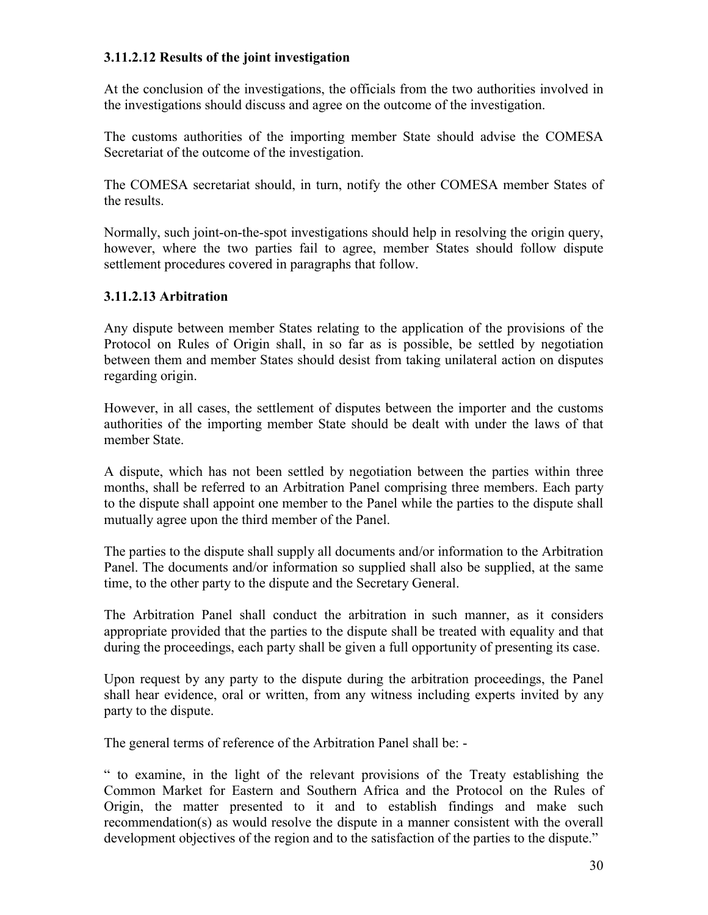### 3.11.2.12 Results of the joint investigation

At the conclusion of the investigations, the officials from the two authorities involved in the investigations should discuss and agree on the outcome of the investigation.

The customs authorities of the importing member State should advise the COMESA Secretariat of the outcome of the investigation.

The COMESA secretariat should, in turn, notify the other COMESA member States of the results.

Normally, such joint-on-the-spot investigations should help in resolving the origin query, however, where the two parties fail to agree, member States should follow dispute settlement procedures covered in paragraphs that follow.

### 3.11.2.13 Arbitration

Any dispute between member States relating to the application of the provisions of the Protocol on Rules of Origin shall, in so far as is possible, be settled by negotiation between them and member States should desist from taking unilateral action on disputes regarding origin.

However, in all cases, the settlement of disputes between the importer and the customs authorities of the importing member State should be dealt with under the laws of that member State.

A dispute, which has not been settled by negotiation between the parties within three months, shall be referred to an Arbitration Panel comprising three members. Each party to the dispute shall appoint one member to the Panel while the parties to the dispute shall mutually agree upon the third member of the Panel.

The parties to the dispute shall supply all documents and/or information to the Arbitration Panel. The documents and/or information so supplied shall also be supplied, at the same time, to the other party to the dispute and the Secretary General.

The Arbitration Panel shall conduct the arbitration in such manner, as it considers appropriate provided that the parties to the dispute shall be treated with equality and that during the proceedings, each party shall be given a full opportunity of presenting its case.

Upon request by any party to the dispute during the arbitration proceedings, the Panel shall hear evidence, oral or written, from any witness including experts invited by any party to the dispute.

The general terms of reference of the Arbitration Panel shall be: -

" to examine, in the light of the relevant provisions of the Treaty establishing the Common Market for Eastern and Southern Africa and the Protocol on the Rules of Origin, the matter presented to it and to establish findings and make such recommendation(s) as would resolve the dispute in a manner consistent with the overall development objectives of the region and to the satisfaction of the parties to the dispute."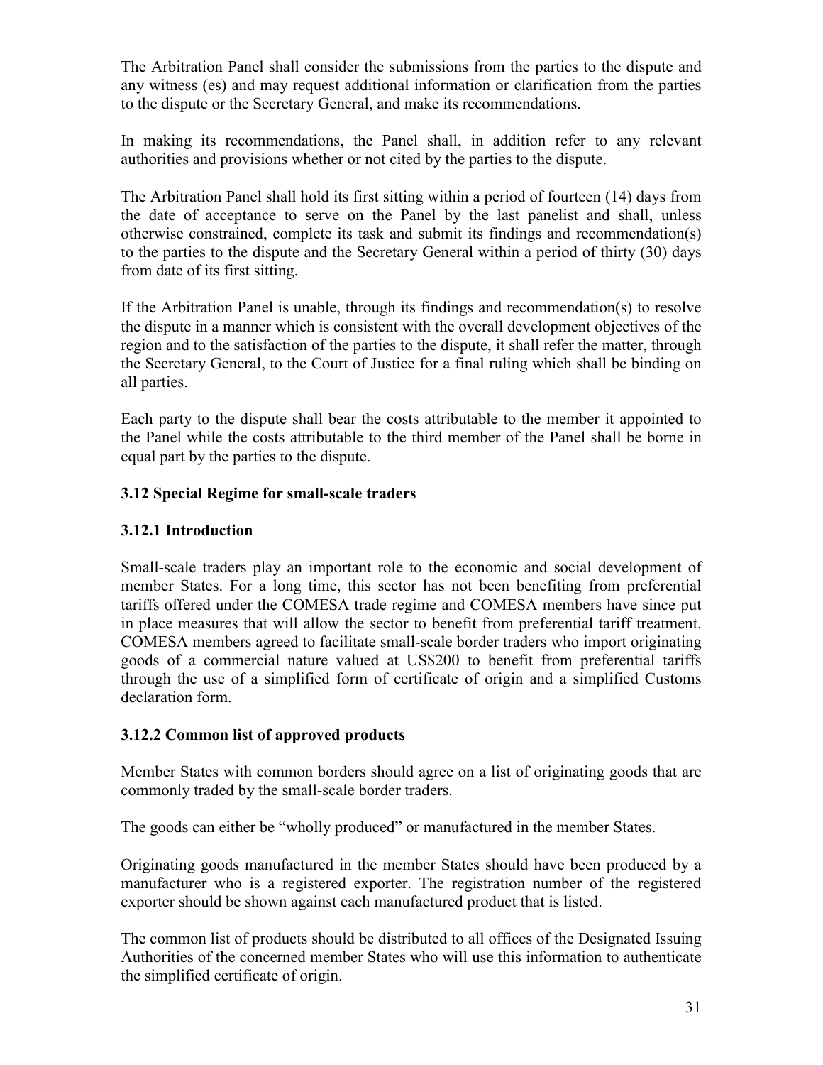The Arbitration Panel shall consider the submissions from the parties to the dispute and any witness (es) and may request additional information or clarification from the parties to the dispute or the Secretary General, and make its recommendations.

In making its recommendations, the Panel shall, in addition refer to any relevant authorities and provisions whether or not cited by the parties to the dispute.

The Arbitration Panel shall hold its first sitting within a period of fourteen (14) days from the date of acceptance to serve on the Panel by the last panelist and shall, unless otherwise constrained, complete its task and submit its findings and recommendation(s) to the parties to the dispute and the Secretary General within a period of thirty (30) days from date of its first sitting.

If the Arbitration Panel is unable, through its findings and recommendation(s) to resolve the dispute in a manner which is consistent with the overall development objectives of the region and to the satisfaction of the parties to the dispute, it shall refer the matter, through the Secretary General, to the Court of Justice for a final ruling which shall be binding on all parties.

Each party to the dispute shall bear the costs attributable to the member it appointed to the Panel while the costs attributable to the third member of the Panel shall be borne in equal part by the parties to the dispute.

## 3.12 Special Regime for small-scale traders

### 3.12.1 Introduction

Small-scale traders play an important role to the economic and social development of member States. For a long time, this sector has not been benefiting from preferential tariffs offered under the COMESA trade regime and COMESA members have since put in place measures that will allow the sector to benefit from preferential tariff treatment. COMESA members agreed to facilitate small-scale border traders who import originating goods of a commercial nature valued at US$200 to benefit from preferential tariffs through the use of a simplified form of certificate of origin and a simplified Customs declaration form.

### 3.12.2 Common list of approved products

Member States with common borders should agree on a list of originating goods that are commonly traded by the small-scale border traders.

The goods can either be "wholly produced" or manufactured in the member States.

Originating goods manufactured in the member States should have been produced by a manufacturer who is a registered exporter. The registration number of the registered exporter should be shown against each manufactured product that is listed.

The common list of products should be distributed to all offices of the Designated Issuing Authorities of the concerned member States who will use this information to authenticate the simplified certificate of origin.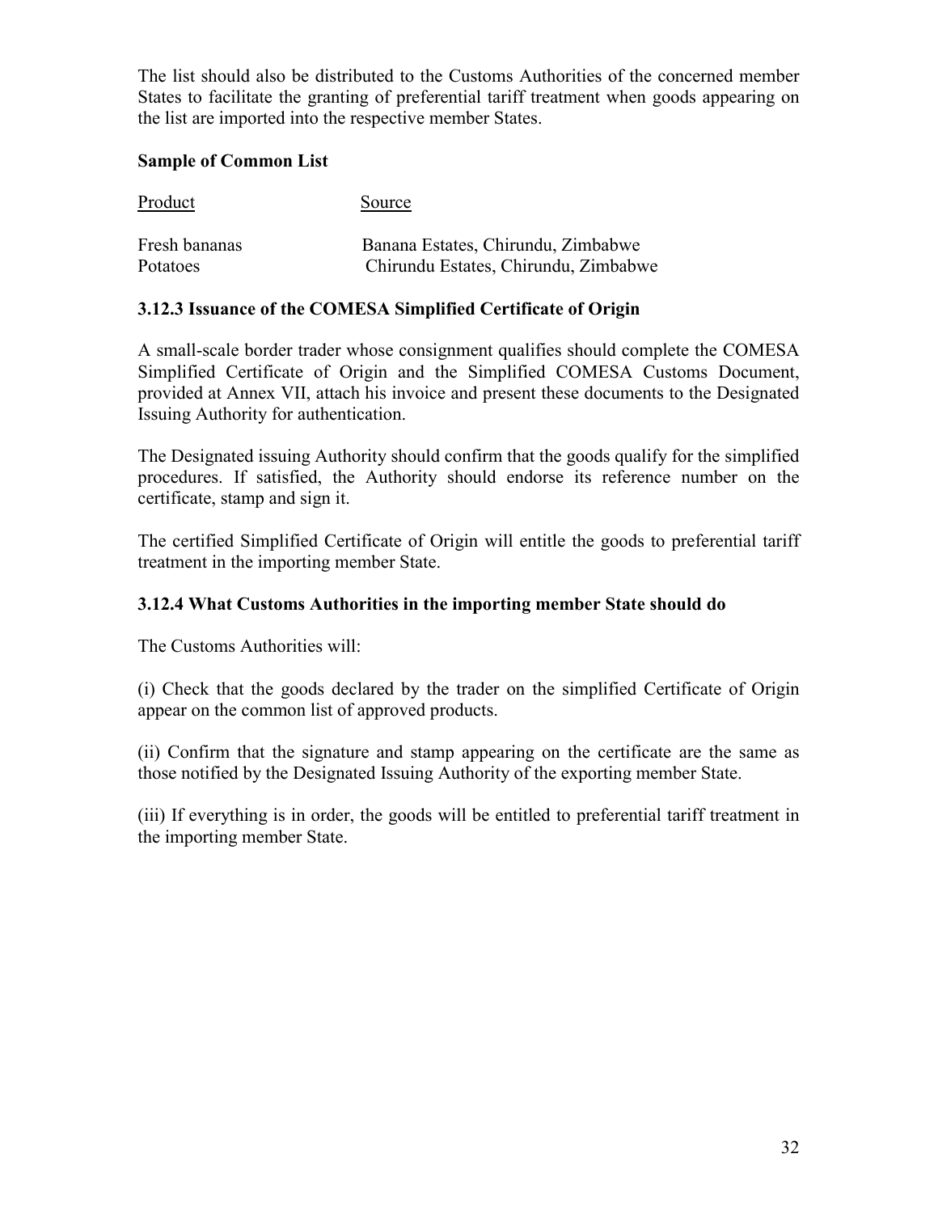The list should also be distributed to the Customs Authorities of the concerned member States to facilitate the granting of preferential tariff treatment when goods appearing on the list are imported into the respective member States.

**Sample of Common List**

| Product | Source |
|---|---|
| Fresh bananas | Banana Estates, Chirundu, Zimbabwe |
| Potatoes | Chirundu Estates, Chirundu, Zimbabwe |

### 3.12.3 Issuance of the COMESA Simplified Certificate of Origin

A small-scale border trader whose consignment qualifies should complete the COMESA Simplified Certificate of Origin and the Simplified COMESA Customs Document, provided at Annex VII, attach his invoice and present these documents to the Designated Issuing Authority for authentication.

The Designated issuing Authority should confirm that the goods qualify for the simplified procedures. If satisfied, the Authority should endorse its reference number on the certificate, stamp and sign it.

The certified Simplified Certificate of Origin will entitle the goods to preferential tariff treatment in the importing member State.

### 3.12.4 What Customs Authorities in the importing member State should do

The Customs Authorities will:

(i) Check that the goods declared by the trader on the simplified Certificate of Origin appear on the common list of approved products.

(ii) Confirm that the signature and stamp appearing on the certificate are the same as those notified by the Designated Issuing Authority of the exporting member State.

(iii) If everything is in order, the goods will be entitled to preferential tariff treatment in the importing member State.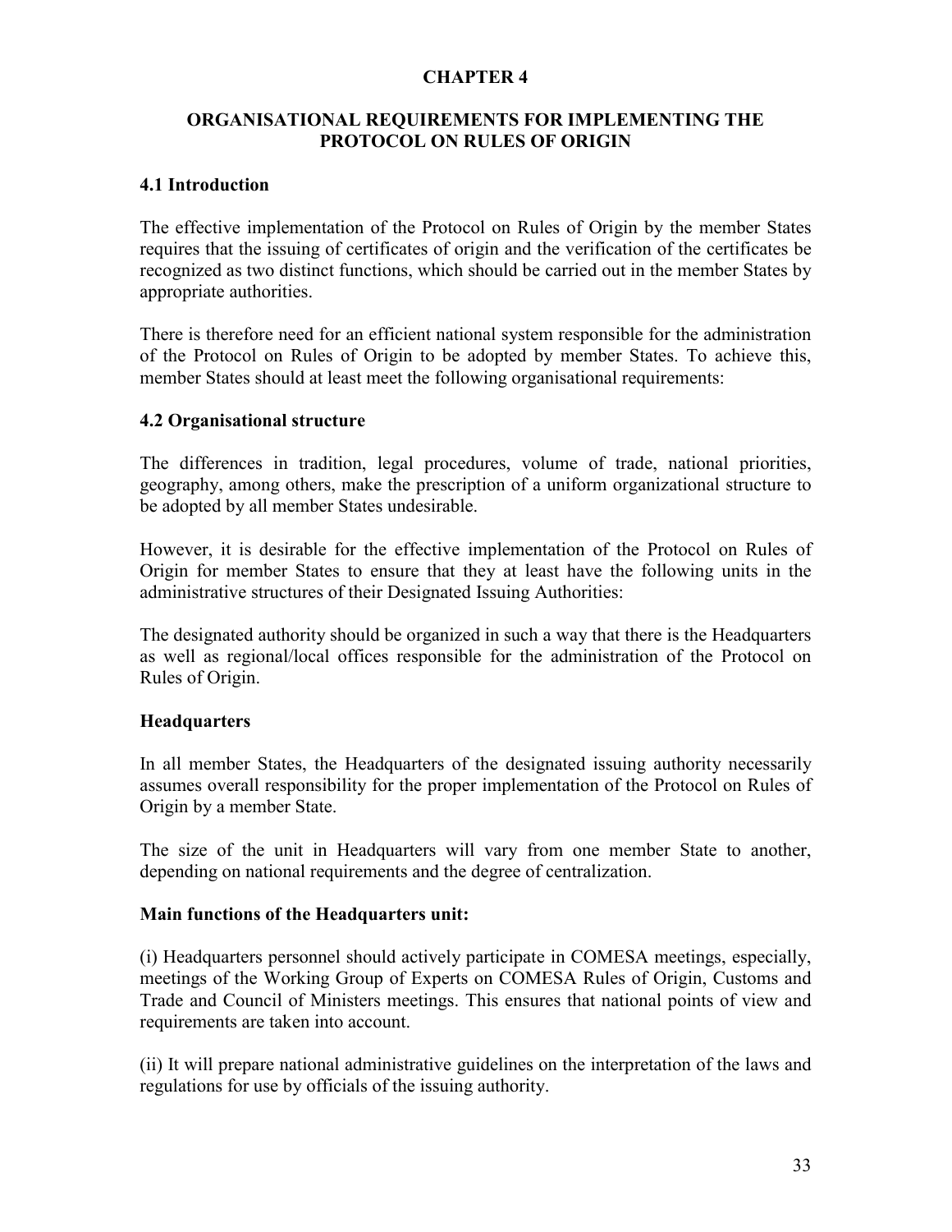# CHAPTER 4

## ORGANISATIONAL REQUIREMENTS FOR IMPLEMENTING THE PROTOCOL ON RULES OF ORIGIN

### 4.1 Introduction

The effective implementation of the Protocol on Rules of Origin by the member States requires that the issuing of certificates of origin and the verification of the certificates be recognized as two distinct functions, which should be carried out in the member States by appropriate authorities.

There is therefore need for an efficient national system responsible for the administration of the Protocol on Rules of Origin to be adopted by member States. To achieve this, member States should at least meet the following organisational requirements:

### 4.2 Organisational structure

The differences in tradition, legal procedures, volume of trade, national priorities, geography, among others, make the prescription of a uniform organizational structure to be adopted by all member States undesirable.

However, it is desirable for the effective implementation of the Protocol on Rules of Origin for member States to ensure that they at least have the following units in the administrative structures of their Designated Issuing Authorities:

The designated authority should be organized in such a way that there is the Headquarters as well as regional/local offices responsible for the administration of the Protocol on Rules of Origin.

#### Headquarters

In all member States, the Headquarters of the designated issuing authority necessarily assumes overall responsibility for the proper implementation of the Protocol on Rules of Origin by a member State.

The size of the unit in Headquarters will vary from one member State to another, depending on national requirements and the degree of centralization.

**Main functions of the Headquarters unit:**

(i) Headquarters personnel should actively participate in COMESA meetings, especially, meetings of the Working Group of Experts on COMESA Rules of Origin, Customs and Trade and Council of Ministers meetings. This ensures that national points of view and requirements are taken into account.

(ii) It will prepare national administrative guidelines on the interpretation of the laws and regulations for use by officials of the issuing authority.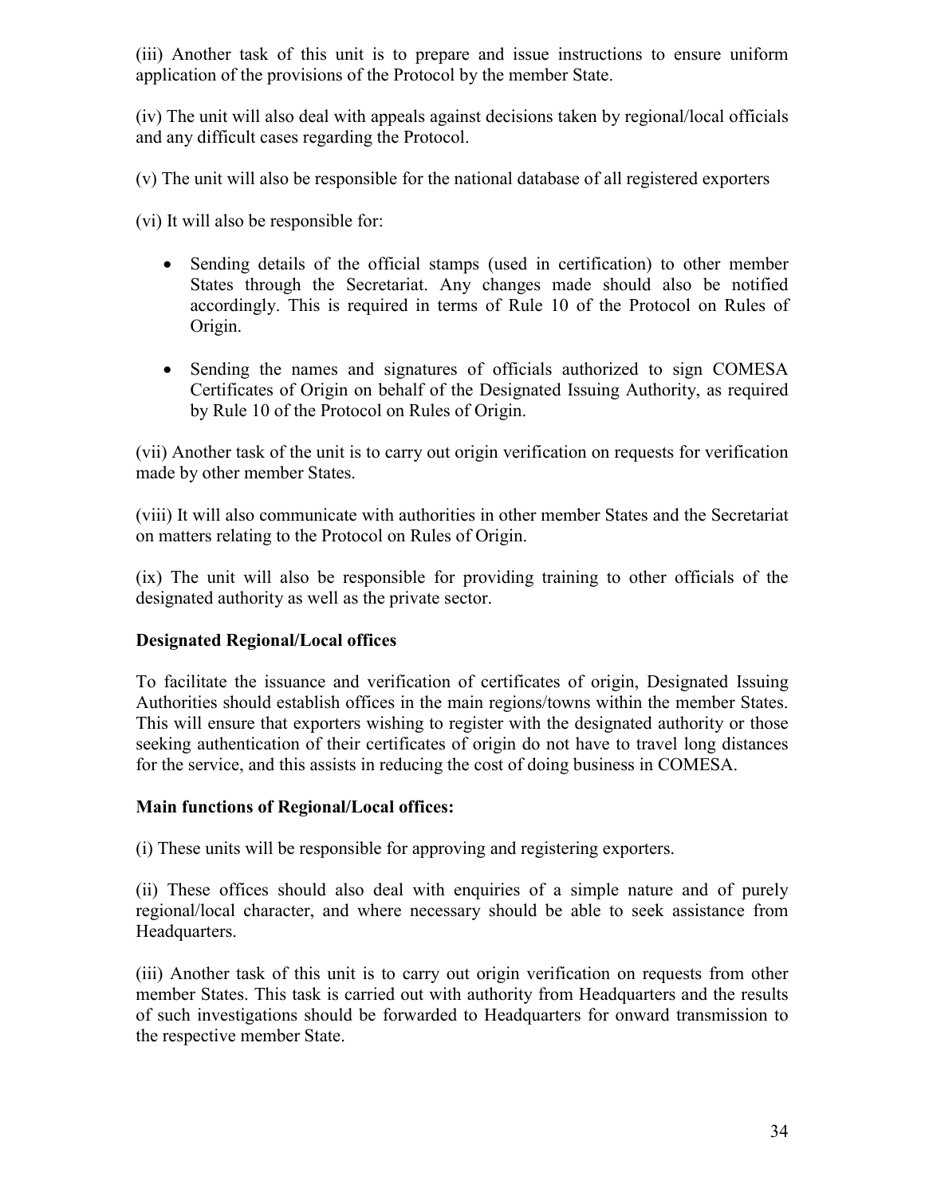(iii) Another task of this unit is to prepare and issue instructions to ensure uniform application of the provisions of the Protocol by the member State.

(iv) The unit will also deal with appeals against decisions taken by regional/local officials and any difficult cases regarding the Protocol.

(v) The unit will also be responsible for the national database of all registered exporters

(vi) It will also be responsible for:

- Sending details of the official stamps (used in certification) to other member States through the Secretariat. Any changes made should also be notified accordingly. This is required in terms of Rule 10 of the Protocol on Rules of Origin.

- Sending the names and signatures of officials authorized to sign COMESA Certificates of Origin on behalf of the Designated Issuing Authority, as required by Rule 10 of the Protocol on Rules of Origin.

(vii) Another task of the unit is to carry out origin verification on requests for verification made by other member States.

(viii) It will also communicate with authorities in other member States and the Secretariat on matters relating to the Protocol on Rules of Origin.

(ix) The unit will also be responsible for providing training to other officials of the designated authority as well as the private sector.

**Designated Regional/Local offices**

To facilitate the issuance and verification of certificates of origin, Designated Issuing Authorities should establish offices in the main regions/towns within the member States. This will ensure that exporters wishing to register with the designated authority or those seeking authentication of their certificates of origin do not have to travel long distances for the service, and this assists in reducing the cost of doing business in COMESA.

**Main functions of Regional/Local offices:**

(i) These units will be responsible for approving and registering exporters.

(ii) These offices should also deal with enquiries of a simple nature and of purely regional/local character, and where necessary should be able to seek assistance from Headquarters.

(iii) Another task of this unit is to carry out origin verification on requests from other member States. This task is carried out with authority from Headquarters and the results of such investigations should be forwarded to Headquarters for onward transmission to the respective member State.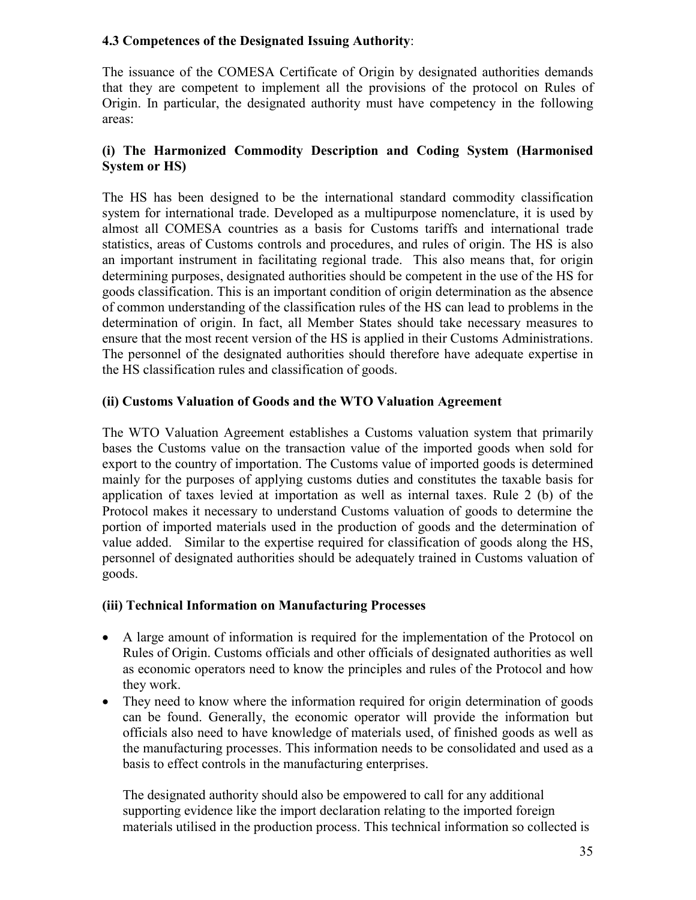### 4.3 Competences of the Designated Issuing Authority:

The issuance of the COMESA Certificate of Origin by designated authorities demands that they are competent to implement all the provisions of the protocol on Rules of Origin. In particular, the designated authority must have competency in the following areas:

#### (i) The Harmonized Commodity Description and Coding System (Harmonised System or HS)

The HS has been designed to be the international standard commodity classification system for international trade. Developed as a multipurpose nomenclature, it is used by almost all COMESA countries as a basis for Customs tariffs and international trade statistics, areas of Customs controls and procedures, and rules of origin. The HS is also an important instrument in facilitating regional trade. This also means that, for origin determining purposes, designated authorities should be competent in the use of the HS for goods classification. This is an important condition of origin determination as the absence of common understanding of the classification rules of the HS can lead to problems in the determination of origin. In fact, all Member States should take necessary measures to ensure that the most recent version of the HS is applied in their Customs Administrations. The personnel of the designated authorities should therefore have adequate expertise in the HS classification rules and classification of goods.

#### (ii) Customs Valuation of Goods and the WTO Valuation Agreement

The WTO Valuation Agreement establishes a Customs valuation system that primarily bases the Customs value on the transaction value of the imported goods when sold for export to the country of importation. The Customs value of imported goods is determined mainly for the purposes of applying customs duties and constitutes the taxable basis for application of taxes levied at importation as well as internal taxes. Rule 2 (b) of the Protocol makes it necessary to understand Customs valuation of goods to determine the portion of imported materials used in the production of goods and the determination of value added. Similar to the expertise required for classification of goods along the HS, personnel of designated authorities should be adequately trained in Customs valuation of goods.

#### (iii) Technical Information on Manufacturing Processes

- A large amount of information is required for the implementation of the Protocol on Rules of Origin. Customs officials and other officials of designated authorities as well as economic operators need to know the principles and rules of the Protocol and how they work.
- They need to know where the information required for origin determination of goods can be found. Generally, the economic operator will provide the information but officials also need to have knowledge of materials used, of finished goods as well as the manufacturing processes. This information needs to be consolidated and used as a basis to effect controls in the manufacturing enterprises.

  The designated authority should also be empowered to call for any additional supporting evidence like the import declaration relating to the imported foreign materials utilised in the production process. This technical information so collected is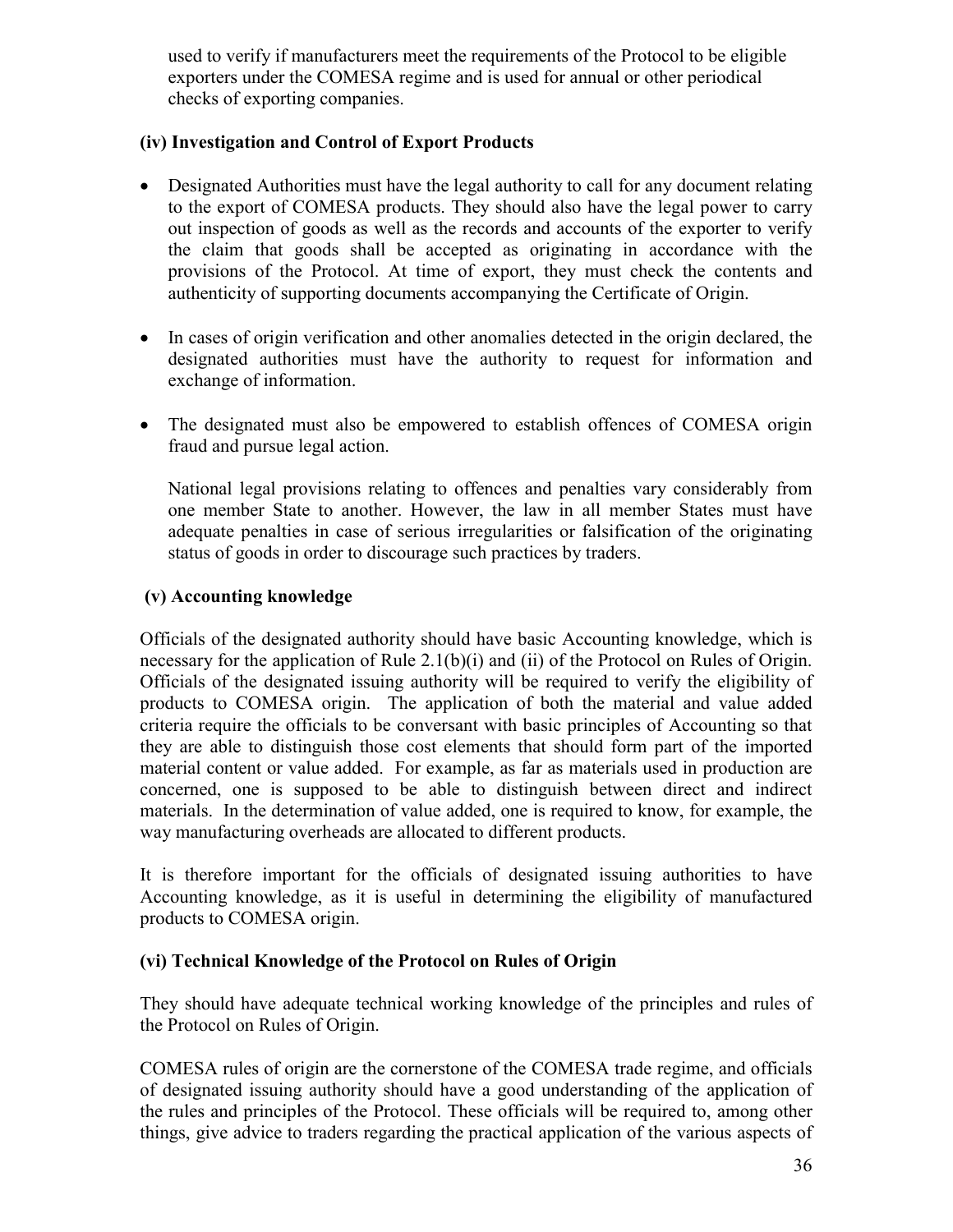used to verify if manufacturers meet the requirements of the Protocol to be eligible exporters under the COMESA regime and is used for annual or other periodical checks of exporting companies.

**(iv) Investigation and Control of Export Products**

- Designated Authorities must have the legal authority to call for any document relating to the export of COMESA products. They should also have the legal power to carry out inspection of goods as well as the records and accounts of the exporter to verify the claim that goods shall be accepted as originating in accordance with the provisions of the Protocol. At time of export, they must check the contents and authenticity of supporting documents accompanying the Certificate of Origin.

- In cases of origin verification and other anomalies detected in the origin declared, the designated authorities must have the authority to request for information and exchange of information.

- The designated must also be empowered to establish offences of COMESA origin fraud and pursue legal action.

  National legal provisions relating to offences and penalties vary considerably from one member State to another. However, the law in all member States must have adequate penalties in case of serious irregularities or falsification of the originating status of goods in order to discourage such practices by traders.

**(v) Accounting knowledge**

Officials of the designated authority should have basic Accounting knowledge, which is necessary for the application of Rule 2.1(b)(i) and (ii) of the Protocol on Rules of Origin. Officials of the designated issuing authority will be required to verify the eligibility of products to COMESA origin. The application of both the material and value added criteria require the officials to be conversant with basic principles of Accounting so that they are able to distinguish those cost elements that should form part of the imported material content or value added. For example, as far as materials used in production are concerned, one is supposed to be able to distinguish between direct and indirect materials. In the determination of value added, one is required to know, for example, the way manufacturing overheads are allocated to different products.

It is therefore important for the officials of designated issuing authorities to have Accounting knowledge, as it is useful in determining the eligibility of manufactured products to COMESA origin.

**(vi) Technical Knowledge of the Protocol on Rules of Origin**

They should have adequate technical working knowledge of the principles and rules of the Protocol on Rules of Origin.

COMESA rules of origin are the cornerstone of the COMESA trade regime, and officials of designated issuing authority should have a good understanding of the application of the rules and principles of the Protocol. These officials will be required to, among other things, give advice to traders regarding the practical application of the various aspects of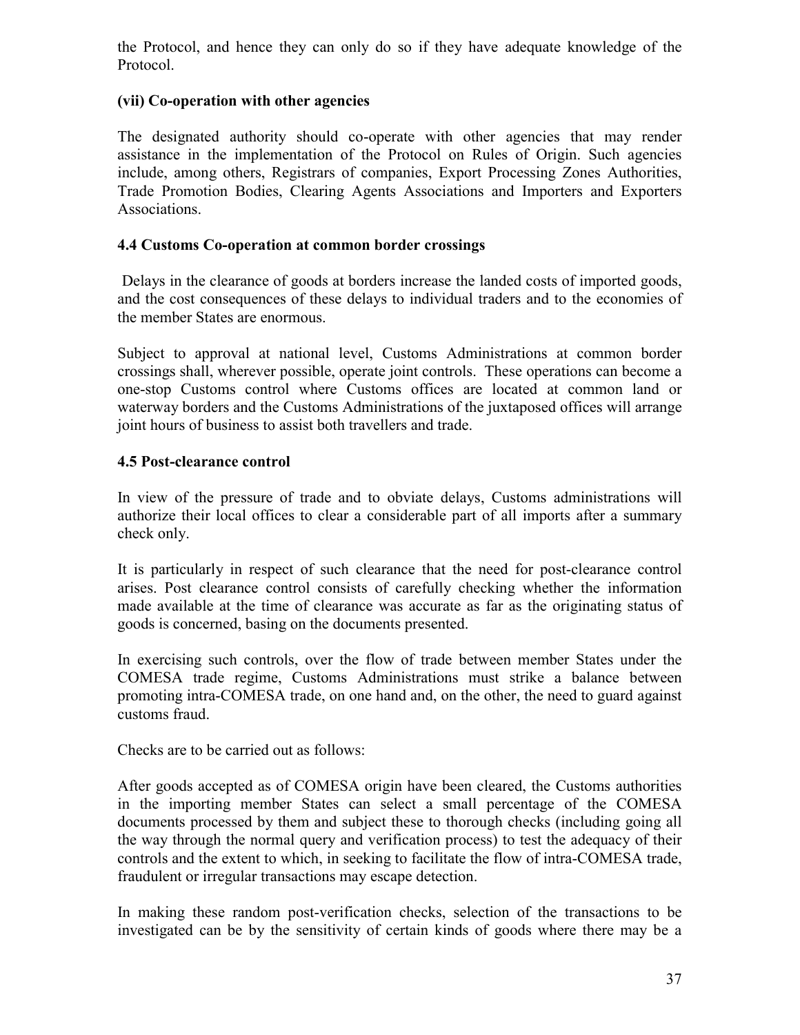the Protocol, and hence they can only do so if they have adequate knowledge of the Protocol.

**(vii) Co-operation with other agencies**

The designated authority should co-operate with other agencies that may render assistance in the implementation of the Protocol on Rules of Origin. Such agencies include, among others, Registrars of companies, Export Processing Zones Authorities, Trade Promotion Bodies, Clearing Agents Associations and Importers and Exporters Associations.

### 4.4 Customs Co-operation at common border crossings

Delays in the clearance of goods at borders increase the landed costs of imported goods, and the cost consequences of these delays to individual traders and to the economies of the member States are enormous.

Subject to approval at national level, Customs Administrations at common border crossings shall, wherever possible, operate joint controls. These operations can become a one-stop Customs control where Customs offices are located at common land or waterway borders and the Customs Administrations of the juxtaposed offices will arrange joint hours of business to assist both travellers and trade.

### 4.5 Post-clearance control

In view of the pressure of trade and to obviate delays, Customs administrations will authorize their local offices to clear a considerable part of all imports after a summary check only.

It is particularly in respect of such clearance that the need for post-clearance control arises. Post clearance control consists of carefully checking whether the information made available at the time of clearance was accurate as far as the originating status of goods is concerned, basing on the documents presented.

In exercising such controls, over the flow of trade between member States under the COMESA trade regime, Customs Administrations must strike a balance between promoting intra-COMESA trade, on one hand and, on the other, the need to guard against customs fraud.

Checks are to be carried out as follows:

After goods accepted as of COMESA origin have been cleared, the Customs authorities in the importing member States can select a small percentage of the COMESA documents processed by them and subject these to thorough checks (including going all the way through the normal query and verification process) to test the adequacy of their controls and the extent to which, in seeking to facilitate the flow of intra-COMESA trade, fraudulent or irregular transactions may escape detection.

In making these random post-verification checks, selection of the transactions to be investigated can be by the sensitivity of certain kinds of goods where there may be a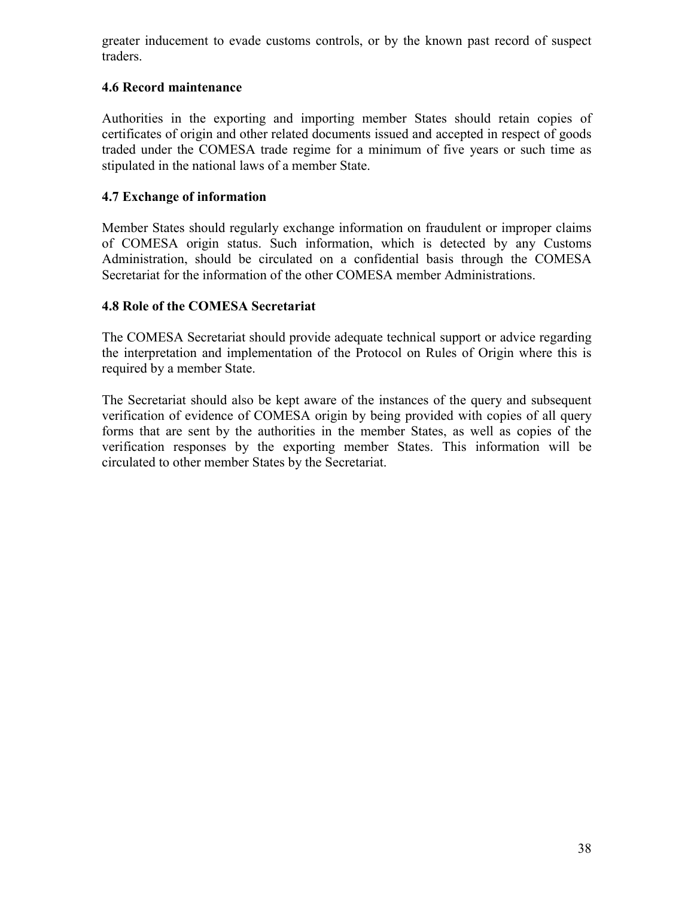greater inducement to evade customs controls, or by the known past record of suspect traders.

### 4.6 Record maintenance

Authorities in the exporting and importing member States should retain copies of certificates of origin and other related documents issued and accepted in respect of goods traded under the COMESA trade regime for a minimum of five years or such time as stipulated in the national laws of a member State.

### 4.7 Exchange of information

Member States should regularly exchange information on fraudulent or improper claims of COMESA origin status. Such information, which is detected by any Customs Administration, should be circulated on a confidential basis through the COMESA Secretariat for the information of the other COMESA member Administrations.

### 4.8 Role of the COMESA Secretariat

The COMESA Secretariat should provide adequate technical support or advice regarding the interpretation and implementation of the Protocol on Rules of Origin where this is required by a member State.

The Secretariat should also be kept aware of the instances of the query and subsequent verification of evidence of COMESA origin by being provided with copies of all query forms that are sent by the authorities in the member States, as well as copies of the verification responses by the exporting member States. This information will be circulated to other member States by the Secretariat.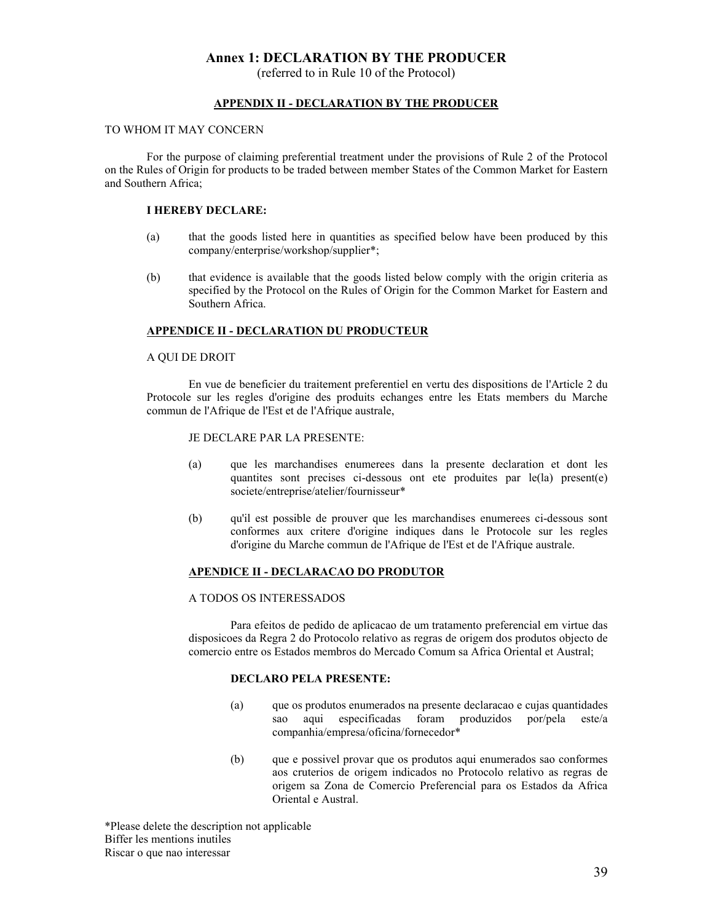## Annex 1: DECLARATION BY THE PRODUCER

(referred to in Rule 10 of the Protocol)

**APPENDIX II - DECLARATION BY THE PRODUCER**

TO WHOM IT MAY CONCERN

For the purpose of claiming preferential treatment under the provisions of Rule 2 of the Protocol on the Rules of Origin for products to be traded between member States of the Common Market for Eastern and Southern Africa;

**I HEREBY DECLARE:**

(a) that the goods listed here in quantities as specified below have been produced by this company/enterprise/workshop/supplier*;

(b) that evidence is available that the goods listed below comply with the origin criteria as specified by the Protocol on the Rules of Origin for the Common Market for Eastern and Southern Africa.

**APPENDICE II - DECLARATION DU PRODUCTEUR**

A QUI DE DROIT

En vue de beneficier du traitement preferentiel en vertu des dispositions de l'Article 2 du Protocole sur les regles d'origine des produits echanges entre les Etats members du Marche commun de l'Afrique de l'Est et de l'Afrique australe,

JE DECLARE PAR LA PRESENTE:

(a) que les marchandises enumerees dans la presente declaration et dont les quantites sont precises ci-dessous ont ete produites par le(la) present(e) societe/entreprise/atelier/fournisseur*

(b) qu'il est possible de prouver que les marchandises enumerees ci-dessous sont conformes aux critere d'origine indiques dans le Protocole sur les regles d'origine du Marche commun de l'Afrique de l'Est et de l'Afrique australe.

**APENDICE II - DECLARACAO DO PRODUTOR**

A TODOS OS INTERESSADOS

Para efeitos de pedido de aplicacao de um tratamento preferencial em virtue das disposicoes da Regra 2 do Protocolo relativo as regras de origem dos produtos objecto de comercio entre os Estados membros do Mercado Comum sa Africa Oriental et Austral;

**DECLARO PELA PRESENTE:**

(a) que os produtos enumerados na presente declaracao e cujas quantidades sao aqui especificadas foram produzidos por/pela este/a companhia/empresa/oficina/fornecedor*

(b) que e possivel provar que os produtos aqui enumerados sao conformes aos cruterios de origem indicados no Protocolo relativo as regras de origem sa Zona de Comercio Preferencial para os Estados da Africa Oriental e Austral.

*Please delete the description not applicable
Biffer les mentions inutiles
Riscar o que nao interessar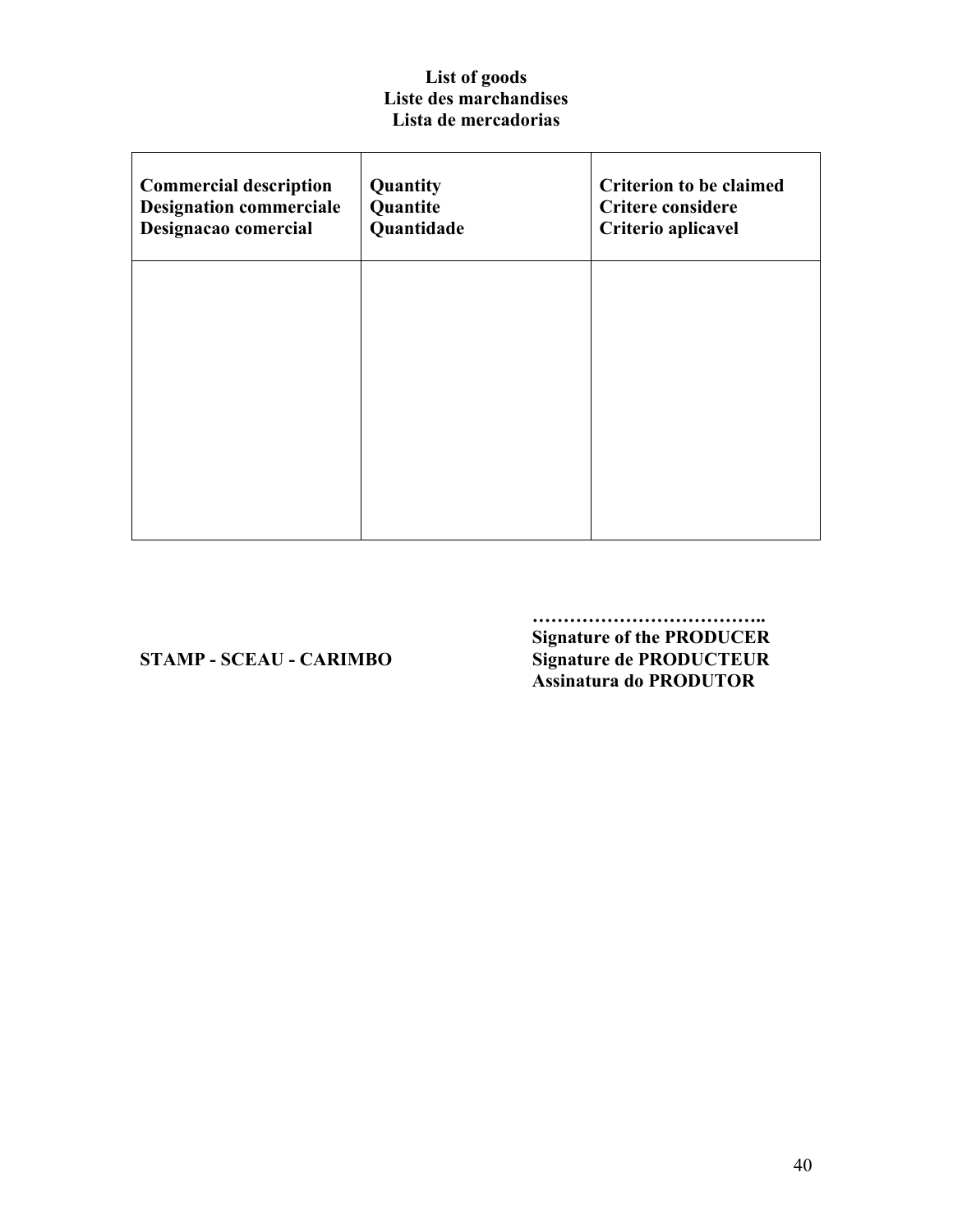**List of goods**
**Liste des marchandises**
**Lista de mercadorias**

| Commercial description<br>Designation commerciale<br>Designacao comercial | Quantity<br>Quantite<br>Quantidade | Criterion to be claimed<br>Critere considere<br>Criterio aplicavel |
|---|---|---|
| | | |

**STAMP - SCEAU - CARIMBO**

………………………………..
**Signature of the PRODUCER**
**Signature de PRODUCTEUR**
**Assinatura do PRODUTOR**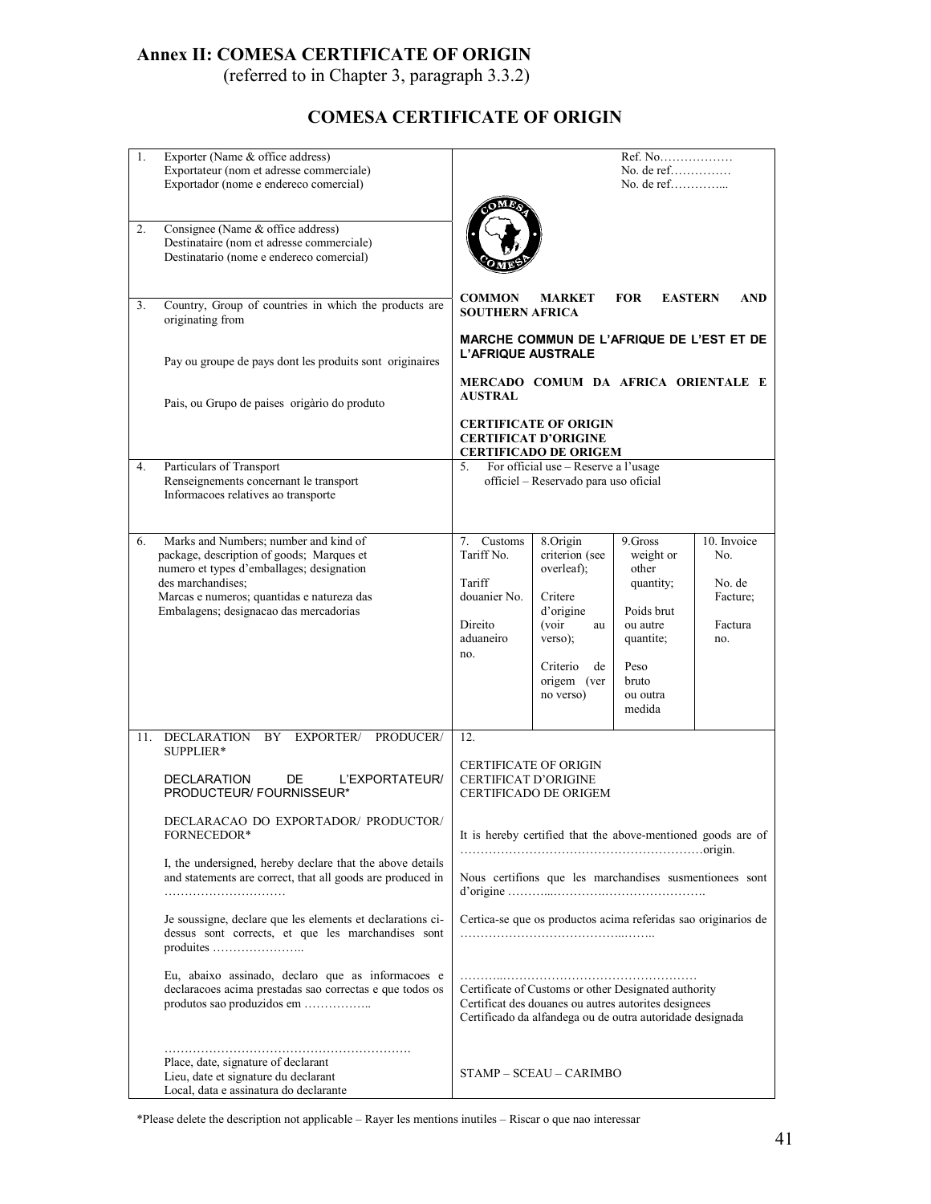**Annex II: COMESA CERTIFICATE OF ORIGIN**
(referred to in Chapter 3, paragraph 3.3.2)

## COMESA CERTIFICATE OF ORIGIN

| | | | | |
|---|---|---|---|---|
| 1. Exporter (Name & office address)<br>Exportateur (nom et adresse commerciale)<br>Exportador (nome e endereco comercial) | Ref. No………………<br>No. de ref……………<br>No. de ref…………... | | | |
| 2. Consignee (Name & office address)<br>Destinataire (nom et adresse commerciale)<br>Destinatario (nome e endereco comercial) | | | | |
| 3. Country, Group of countries in which the products are originating from<br><br>Pay ou groupe de pays dont les produits sont originaires<br><br>Pais, ou Grupo de paises origàrio do produto | **COMMON MARKET FOR EASTERN AND SOUTHERN AFRICA**<br><br>**MARCHE COMMUN DE L'AFRIQUE DE L'EST ET DE L'AFRIQUE AUSTRALE**<br><br>**MERCADO COMUM DA AFRICA ORIENTALE E AUSTRAL**<br><br>**CERTIFICATE OF ORIGIN**<br>**CERTIFICAT D'ORIGINE**<br>**CERTIFICADO DE ORIGEM** | | | |
| 4. Particulars of Transport<br>Renseignements concernant le transport<br>Informacoes relatives ao transporte | 5. For official use – Reserve a l'usage officiel – Reservado para uso oficial | | | |
| 6. Marks and Numbers; number and kind of package, description of goods; Marques et numero et types d'emballages; designation des marchandises;<br>Marcas e numeros; quantidas e natureza das Embalagens; designacao das mercadorias | 7. Customs Tariff No.<br><br>Tariff douanier No.<br><br>Direito aduaneiro no. | 8.Origin criterion (see overleaf);<br><br>Critere d'origine (voir au verso);<br><br>Criterio de origem (ver no verso) | 9.Gross weight or other quantity;<br><br>Poids brut ou autre quantite;<br><br>Peso bruto ou outra medida | 10. Invoice No.<br><br>No. de Facture;<br><br>Factura no. |
| 11. DECLARATION BY EXPORTER/ PRODUCER/ SUPPLIER*<br><br>DECLARATION DE L'EXPORTATEUR/ PRODUCTEUR/ FOURNISSEUR*<br><br>DECLARACAO DO EXPORTADOR/ PRODUCTOR/ FORNECEDOR*<br><br>I, the undersigned, hereby declare that the above details and statements are correct, that all goods are produced in …………………………<br><br>Je soussigne, declare que les elements et declarations ci-dessus sont corrects, et que les marchandises sont produites …………………..<br><br>Eu, abaixo assinado, declaro que as informacoes e declaracoes acima prestadas sao correctas e que todos os produtos sao produzidos em ……………..<br><br>…………………………………………………….<br>Place, date, signature of declarant<br>Lieu, date et signature du declarant<br>Local, data e assinatura do declarante | 12.<br><br>CERTIFICATE OF ORIGIN<br>CERTIFICAT D'ORIGINE<br>CERTIFICADO DE ORIGEM<br><br>It is hereby certified that the above-mentioned goods are of ……………………………………………………origin.<br><br>Nous certifions que les marchandises susmentionees sont d'origine ………...……….……………………….<br><br>Certica-se que os productos acima referidas sao originarios de …………………………………..……..<br><br>………..…………………………………………<br>Certificate of Customs or other Designated authority<br>Certificat des douanes ou autres autorites designees<br>Certificado da alfandega ou de outra autoridade designada<br><br>STAMP – SCEAU – CARIMBO | | | |

*Please delete the description not applicable – Rayer les mentions inutiles – Riscar o que nao interessar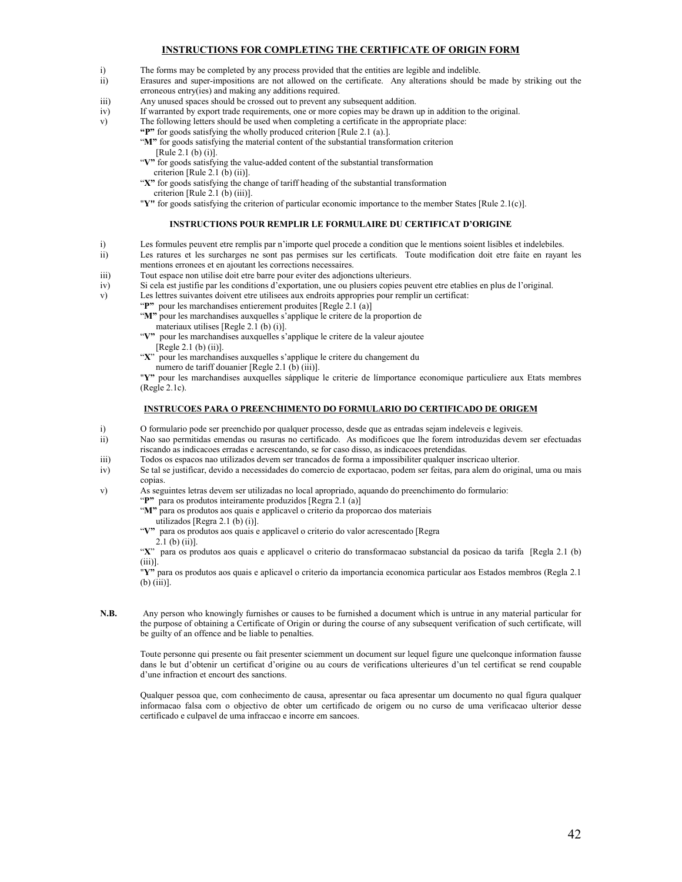## INSTRUCTIONS FOR COMPLETING THE CERTIFICATE OF ORIGIN FORM

i) The forms may be completed by any process provided that the entities are legible and indelible.

ii) Erasures and super-impositions are not allowed on the certificate. Any alterations should be made by striking out the erroneous entry(ies) and making any additions required.

iii) Any unused spaces should be crossed out to prevent any subsequent addition.

iv) If warranted by export trade requirements, one or more copies may be drawn up in addition to the original.

v) The following letters should be used when completing a certificate in the appropriate place:

"**P**" for goods satisfying the wholly produced criterion [Rule 2.1 (a).].

"**M**" for goods satisfying the material content of the substantial transformation criterion [Rule 2.1 (b) (i)].

"**V**" for goods satisfying the value-added content of the substantial transformation criterion [Rule 2.1 (b) (ii)].

"**X**" for goods satisfying the change of tariff heading of the substantial transformation criterion [Rule 2.1 (b) (iii)].

"**Y**" for goods satisfying the criterion of particular economic importance to the member States [Rule 2.1(c)].

### INSTRUCTIONS POUR REMPLIR LE FORMULAIRE DU CERTIFICAT D'ORIGINE

i) Les formules peuvent etre remplis par n'importe quel procede a condition que le mentions soient lisibles et indelebiles.

ii) Les ratures et les surcharges ne sont pas permises sur les certificats. Toute modification doit etre faite en rayant les mentions erronees et en ajoutant les corrections necessaires.

iii) Tout espace non utilise doit etre barre pour eviter des adjonctions ulterieurs.

iv) Si cela est justifie par les conditions d'exportation, une ou plusiers copies peuvent etre etablies en plus de l'original.

v) Les lettres suivantes doivent etre utilisees aux endroits appropries pour remplir un certificat:

"**P**" pour les marchandises entierement produites [Regle 2.1 (a)]

"**M**" pour les marchandises auxquelles s'applique le critere de la proportion de materiaux utilises [Regle 2.1 (b) (i)].

"**V**" pour les marchandises auxquelles s'applique le critere de la valeur ajoutee [Regle 2.1 (b) (ii)].

"**X**" pour les marchandises auxquelles s'applique le critere du changement du numero de tariff douanier [Regle 2.1 (b) (iii)].

"**Y**" pour les marchandises auxquelles sápplique le criterie de límportance economique particuliere aux Etats membres (Regle 2.1c).

## INSTRUCOES PARA O PREENCHIMENTO DO FORMULARIO DO CERTIFICADO DE ORIGEM

i) O formulario pode ser preenchido por qualquer processo, desde que as entradas sejam indeleveis e legiveis.

ii) Nao sao permitidas emendas ou rasuras no certificado. As modificoes que lhe forem introduzidas devem ser efectuadas riscando as indicacoes erradas e acrescentando, se for caso disso, as indicacoes pretendidas.

iii) Todos os espacos nao utilizados devem ser trancados de forma a impossibiliter qualquer inscricao ulterior.

iv) Se tal se justificar, devido a necessidades do comercio de exportacao, podem ser feitas, para alem do original, uma ou mais copias.

v) As seguintes letras devem ser utilizadas no local apropriado, aquando do preenchimento do formulario:

"**P**" para os produtos inteiramente produzidos [Regra 2.1 (a)]

"**M**" para os produtos aos quais e applicavel o criterio da proporcao dos materiais utilizados [Regra 2.1 (b) (i)].

"**V**" para os produtos aos quais e applicavel o criterio do valor acrescentado [Regra 2.1 (b) (ii)].

"**X**" para os produtos aos quais e applicavel o criterio do transformacao substancial da posicao da tarifa [Regla 2.1 (b) (iii)].

"**Y**" para os produtos aos quais e aplicavel o criterio da importancia economica particular aos Estados membros (Regla 2.1 (b) (iii)].

**N.B.** Any person who knowingly furnishes or causes to be furnished a document which is untrue in any material particular for the purpose of obtaining a Certificate of Origin or during the course of any subsequent verification of such certificate, will be guilty of an offence and be liable to penalties.

Toute personne qui presente ou fait presenter sciemment un document sur lequel figure une quelconque information fausse dans le but d'obtenir un certificat d'origine ou au cours de verifications ulterieures d'un tel certificat se rend coupable d'une infraction et encourt des sanctions.

Qualquer pessoa que, com conhecimento de causa, apresentar ou faca apresentar um documento no qual figura qualquer informacao falsa com o objectivo de obter um certificado de origem ou no curso de uma verificacao ulterior desse certificado e culpavel de uma infraccao e incorre em sancoes.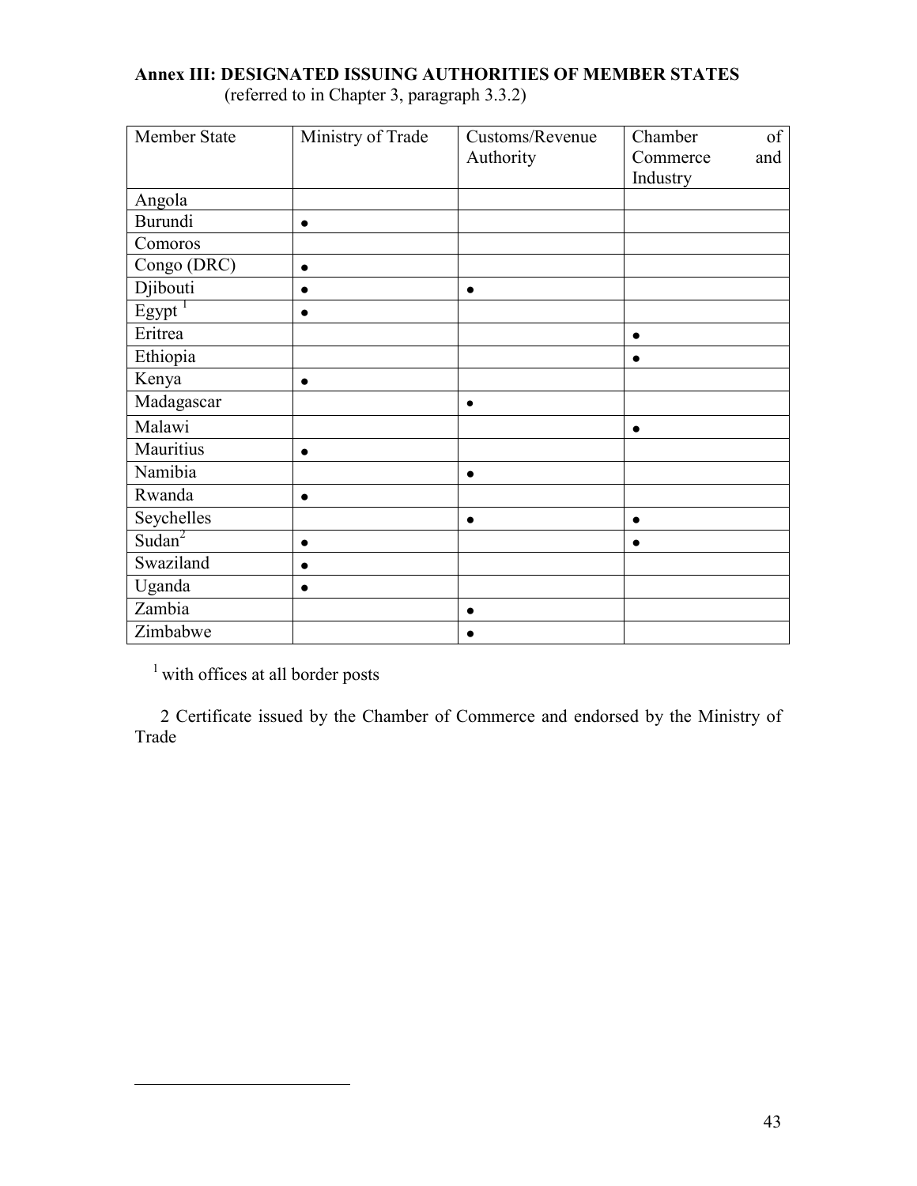**Annex III: DESIGNATED ISSUING AUTHORITIES OF MEMBER STATES**
(referred to in Chapter 3, paragraph 3.3.2)

| Member State | Ministry of Trade | Customs/Revenue Authority | Chamber of Commerce and Industry |
|---|---|---|---|
| Angola | | | |
| Burundi | • | | |
| Comoros | | | |
| Congo (DRC) | • | | |
| Djibouti | • | • | |
| Egypt [1] | • | | |
| Eritrea | | | • |
| Ethiopia | | | • |
| Kenya | • | | |
| Madagascar | | • | |
| Malawi | | | • |
| Mauritius | • | | |
| Namibia | | • | |
| Rwanda | • | | |
| Seychelles | | • | • |
| Sudan[2] | • | | • |
| Swaziland | • | | |
| Uganda | • | | |
| Zambia | | • | |
| Zimbabwe | | • | |

[1] with offices at all border posts

2 Certificate issued by the Chamber of Commerce and endorsed by the Ministry of Trade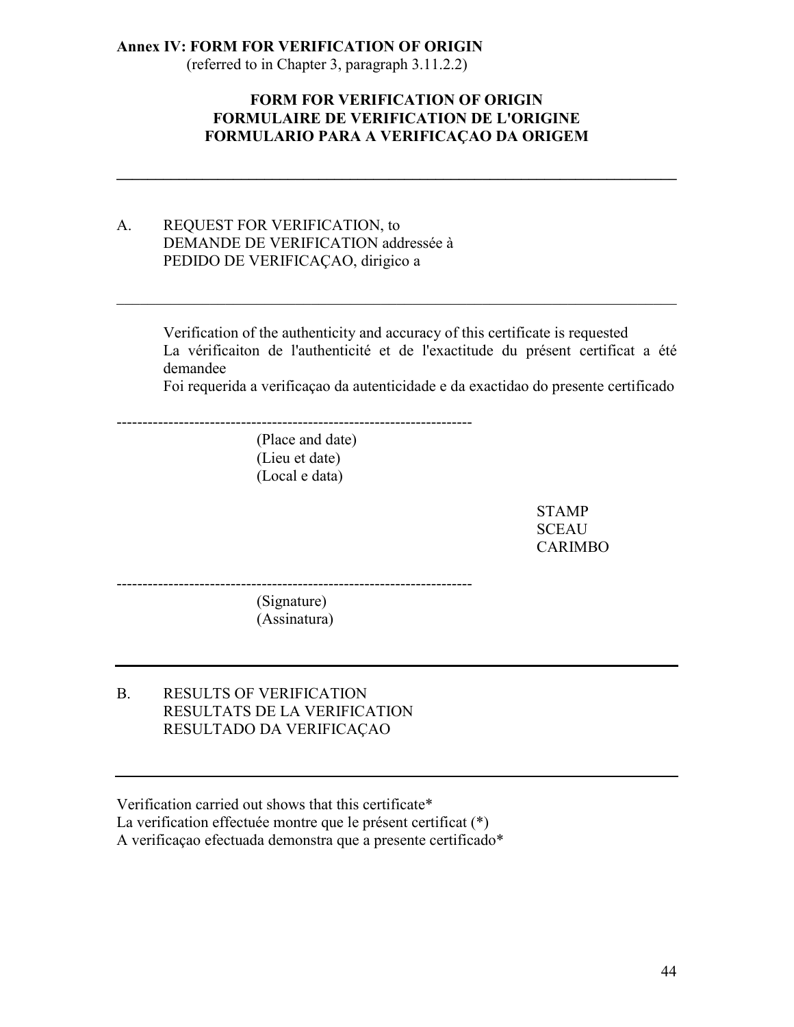**Annex IV: FORM FOR VERIFICATION OF ORIGIN**
(referred to in Chapter 3, paragraph 3.11.2.2)

**FORM FOR VERIFICATION OF ORIGIN**
**FORMULAIRE DE VERIFICATION DE L'ORIGINE**
**FORMULARIO PARA A VERIFICAÇAO DA ORIGEM**

---

A. REQUEST FOR VERIFICATION, to
DEMANDE DE VERIFICATION addressée à
PEDIDO DE VERIFICAÇAO, dirigico a

---

Verification of the authenticity and accuracy of this certificate is requested
La vérificaiton de l'authenticité et de l'exactitude du présent certificat a été demandee
Foi requerida a verificaçao da autenticidade e da exactidao do presente certificado

---------------------------------------------------------------------

(Place and date)
(Lieu et date)
(Local e data)

STAMP
SCEAU
CARIMBO

---------------------------------------------------------------------

(Signature)
(Assinatura)

---

B. RESULTS OF VERIFICATION
RESULTATS DE LA VERIFICATION
RESULTADO DA VERIFICAÇAO

---

Verification carried out shows that this certificate*
La verification effectuée montre que le présent certificat (*)
A verificaçao efectuada demonstra que a presente certificado*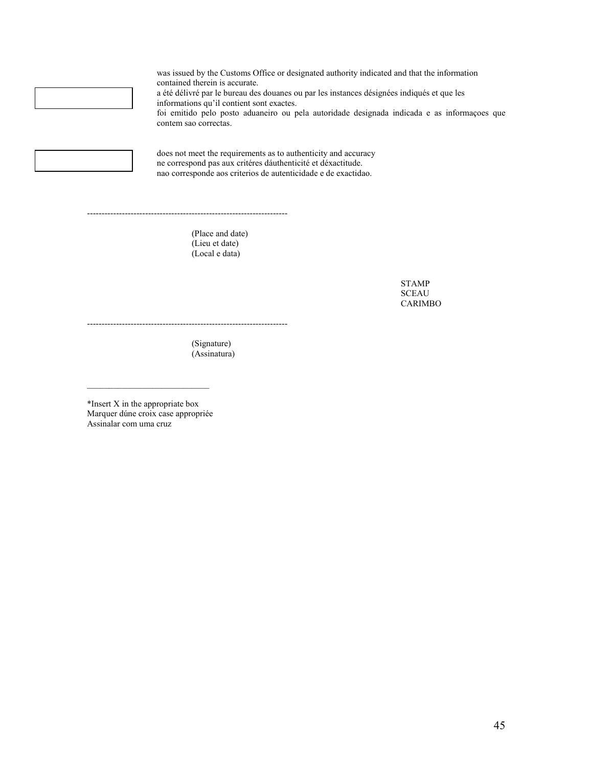☐ was issued by the Customs Office or designated authority indicated and that the information contained therein is accurate.
a été délivré par le bureau des douanes ou par les instances désignées indiqués et que les informations qu'il contient sont exactes.
foi emitido pelo posto aduaneiro ou pela autoridade designada indicada e as informaçoes que contem sao correctas.

☐ does not meet the requirements as to authenticity and accuracy
ne correspond pas aux critéres dáuthenticité et déxactitude.
nao corresponde aos criterios de autenticidade e de exactidao.

--------------------------------------------------------------------

(Place and date)
(Lieu et date)
(Local e data)

STAMP
SCEAU
CARIMBO

--------------------------------------------------------------------

(Signature)
(Assinatura)

---

*Insert X in the appropriate box
Marquer dúne croix case appropriée
Assinalar com uma cruz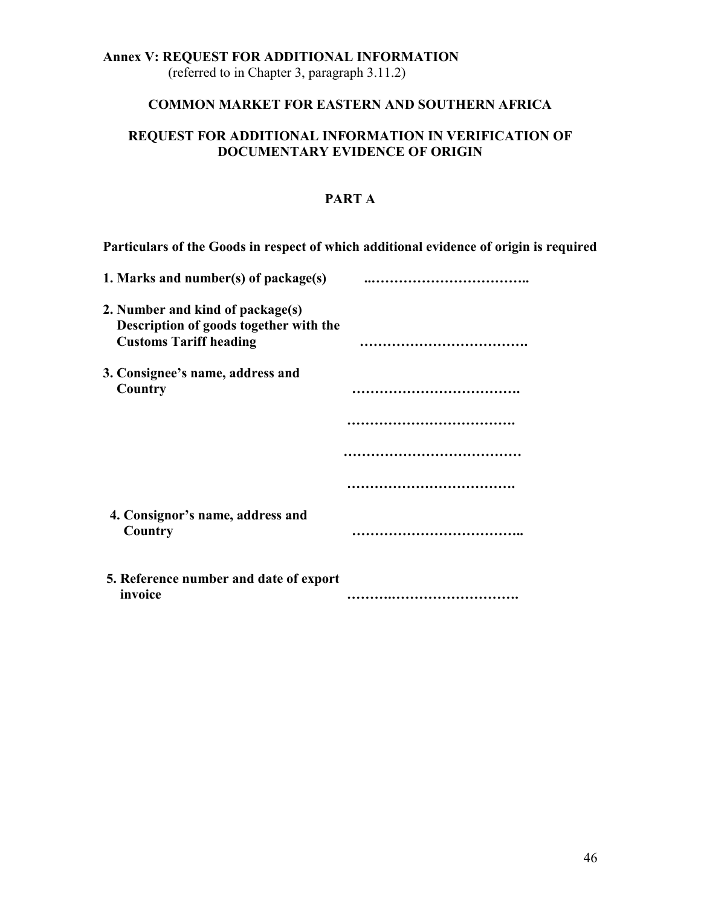**Annex V: REQUEST FOR ADDITIONAL INFORMATION**
(referred to in Chapter 3, paragraph 3.11.2)

**COMMON MARKET FOR EASTERN AND SOUTHERN AFRICA**

**REQUEST FOR ADDITIONAL INFORMATION IN VERIFICATION OF DOCUMENTARY EVIDENCE OF ORIGIN**

**PART A**

**Particulars of the Goods in respect of which additional evidence of origin is required**

**1. Marks and number(s) of package(s)** ..……………………………..

**2. Number and kind of package(s) Description of goods together with the Customs Tariff heading** ……………………………….

**3. Consignee's name, address and Country** ……………………………….

……………………………….

…………………………………

……………………………….

**4. Consignor's name, address and Country** ………………………………..

**5. Reference number and date of export invoice** ……….……………………….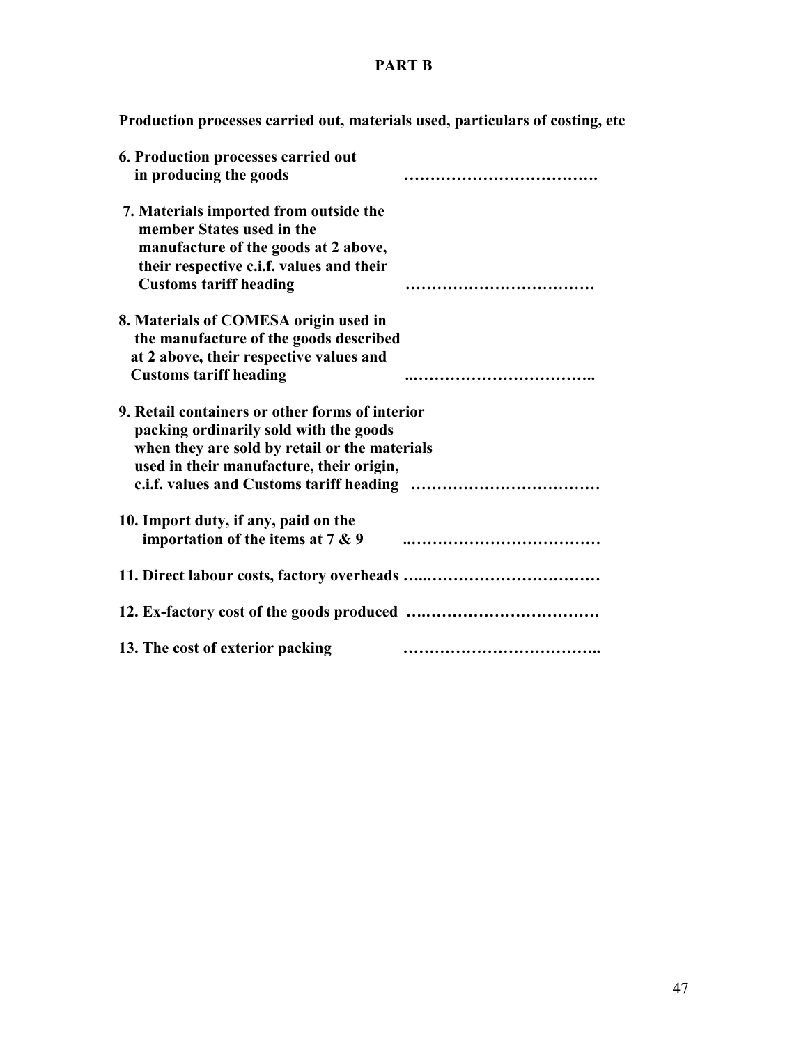## PART B

**Production processes carried out, materials used, particulars of costing, etc**

**6. Production processes carried out in producing the goods** ……………………………….

**7. Materials imported from outside the member States used in the manufacture of the goods at 2 above, their respective c.i.f. values and their Customs tariff heading** ………………………………

**8. Materials of COMESA origin used in the manufacture of the goods described at 2 above, their respective values and Customs tariff heading** ..……………………………..

**9. Retail containers or other forms of interior packing ordinarily sold with the goods when they are sold by retail or the materials used in their manufacture, their origin, c.i.f. values and Customs tariff heading** ………………………………

**10. Import duty, if any, paid on the importation of the items at 7 & 9** ..………………………………

**11. Direct labour costs, factory overheads** …..……………………………

**12. Ex-factory cost of the goods produced** ….……………………………

**13. The cost of exterior packing** ………………………………..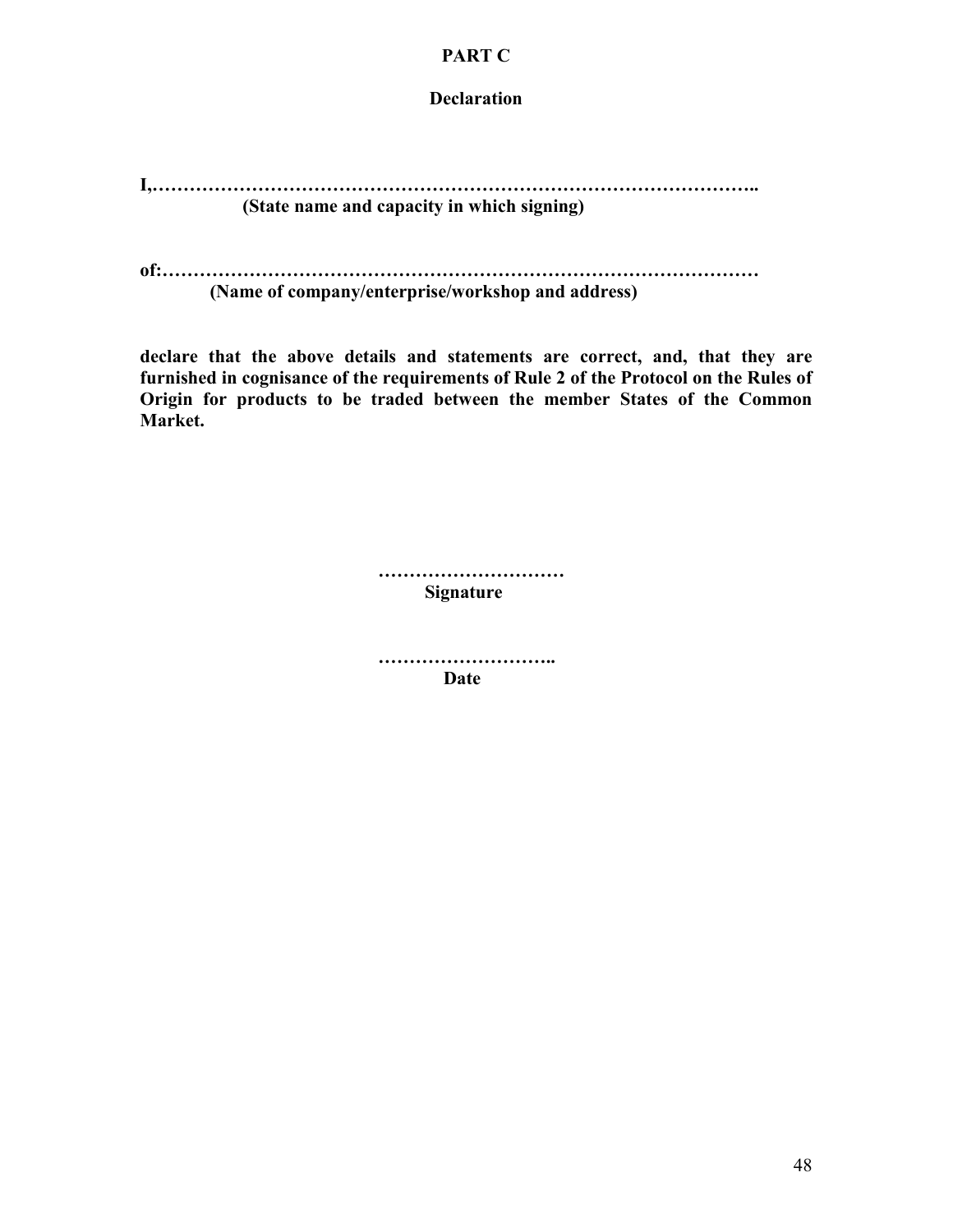## PART C

### Declaration

**I,……………………………………………………………………………………..**
**(State name and capacity in which signing)**

**of:……………………………………………………………………………………**
**(Name of company/enterprise/workshop and address)**

**declare that the above details and statements are correct, and, that they are furnished in cognisance of the requirements of Rule 2 of the Protocol on the Rules of Origin for products to be traded between the member States of the Common Market.**

**…………………………**
**Signature**

**………………………..**
**Date**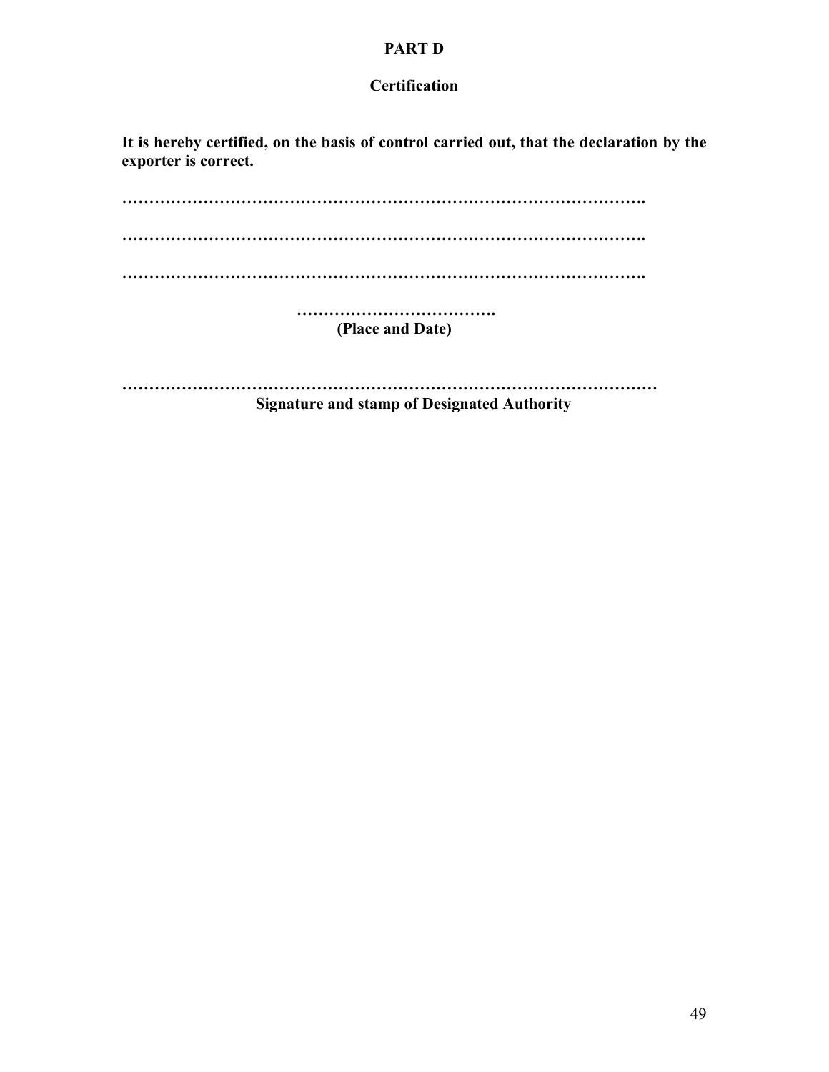**PART D**

**Certification**

**It is hereby certified, on the basis of control carried out, that the declaration by the exporter is correct.**

**…………………………………………………………………………………….**

**…………………………………………………………………………………….**

**…………………………………………………………………………………….**

**……………………………….**
**(Place and Date)**

**………………………………………………………………………………………**
**Signature and stamp of Designated Authority**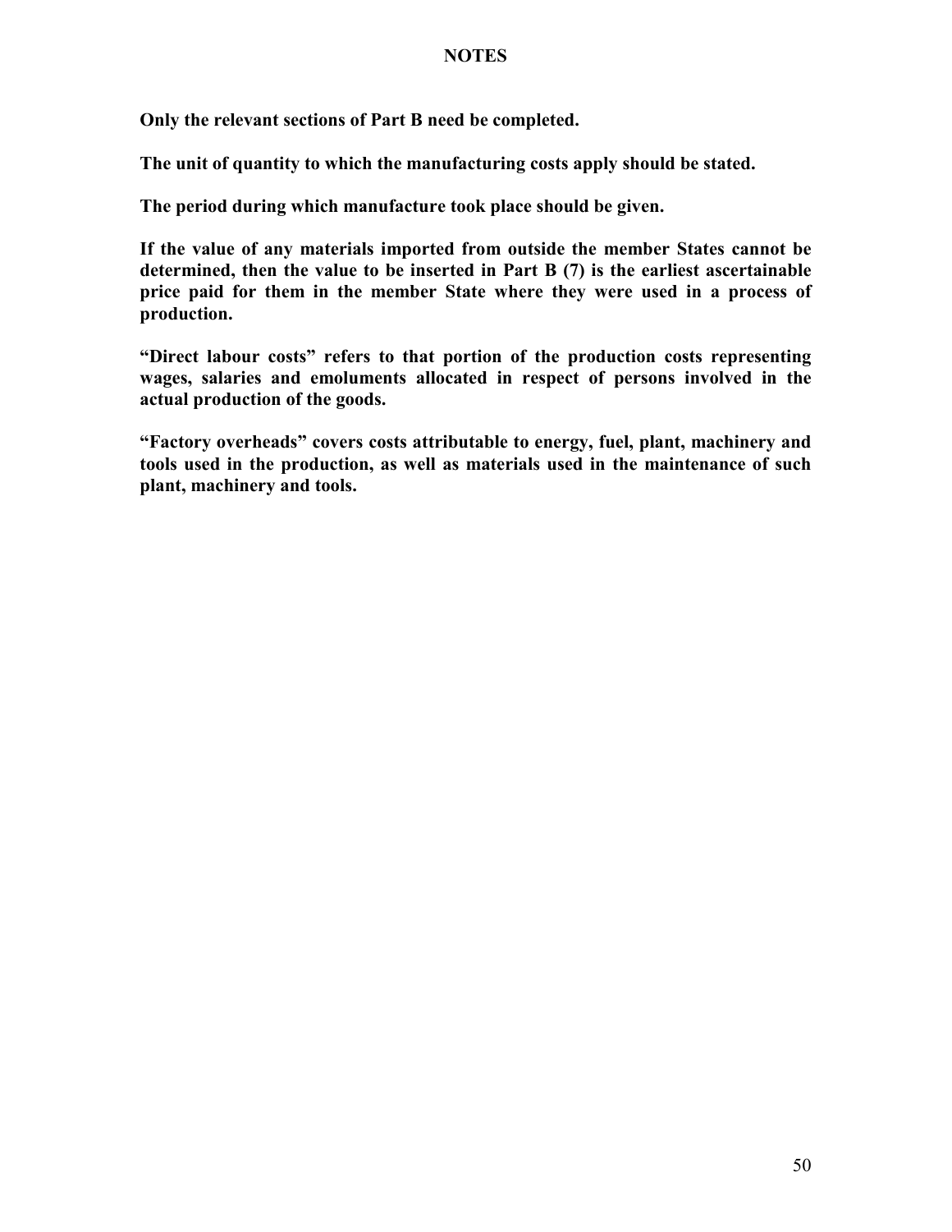## NOTES

**Only the relevant sections of Part B need be completed.**

**The unit of quantity to which the manufacturing costs apply should be stated.**

**The period during which manufacture took place should be given.**

**If the value of any materials imported from outside the member States cannot be determined, then the value to be inserted in Part B (7) is the earliest ascertainable price paid for them in the member State where they were used in a process of production.**

**"Direct labour costs" refers to that portion of the production costs representing wages, salaries and emoluments allocated in respect of persons involved in the actual production of the goods.**

**"Factory overheads" covers costs attributable to energy, fuel, plant, machinery and tools used in the production, as well as materials used in the maintenance of such plant, machinery and tools.**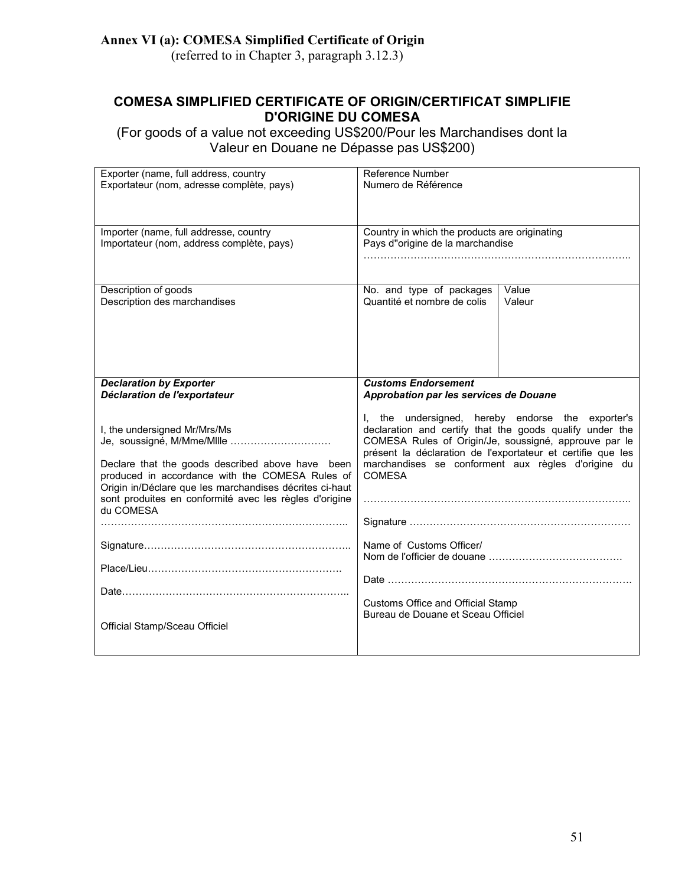**Annex VI (a): COMESA Simplified Certificate of Origin**
(referred to in Chapter 3, paragraph 3.12.3)

## COMESA SIMPLIFIED CERTIFICATE OF ORIGIN/CERTIFICAT SIMPLIFIE D'ORIGINE DU COMESA

(For goods of a value not exceeding US$200/Pour les Marchandises dont la Valeur en Douane ne Dépasse pas US$200)

| | | |
|---|---|---|
| Exporter (name, full address, country<br>Exportateur (nom, adresse complète, pays) | Reference Number<br>Numero de Référence | |
| Importer (name, full addresse, country<br>Importateur (nom, address complète, pays) | Country in which the products are originating<br>Pays d"origine de la marchandise<br>………………………………………………………………….. | |
| Description of goods<br>Description des marchandises | No. and type of packages<br>Quantité et nombre de colis | Value<br>Valeur |
| ***Declaration by Exporter***<br>***Déclaration de l'exportateur***<br><br>I, the undersigned Mr/Mrs/Ms<br>Je, soussigné, M/Mme/Mllle …………………………<br><br>Declare that the goods described above have been produced in accordance with the COMESA Rules of Origin in/Déclare que les marchandises décrites ci-haut sont produites en conformité avec les règles d'origine du COMESA<br>………………………………………………………………..<br><br>Signature……………………………………………………..<br><br>Place/Lieu…………………………………………………<br><br>Date…………………………………………………………..<br><br>Official Stamp/Sceau Officiel | ***Customs Endorsement***<br>***Approbation par les services de Douane***<br><br>I, the undersigned, hereby endorse the exporter's declaration and certify that the goods qualify under the COMESA Rules of Origin/Je, soussigné, approuve par le présent la déclaration de l'exportateur et certifie que les marchandises se conforment aux règles d'origine du COMESA<br><br>…………………………………………………………………..<br><br>Signature ………………………………………………………<br><br>Name of Customs Officer/<br>Nom de l'officier de douane …………………………………<br><br>Date ……………………………………………………………<br><br>Customs Office and Official Stamp<br>Bureau de Douane et Sceau Officiel | |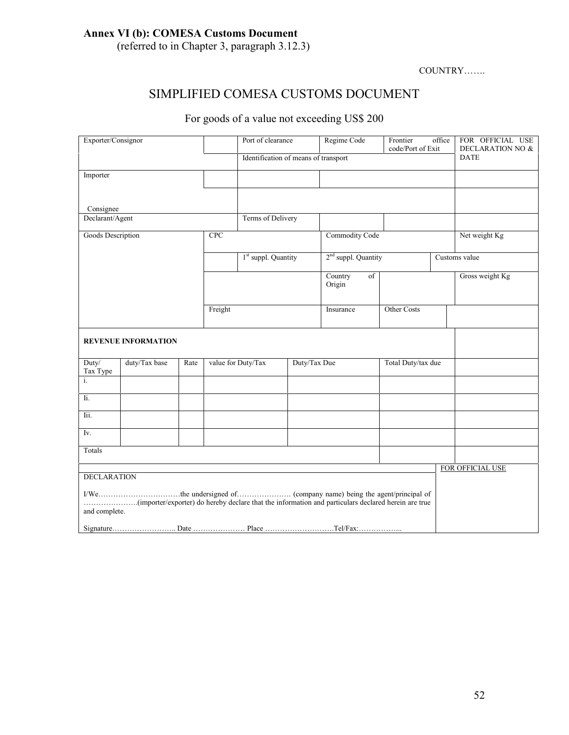**Annex VI (b): COMESA Customs Document**
(referred to in Chapter 3, paragraph 3.12.3)

COUNTRY…….

# SIMPLIFIED COMESA CUSTOMS DOCUMENT

## For goods of a value not exceeding US$ 200

| Exporter/Consignor | | Port of clearance | Regime Code | Frontier office code/Port of Exit | FOR OFFICIAL USE DECLARATION NO & DATE |
|---|---|---|---|---|---|
| | | Identification of means of transport | | | |
| Importer | | | | | |
| Consignee | | | | | |
| Declarant/Agent | | Terms of Delivery | | | |
| Goods Description | CPC | | Commodity Code | | Net weight Kg |
| | | 1st suppl. Quantity | 2nd suppl. Quantity | | Customs value |
| | | | Country of Origin | | Gross weight Kg |
| | Freight | | Insurance | Other Costs | |

| REVENUE INFORMATION | | | | | | |
|---|---|---|---|---|---|---|
| Duty/ Tax Type | duty/Tax base | Rate | value for Duty/Tax | Duty/Tax Due | Total Duty/tax due | |
| i. | | | | | | |
| Ii. | | | | | | |
| Iii. | | | | | | |
| Iv. | | | | | | |
| Totals | | | | | | |

| DECLARATION | FOR OFFICIAL USE |
|---|---|
| I/We……………………………the undersigned of…………………. (company name) being the agent/principal of ………………….(importer/exporter) do hereby declare that the information and particulars declared herein are true and complete. | |
| Signature…………………….. Date ………………… Place ……………………….Tel/Fax:…………….. | |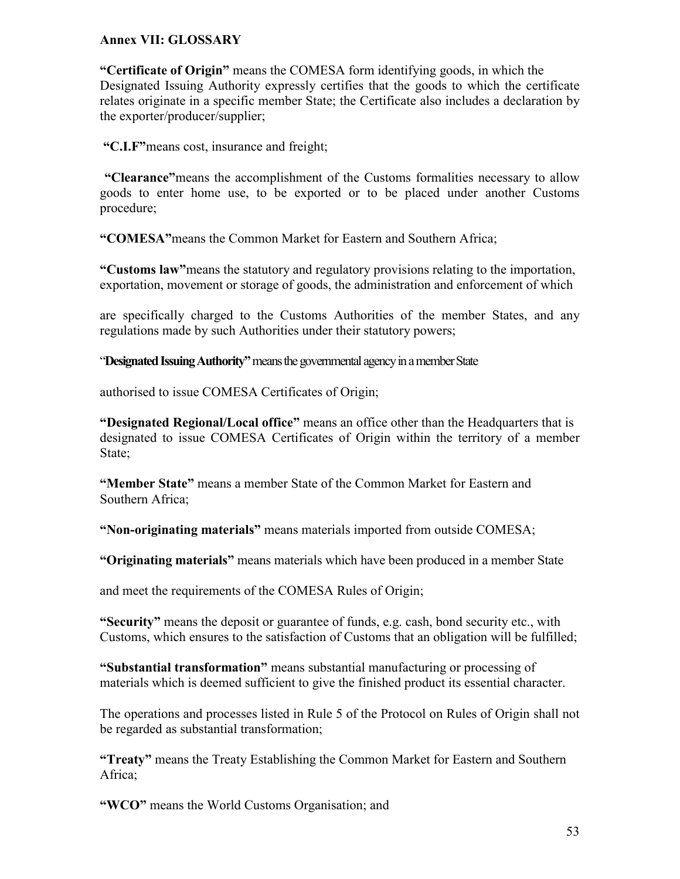**Annex VII: GLOSSARY**

**"Certificate of Origin"** means the COMESA form identifying goods, in which the Designated Issuing Authority expressly certifies that the goods to which the certificate relates originate in a specific member State; the Certificate also includes a declaration by the exporter/producer/supplier;

**"C.I.F"**means cost, insurance and freight;

**"Clearance"**means the accomplishment of the Customs formalities necessary to allow goods to enter home use, to be exported or to be placed under another Customs procedure;

**"COMESA"**means the Common Market for Eastern and Southern Africa;

**"Customs law"**means the statutory and regulatory provisions relating to the importation, exportation, movement or storage of goods, the administration and enforcement of which are specifically charged to the Customs Authorities of the member States, and any regulations made by such Authorities under their statutory powers;

"**Designated Issuing Authority"** means the governmental agency in a member State authorised to issue COMESA Certificates of Origin;

**"Designated Regional/Local office"** means an office other than the Headquarters that is designated to issue COMESA Certificates of Origin within the territory of a member State;

**"Member State"** means a member State of the Common Market for Eastern and Southern Africa;

**"Non-originating materials"** means materials imported from outside COMESA;

**"Originating materials"** means materials which have been produced in a member State and meet the requirements of the COMESA Rules of Origin;

**"Security"** means the deposit or guarantee of funds, e.g. cash, bond security etc., with Customs, which ensures to the satisfaction of Customs that an obligation will be fulfilled;

**"Substantial transformation"** means substantial manufacturing or processing of materials which is deemed sufficient to give the finished product its essential character.

The operations and processes listed in Rule 5 of the Protocol on Rules of Origin shall not be regarded as substantial transformation;

**"Treaty"** means the Treaty Establishing the Common Market for Eastern and Southern Africa;

**"WCO"** means the World Customs Organisation; and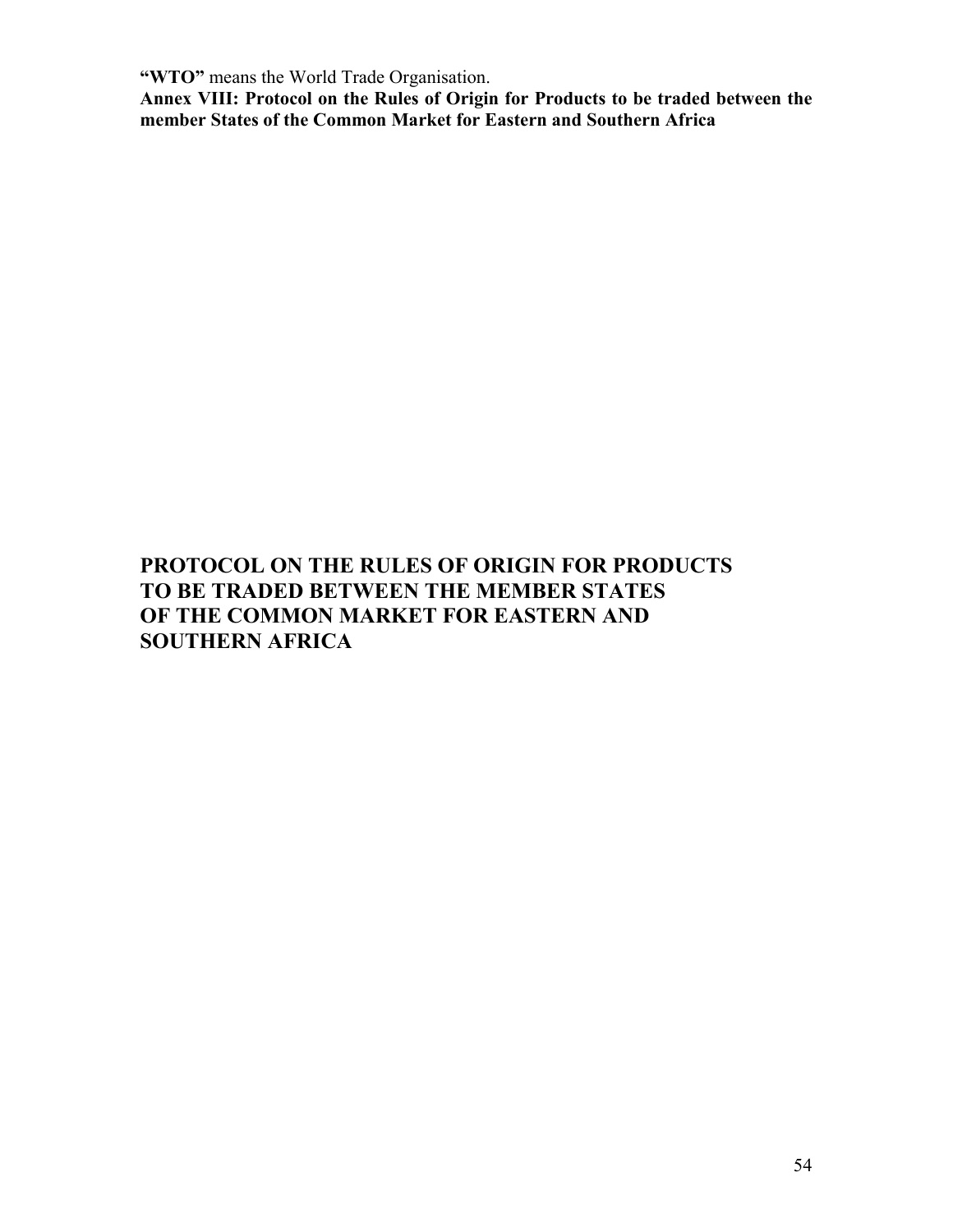**"WTO"** means the World Trade Organisation.

**Annex VIII: Protocol on the Rules of Origin for Products to be traded between the member States of the Common Market for Eastern and Southern Africa**

# PROTOCOL ON THE RULES OF ORIGIN FOR PRODUCTS TO BE TRADED BETWEEN THE MEMBER STATES OF THE COMMON MARKET FOR EASTERN AND SOUTHERN AFRICA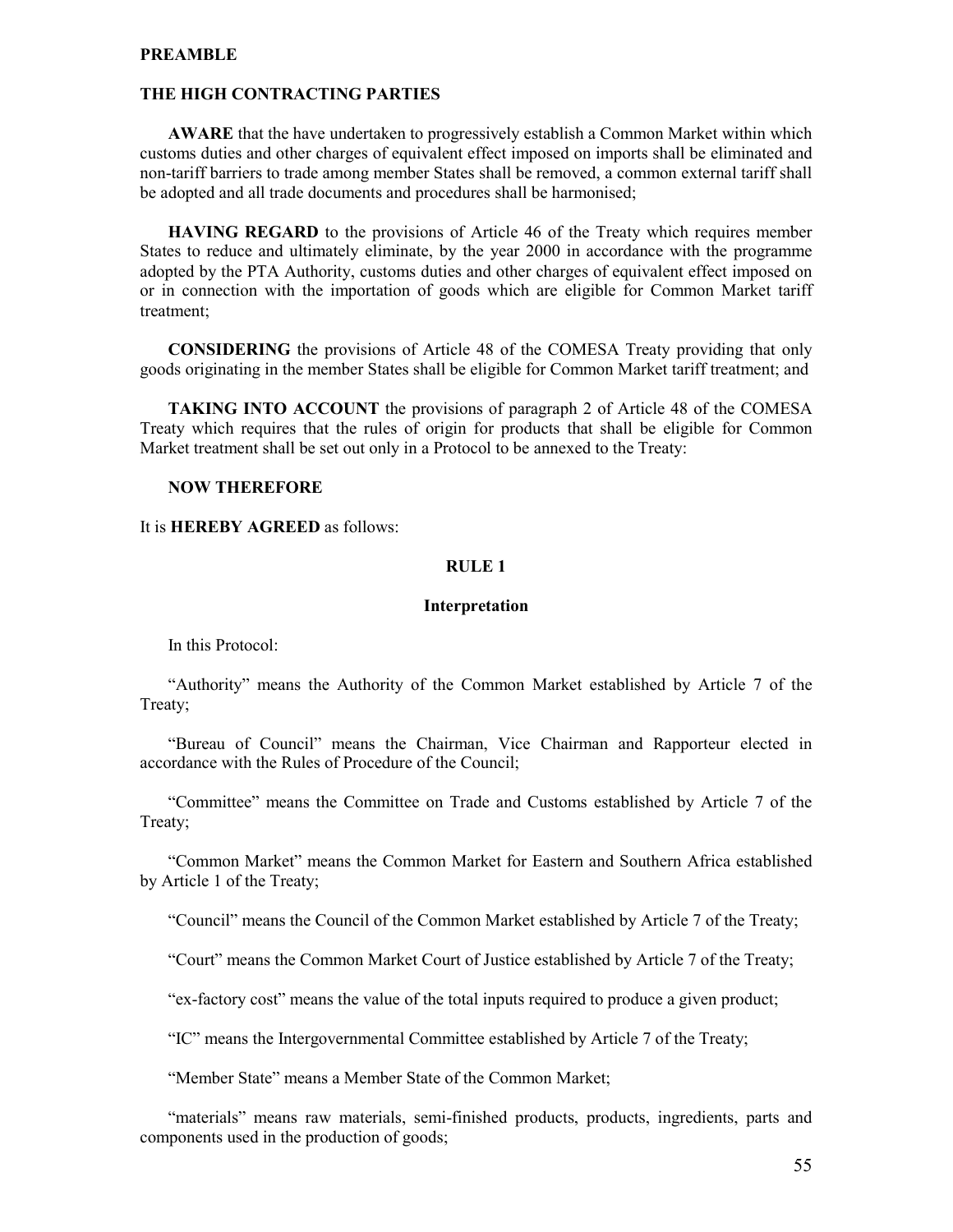**PREAMBLE**

**THE HIGH CONTRACTING PARTIES**

**AWARE** that the have undertaken to progressively establish a Common Market within which customs duties and other charges of equivalent effect imposed on imports shall be eliminated and non-tariff barriers to trade among member States shall be removed, a common external tariff shall be adopted and all trade documents and procedures shall be harmonised;

**HAVING REGARD** to the provisions of Article 46 of the Treaty which requires member States to reduce and ultimately eliminate, by the year 2000 in accordance with the programme adopted by the PTA Authority, customs duties and other charges of equivalent effect imposed on or in connection with the importation of goods which are eligible for Common Market tariff treatment;

**CONSIDERING** the provisions of Article 48 of the COMESA Treaty providing that only goods originating in the member States shall be eligible for Common Market tariff treatment; and

**TAKING INTO ACCOUNT** the provisions of paragraph 2 of Article 48 of the COMESA Treaty which requires that the rules of origin for products that shall be eligible for Common Market treatment shall be set out only in a Protocol to be annexed to the Treaty:

**NOW THEREFORE**

It is **HEREBY AGREED** as follows:

## RULE 1

### Interpretation

In this Protocol:

"Authority" means the Authority of the Common Market established by Article 7 of the Treaty;

"Bureau of Council" means the Chairman, Vice Chairman and Rapporteur elected in accordance with the Rules of Procedure of the Council;

"Committee" means the Committee on Trade and Customs established by Article 7 of the Treaty;

"Common Market" means the Common Market for Eastern and Southern Africa established by Article 1 of the Treaty;

"Council" means the Council of the Common Market established by Article 7 of the Treaty;

"Court" means the Common Market Court of Justice established by Article 7 of the Treaty;

"ex-factory cost" means the value of the total inputs required to produce a given product;

"IC" means the Intergovernmental Committee established by Article 7 of the Treaty;

"Member State" means a Member State of the Common Market;

"materials" means raw materials, semi-finished products, products, ingredients, parts and components used in the production of goods;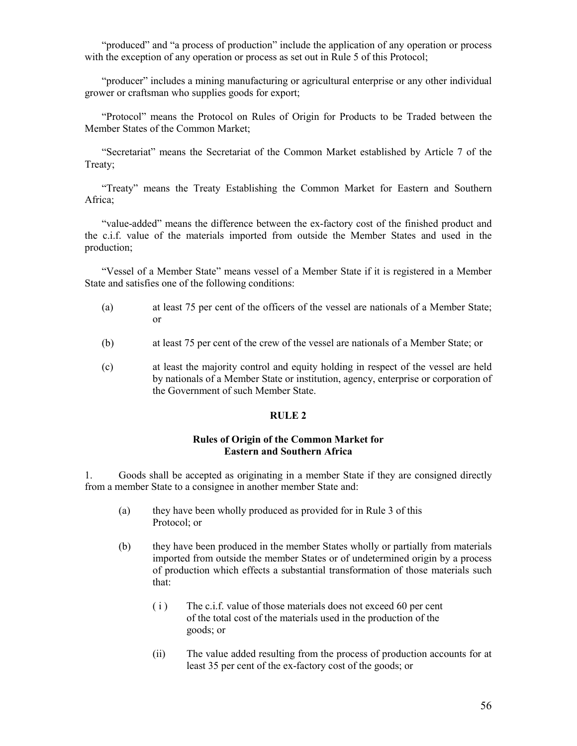"produced" and "a process of production" include the application of any operation or process with the exception of any operation or process as set out in Rule 5 of this Protocol;

"producer" includes a mining manufacturing or agricultural enterprise or any other individual grower or craftsman who supplies goods for export;

"Protocol" means the Protocol on Rules of Origin for Products to be Traded between the Member States of the Common Market;

"Secretariat" means the Secretariat of the Common Market established by Article 7 of the Treaty;

"Treaty" means the Treaty Establishing the Common Market for Eastern and Southern Africa;

"value-added" means the difference between the ex-factory cost of the finished product and the c.i.f. value of the materials imported from outside the Member States and used in the production;

"Vessel of a Member State" means vessel of a Member State if it is registered in a Member State and satisfies one of the following conditions:

(a) at least 75 per cent of the officers of the vessel are nationals of a Member State; or

(b) at least 75 per cent of the crew of the vessel are nationals of a Member State; or

(c) at least the majority control and equity holding in respect of the vessel are held by nationals of a Member State or institution, agency, enterprise or corporation of the Government of such Member State.

## RULE 2

### Rules of Origin of the Common Market for Eastern and Southern Africa

1. Goods shall be accepted as originating in a member State if they are consigned directly from a member State to a consignee in another member State and:

(a) they have been wholly produced as provided for in Rule 3 of this Protocol; or

(b) they have been produced in the member States wholly or partially from materials imported from outside the member States or of undetermined origin by a process of production which effects a substantial transformation of those materials such that:

( i ) The c.i.f. value of those materials does not exceed 60 per cent of the total cost of the materials used in the production of the goods; or

(ii) The value added resulting from the process of production accounts for at least 35 per cent of the ex-factory cost of the goods; or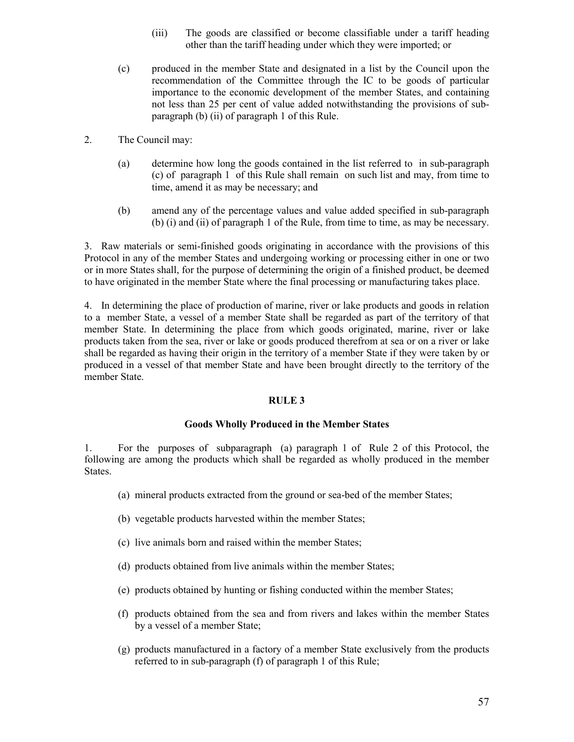(iii) The goods are classified or become classifiable under a tariff heading other than the tariff heading under which they were imported; or

(c) produced in the member State and designated in a list by the Council upon the recommendation of the Committee through the IC to be goods of particular importance to the economic development of the member States, and containing not less than 25 per cent of value added notwithstanding the provisions of sub-paragraph (b) (ii) of paragraph 1 of this Rule.

2. The Council may:

(a) determine how long the goods contained in the list referred to in sub-paragraph (c) of paragraph 1 of this Rule shall remain on such list and may, from time to time, amend it as may be necessary; and

(b) amend any of the percentage values and value added specified in sub-paragraph (b) (i) and (ii) of paragraph 1 of the Rule, from time to time, as may be necessary.

3. Raw materials or semi-finished goods originating in accordance with the provisions of this Protocol in any of the member States and undergoing working or processing either in one or two or in more States shall, for the purpose of determining the origin of a finished product, be deemed to have originated in the member State where the final processing or manufacturing takes place.

4. In determining the place of production of marine, river or lake products and goods in relation to a member State, a vessel of a member State shall be regarded as part of the territory of that member State. In determining the place from which goods originated, marine, river or lake products taken from the sea, river or lake or goods produced therefrom at sea or on a river or lake shall be regarded as having their origin in the territory of a member State if they were taken by or produced in a vessel of that member State and have been brought directly to the territory of the member State.

## RULE 3

### Goods Wholly Produced in the Member States

1. For the purposes of subparagraph (a) paragraph 1 of Rule 2 of this Protocol, the following are among the products which shall be regarded as wholly produced in the member States.

(a) mineral products extracted from the ground or sea-bed of the member States;

(b) vegetable products harvested within the member States;

(c) live animals born and raised within the member States;

(d) products obtained from live animals within the member States;

(e) products obtained by hunting or fishing conducted within the member States;

(f) products obtained from the sea and from rivers and lakes within the member States by a vessel of a member State;

(g) products manufactured in a factory of a member State exclusively from the products referred to in sub-paragraph (f) of paragraph 1 of this Rule;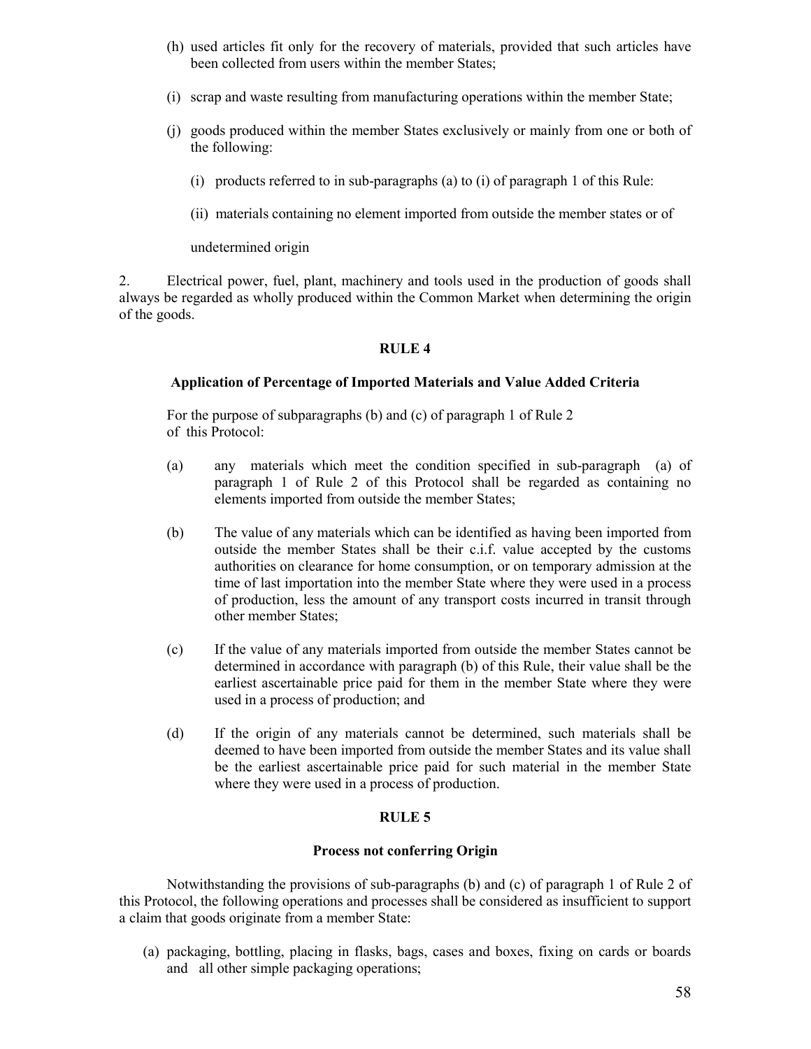(h) used articles fit only for the recovery of materials, provided that such articles have been collected from users within the member States;

(i) scrap and waste resulting from manufacturing operations within the member State;

(j) goods produced within the member States exclusively or mainly from one or both of the following:

(i) products referred to in sub-paragraphs (a) to (i) of paragraph 1 of this Rule:

(ii) materials containing no element imported from outside the member states or of

undetermined origin

2. Electrical power, fuel, plant, machinery and tools used in the production of goods shall always be regarded as wholly produced within the Common Market when determining the origin of the goods.

## RULE 4

### Application of Percentage of Imported Materials and Value Added Criteria

For the purpose of subparagraphs (b) and (c) of paragraph 1 of Rule 2 of this Protocol:

(a) any materials which meet the condition specified in sub-paragraph (a) of paragraph 1 of Rule 2 of this Protocol shall be regarded as containing no elements imported from outside the member States;

(b) The value of any materials which can be identified as having been imported from outside the member States shall be their c.i.f. value accepted by the customs authorities on clearance for home consumption, or on temporary admission at the time of last importation into the member State where they were used in a process of production, less the amount of any transport costs incurred in transit through other member States;

(c) If the value of any materials imported from outside the member States cannot be determined in accordance with paragraph (b) of this Rule, their value shall be the earliest ascertainable price paid for them in the member State where they were used in a process of production; and

(d) If the origin of any materials cannot be determined, such materials shall be deemed to have been imported from outside the member States and its value shall be the earliest ascertainable price paid for such material in the member State where they were used in a process of production.

## RULE 5

### Process not conferring Origin

Notwithstanding the provisions of sub-paragraphs (b) and (c) of paragraph 1 of Rule 2 of this Protocol, the following operations and processes shall be considered as insufficient to support a claim that goods originate from a member State:

(a) packaging, bottling, placing in flasks, bags, cases and boxes, fixing on cards or boards and all other simple packaging operations;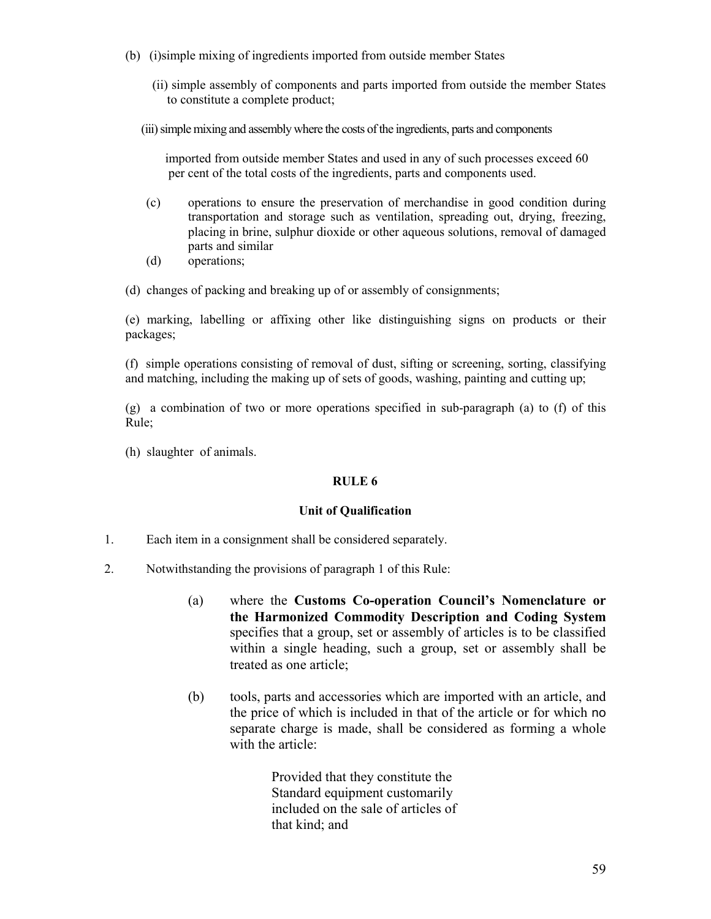(b) (i)simple mixing of ingredients imported from outside member States

(ii) simple assembly of components and parts imported from outside the member States to constitute a complete product;

(iii) simple mixing and assembly where the costs of the ingredients, parts and components imported from outside member States and used in any of such processes exceed 60 per cent of the total costs of the ingredients, parts and components used.

(c) operations to ensure the preservation of merchandise in good condition during transportation and storage such as ventilation, spreading out, drying, freezing, placing in brine, sulphur dioxide or other aqueous solutions, removal of damaged parts and similar

(d) operations;

(d) changes of packing and breaking up of or assembly of consignments;

(e) marking, labelling or affixing other like distinguishing signs on products or their packages;

(f) simple operations consisting of removal of dust, sifting or screening, sorting, classifying and matching, including the making up of sets of goods, washing, painting and cutting up;

(g) a combination of two or more operations specified in sub-paragraph (a) to (f) of this Rule;

(h) slaughter of animals.

**RULE 6**

**Unit of Qualification**

1. Each item in a consignment shall be considered separately.

2. Notwithstanding the provisions of paragraph 1 of this Rule:

   (a) where the **Customs Co-operation Council's Nomenclature or the Harmonized Commodity Description and Coding System** specifies that a group, set or assembly of articles is to be classified within a single heading, such a group, set or assembly shall be treated as one article;

   (b) tools, parts and accessories which are imported with an article, and the price of which is included in that of the article or for which no separate charge is made, shall be considered as forming a whole with the article:

   Provided that they constitute the Standard equipment customarily included on the sale of articles of that kind; and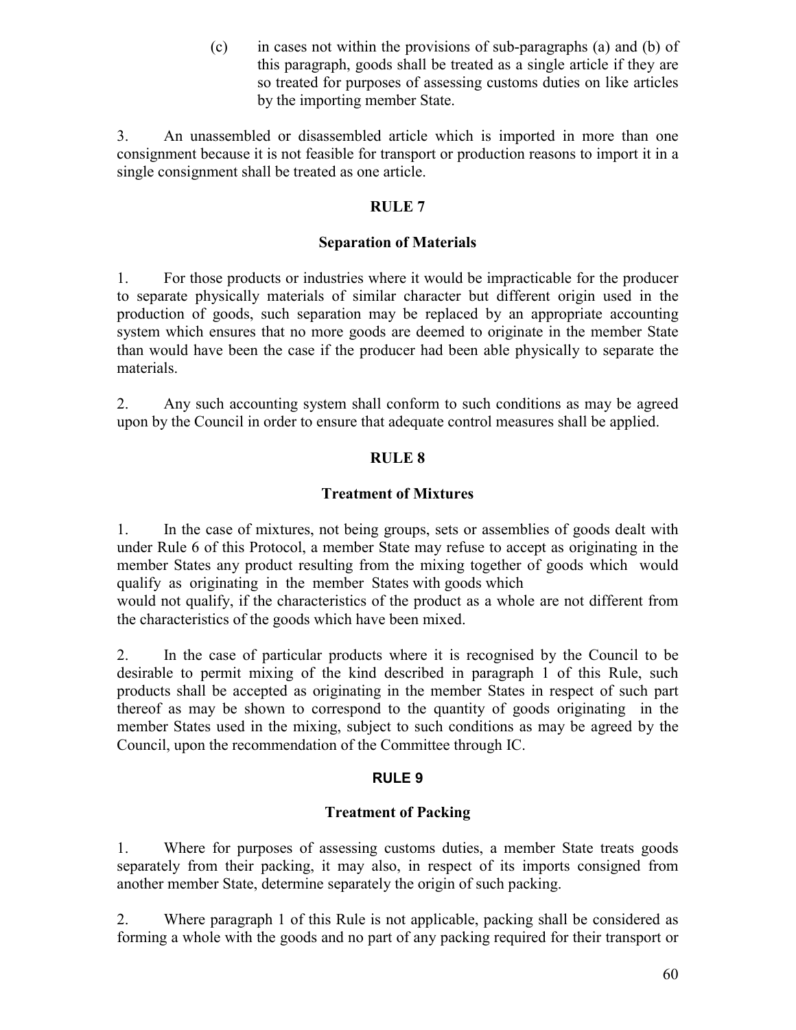(c) in cases not within the provisions of sub-paragraphs (a) and (b) of this paragraph, goods shall be treated as a single article if they are so treated for purposes of assessing customs duties on like articles by the importing member State.

3. An unassembled or disassembled article which is imported in more than one consignment because it is not feasible for transport or production reasons to import it in a single consignment shall be treated as one article.

## RULE 7

### Separation of Materials

1. For those products or industries where it would be impracticable for the producer to separate physically materials of similar character but different origin used in the production of goods, such separation may be replaced by an appropriate accounting system which ensures that no more goods are deemed to originate in the member State than would have been the case if the producer had been able physically to separate the materials.

2. Any such accounting system shall conform to such conditions as may be agreed upon by the Council in order to ensure that adequate control measures shall be applied.

## RULE 8

### Treatment of Mixtures

1. In the case of mixtures, not being groups, sets or assemblies of goods dealt with under Rule 6 of this Protocol, a member State may refuse to accept as originating in the member States any product resulting from the mixing together of goods which would qualify as originating in the member States with goods which would not qualify, if the characteristics of the product as a whole are not different from the characteristics of the goods which have been mixed.

2. In the case of particular products where it is recognised by the Council to be desirable to permit mixing of the kind described in paragraph 1 of this Rule, such products shall be accepted as originating in the member States in respect of such part thereof as may be shown to correspond to the quantity of goods originating in the member States used in the mixing, subject to such conditions as may be agreed by the Council, upon the recommendation of the Committee through IC.

## RULE 9

### Treatment of Packing

1. Where for purposes of assessing customs duties, a member State treats goods separately from their packing, it may also, in respect of its imports consigned from another member State, determine separately the origin of such packing.

2. Where paragraph 1 of this Rule is not applicable, packing shall be considered as forming a whole with the goods and no part of any packing required for their transport or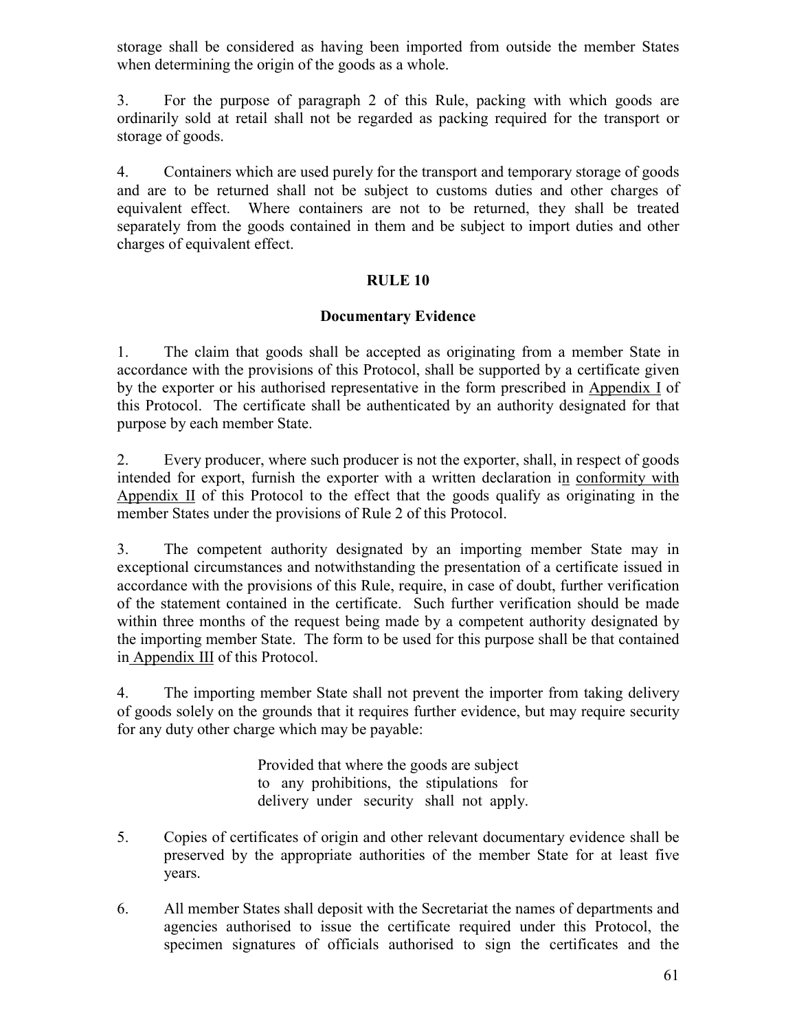storage shall be considered as having been imported from outside the member States when determining the origin of the goods as a whole.

3. For the purpose of paragraph 2 of this Rule, packing with which goods are ordinarily sold at retail shall not be regarded as packing required for the transport or storage of goods.

4. Containers which are used purely for the transport and temporary storage of goods and are to be returned shall not be subject to customs duties and other charges of equivalent effect. Where containers are not to be returned, they shall be treated separately from the goods contained in them and be subject to import duties and other charges of equivalent effect.

## RULE 10

### Documentary Evidence

1. The claim that goods shall be accepted as originating from a member State in accordance with the provisions of this Protocol, shall be supported by a certificate given by the exporter or his authorised representative in the form prescribed in Appendix I of this Protocol. The certificate shall be authenticated by an authority designated for that purpose by each member State.

2. Every producer, where such producer is not the exporter, shall, in respect of goods intended for export, furnish the exporter with a written declaration in conformity with Appendix II of this Protocol to the effect that the goods qualify as originating in the member States under the provisions of Rule 2 of this Protocol.

3. The competent authority designated by an importing member State may in exceptional circumstances and notwithstanding the presentation of a certificate issued in accordance with the provisions of this Rule, require, in case of doubt, further verification of the statement contained in the certificate. Such further verification should be made within three months of the request being made by a competent authority designated by the importing member State. The form to be used for this purpose shall be that contained in Appendix III of this Protocol.

4. The importing member State shall not prevent the importer from taking delivery of goods solely on the grounds that it requires further evidence, but may require security for any duty other charge which may be payable:

> Provided that where the goods are subject to any prohibitions, the stipulations for delivery under security shall not apply.

5. Copies of certificates of origin and other relevant documentary evidence shall be preserved by the appropriate authorities of the member State for at least five years.

6. All member States shall deposit with the Secretariat the names of departments and agencies authorised to issue the certificate required under this Protocol, the specimen signatures of officials authorised to sign the certificates and the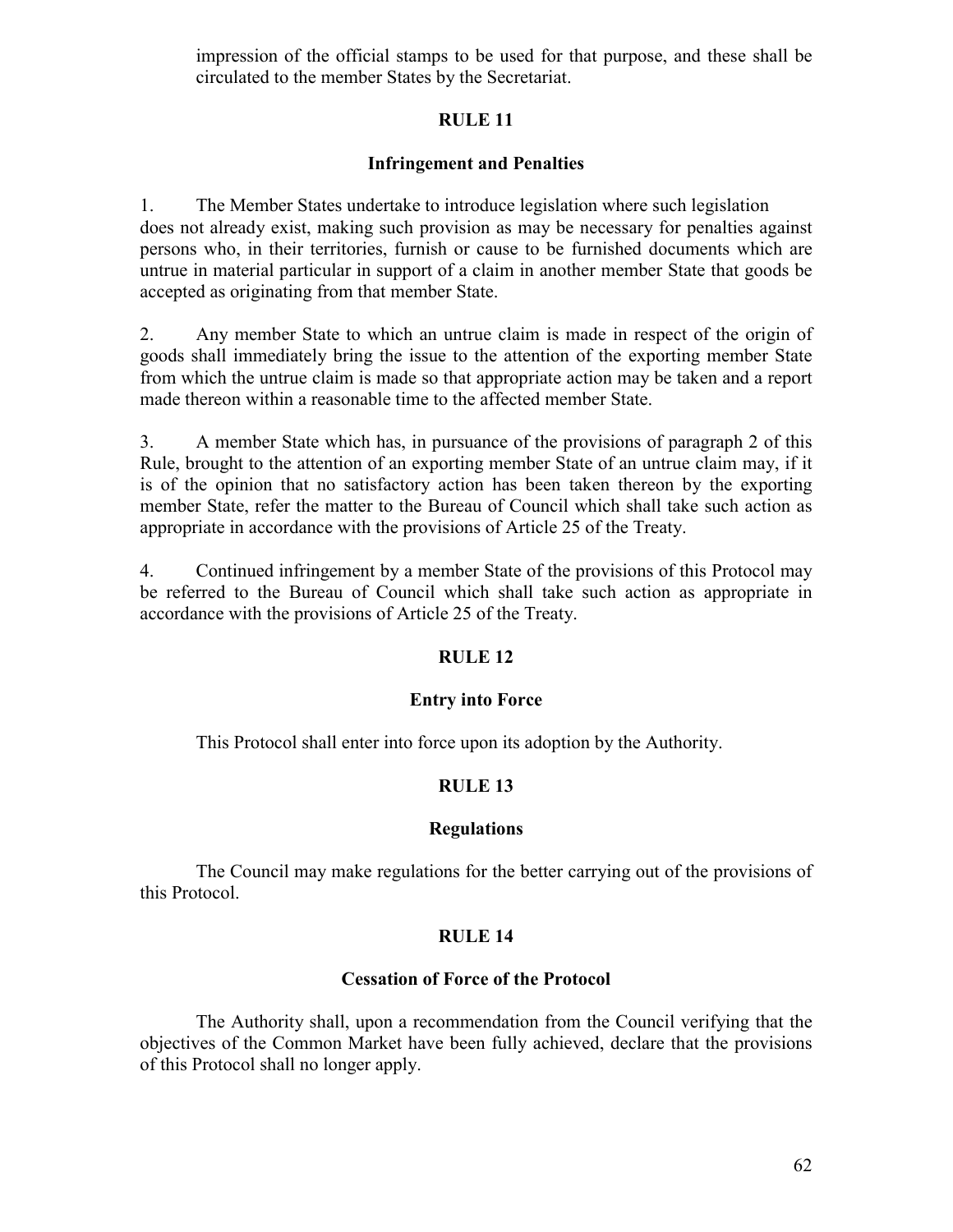impression of the official stamps to be used for that purpose, and these shall be circulated to the member States by the Secretariat.

**RULE 11**

**Infringement and Penalties**

1. The Member States undertake to introduce legislation where such legislation does not already exist, making such provision as may be necessary for penalties against persons who, in their territories, furnish or cause to be furnished documents which are untrue in material particular in support of a claim in another member State that goods be accepted as originating from that member State.

2. Any member State to which an untrue claim is made in respect of the origin of goods shall immediately bring the issue to the attention of the exporting member State from which the untrue claim is made so that appropriate action may be taken and a report made thereon within a reasonable time to the affected member State.

3. A member State which has, in pursuance of the provisions of paragraph 2 of this Rule, brought to the attention of an exporting member State of an untrue claim may, if it is of the opinion that no satisfactory action has been taken thereon by the exporting member State, refer the matter to the Bureau of Council which shall take such action as appropriate in accordance with the provisions of Article 25 of the Treaty.

4. Continued infringement by a member State of the provisions of this Protocol may be referred to the Bureau of Council which shall take such action as appropriate in accordance with the provisions of Article 25 of the Treaty.

**RULE 12**

**Entry into Force**

This Protocol shall enter into force upon its adoption by the Authority.

**RULE 13**

**Regulations**

The Council may make regulations for the better carrying out of the provisions of this Protocol.

**RULE 14**

**Cessation of Force of the Protocol**

The Authority shall, upon a recommendation from the Council verifying that the objectives of the Common Market have been fully achieved, declare that the provisions of this Protocol shall no longer apply.